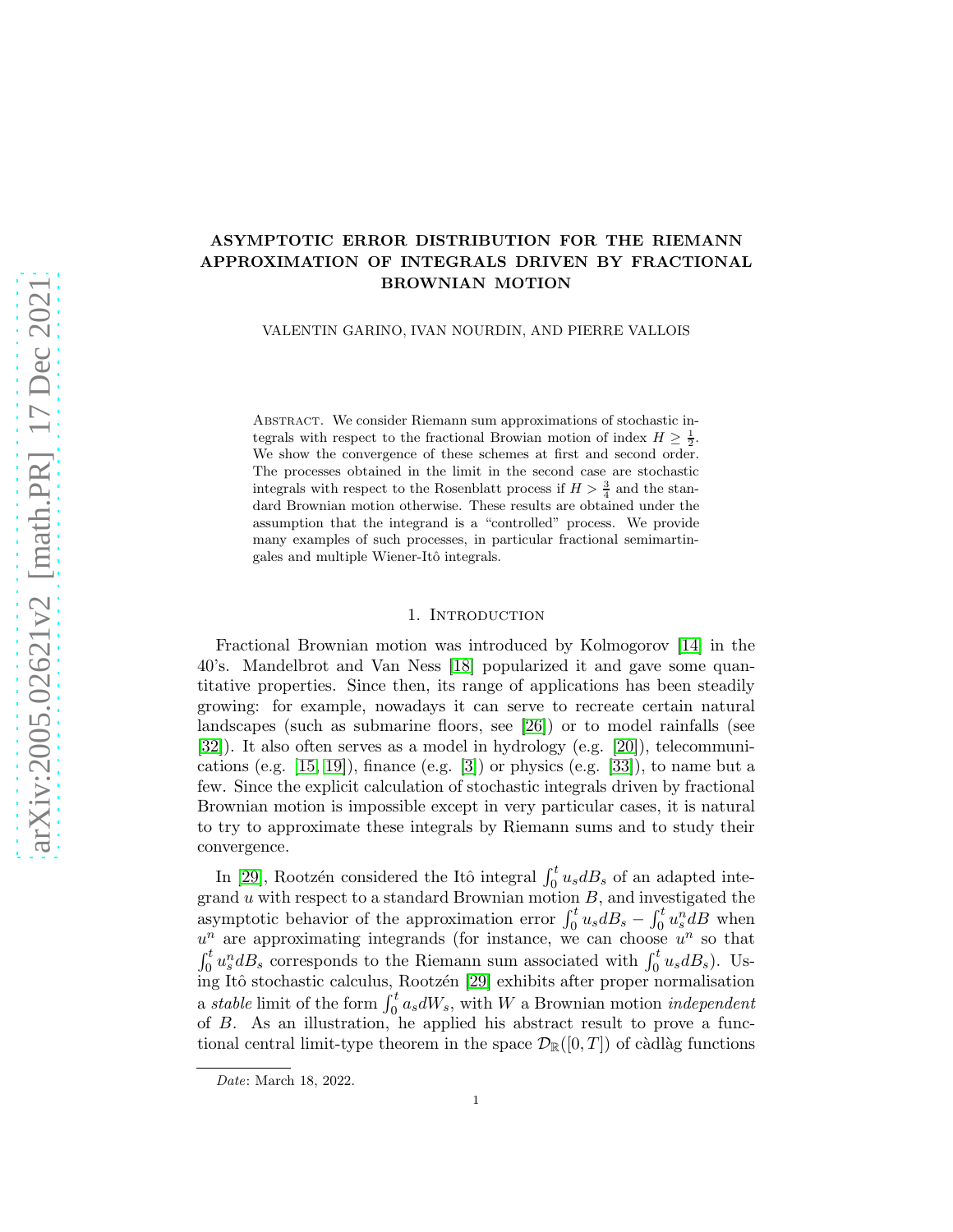# ASYMPTOTIC ERROR DISTRIBUTION FOR THE RIEMANN APPROXIMATION OF INTEGRALS DRIVEN BY FRACTIONAL BROWNIAN MOTION

VALENTIN GARINO, IVAN NOURDIN, AND PIERRE VALLOIS

Abstract. We consider Riemann sum approximations of stochastic integrals with respect to the fractional Browian motion of index $H \geq \frac{1}{2}$. We show the convergence of these schemes at first and second order. The processes obtained in the limit in the second case are stochastic integrals with respect to the Rosenblatt process if $H > \frac{3}{4}$ and the standard Brownian motion otherwise. These results are obtained under the assumption that the integrand is a "controlled" process. We provide many examples of such processes, in particular fractional semimartingales and multiple Wiener-Itô integrals.

## 1. Introduction

Fractional Brownian motion was introduced by Kolmogorov [14] in the 40's. Mandelbrot and Van Ness [18] popularized it and gave some quantitative properties. Since then, its range of applications has been steadily growing: for example, nowadays it can serve to recreate certain natural landscapes (such as submarine floors, see [26]) or to model rainfalls (see [32]). It also often serves as a model in hydrology (e.g. [20]), telecommunications (e.g. [15, 19]), finance (e.g. [3]) or physics (e.g. [33]), to name but a few. Since the explicit calculation of stochastic integrals driven by fractional Brownian motion is impossible except in very particular cases, it is natural to try to approximate these integrals by Riemann sums and to study their convergence.

In [29], Rootzén considered the Itô integral $\int_0^t u_s dB_s$ of an adapted integrand $u$ with respect to a standard Brownian motion $B$, and investigated the asymptotic behavior of the approximation error $\int_0^t u_s dB_s - \int_0^t u_s^n dB$ when $u^n$ are approximating integrands (for instance, we can choose $u^n$ so that $\int_0^t u_s^n dB_s$ corresponds to the Riemann sum associated with $\int_0^t u_s dB_s$). Using Itô stochastic calculus, Rootzén [29] exhibits after proper normalisation a *stable* limit of the form $\int_0^t a_s dW_s$, with $W$ a Brownian motion *independent* of $B$. As an illustration, he applied his abstract result to prove a functional central limit-type theorem in the space $\mathcal{D}_{\mathbb{R}}([0,T])$ of càdlàg functions

*Date*: March 18, 2022.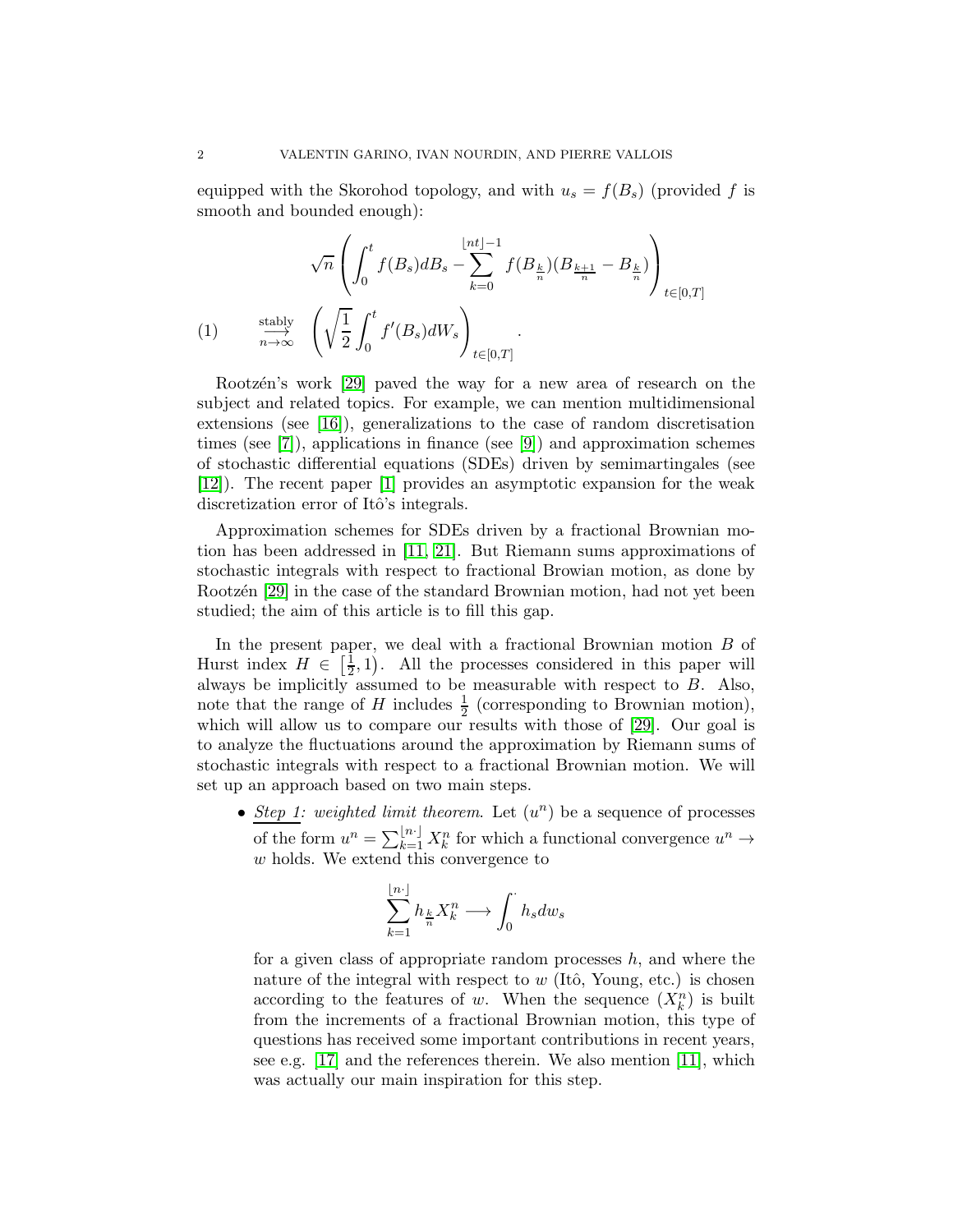equipped with the Skorohod topology, and with $u_s = f(B_s)$ (provided $f$ is smooth and bounded enough):

$$
\sqrt{n}\left(\int_0^t f(B_s)dB_s - \sum_{k=0}^{\lfloor nt\rfloor -1} f(B_{\frac{k}{n}})(B_{\frac{k+1}{n}} - B_{\frac{k}{n}})\right)_{t\in[0,T]}
$$

$$
\text{(1)} \qquad \underset{n\to\infty}{\overset{\text{stably}}{\longrightarrow}} \quad \left(\sqrt{\frac{1}{2}}\int_0^t f'(B_s)dW_s\right)_{t\in[0,T]}.
$$

Rootzén's work [29] paved the way for a new area of research on the subject and related topics. For example, we can mention multidimensional extensions (see [16]), generalizations to the case of random discretisation times (see [7]), applications in finance (see [9]) and approximation schemes of stochastic differential equations (SDEs) driven by semimartingales (see [12]). The recent paper [1] provides an asymptotic expansion for the weak discretization error of Itô's integrals.

Approximation schemes for SDEs driven by a fractional Brownian motion has been addressed in [11, 21]. But Riemann sums approximations of stochastic integrals with respect to fractional Browian motion, as done by Rootzén [29] in the case of the standard Brownian motion, had not yet been studied; the aim of this article is to fill this gap.

In the present paper, we deal with a fractional Brownian motion $B$ of Hurst index $H \in \left[\frac{1}{2}, 1\right)$. All the processes considered in this paper will always be implicitly assumed to be measurable with respect to $B$. Also, note that the range of $H$ includes $\frac{1}{2}$ (corresponding to Brownian motion), which will allow us to compare our results with those of [29]. Our goal is to analyze the fluctuations around the approximation by Riemann sums of stochastic integrals with respect to a fractional Brownian motion. We will set up an approach based on two main steps.

- *Step 1: weighted limit theorem*. Let $(u^n)$ be a sequence of processes of the form $u^n = \sum_{k=1}^{\lfloor n\cdot\rfloor} X_k^n$ for which a functional convergence $u^n \to w$ holds. We extend this convergence to

$$
\sum_{k=1}^{\lfloor n\cdot\rfloor} h_{\frac{k}{n}} X_k^n \longrightarrow \int_0^{\cdot} h_s dw_s
$$

  for a given class of appropriate random processes $h$, and where the nature of the integral with respect to $w$ (Itô, Young, etc.) is chosen according to the features of $w$. When the sequence $(X_k^n)$ is built from the increments of a fractional Brownian motion, this type of questions has received some important contributions in recent years, see e.g. [17] and the references therein. We also mention [11], which was actually our main inspiration for this step.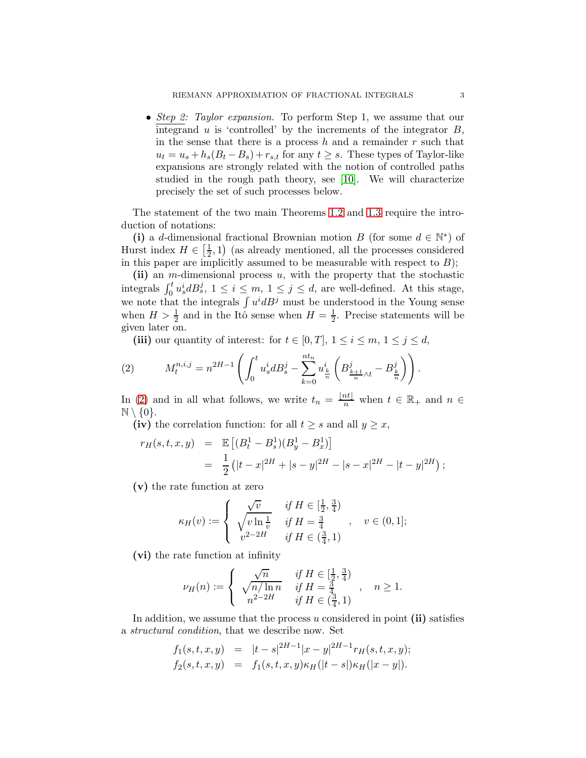- *Step 2: Taylor expansion.* To perform Step 1, we assume that our integrand $u$ is 'controlled' by the increments of the integrator $B$, in the sense that there is a process $h$ and a remainder $r$ such that $u_t = u_s + h_s(B_t - B_s) + r_{s,t}$ for any $t \geq s$. These types of Taylor-like expansions are strongly related with the notion of controlled paths studied in the rough path theory, see [10]. We will characterize precisely the set of such processes below.

The statement of the two main Theorems 1.2 and 1.3 require the introduction of notations:

**(i)** a $d$-dimensional fractional Brownian motion $B$ (for some $d \in \mathbb{N}^*$) of Hurst index $H \in \left[\frac{1}{2}, 1\right)$ (as already mentioned, all the processes considered in this paper are implicitly assumed to be measurable with respect to $B$);

**(ii)** an $m$-dimensional process $u$, with the property that the stochastic integrals $\int_0^t u_s^i dB_s^j$, $1 \leq i \leq m$, $1 \leq j \leq d$, are well-defined. At this stage, we note that the integrals $\int u^i dB^j$ must be understood in the Young sense when $H > \frac{1}{2}$ and in the Itô sense when $H = \frac{1}{2}$. Precise statements will be given later on.

**(iii)** our quantity of interest: for $t \in [0, T]$, $1 \leq i \leq m$, $1 \leq j \leq d$,

$$M_t^{n,i,j} = n^{2H-1}\left(\int_0^t u_s^i dB_s^j - \sum_{k=0}^{nt_n} u_{\frac{k}{n}}^i \left(B^j_{\frac{k+1}{n}\wedge t} - B^j_{\frac{k}{n}}\right)\right). \tag{2}$$

In (2) and in all what follows, we write $t_n = \frac{\lfloor nt \rfloor}{n}$ when $t \in \mathbb{R}_+$ and $n \in \mathbb{N} \setminus \{0\}$.

**(iv)** the correlation function: for all $t \geq s$ and all $y \geq x$,

$$\begin{aligned} r_H(s,t,x,y) &= \mathbb{E}\left[(B_t^1 - B_s^1)(B_y^1 - B_x^1)\right] \\ &= \frac{1}{2}\left(|t-x|^{2H} + |s-y|^{2H} - |s-x|^{2H} - |t-y|^{2H}\right); \end{aligned}$$

**(v)** the rate function at zero

$$\kappa_H(v) := \begin{cases} \sqrt{v} & \textit{if } H \in [\frac{1}{2}, \frac{3}{4}) \\ \sqrt{v \ln \frac{1}{v}} & \textit{if } H = \frac{3}{4} \\ v^{2-2H} & \textit{if } H \in (\frac{3}{4}, 1) \end{cases}, \quad v \in (0,1];$$

**(vi)** the rate function at infinity

$$\nu_H(n) := \begin{cases} \sqrt{n} & \textit{if } H \in [\frac{1}{2}, \frac{3}{4}) \\ \sqrt{n/\ln n} & \textit{if } H = \frac{3}{4} \\ n^{2-2H} & \textit{if } H \in (\frac{3}{4}, 1) \end{cases}, \quad n \geq 1.$$

In addition, we assume that the process $u$ considered in point **(ii)** satisfies a *structural condition*, that we describe now. Set

$$\begin{aligned} f_1(s,t,x,y) &= |t-s|^{2H-1}|x-y|^{2H-1} r_H(s,t,x,y); \\ f_2(s,t,x,y) &= f_1(s,t,x,y)\kappa_H(|t-s|)\kappa_H(|x-y|). \end{aligned}$$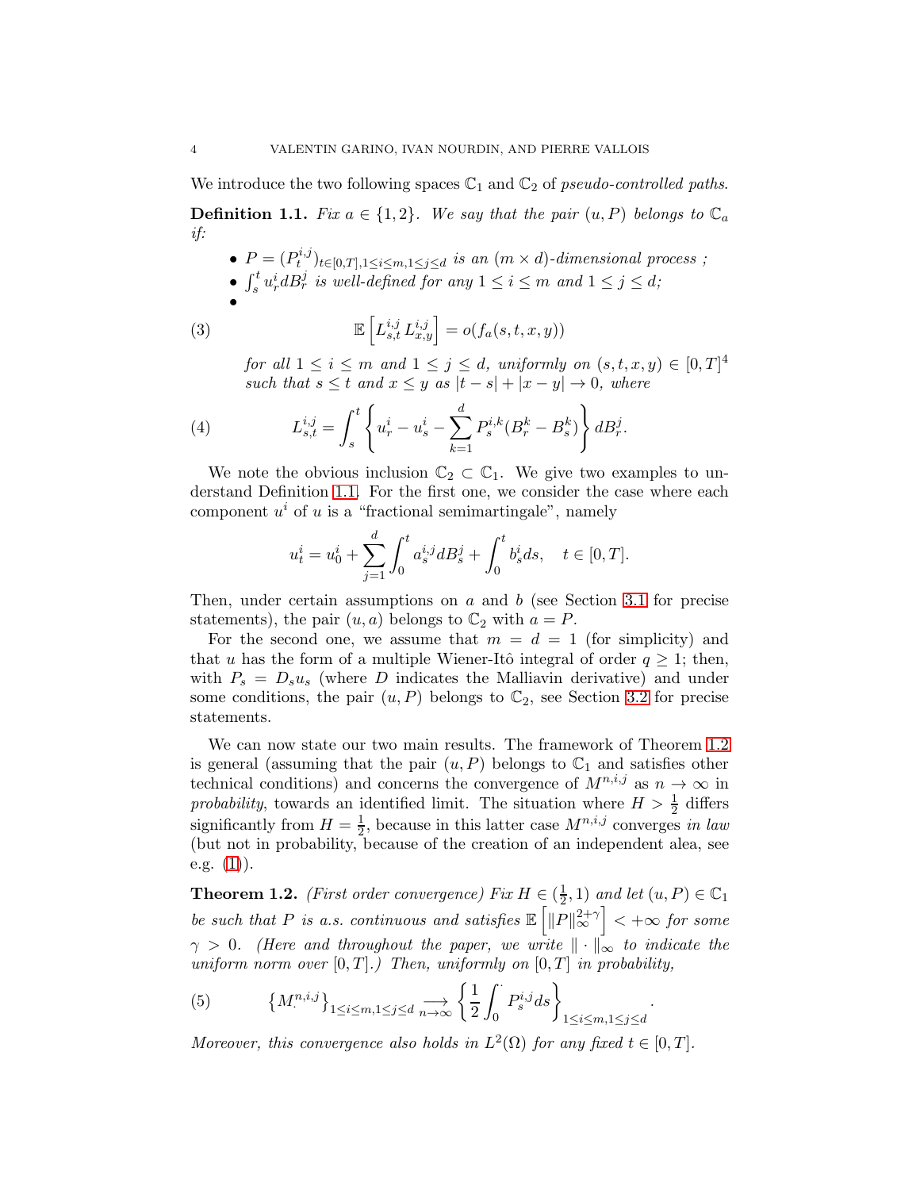We introduce the two following spaces $\mathbb{C}_1$ and $\mathbb{C}_2$ of *pseudo-controlled paths*.

**Definition 1.1.** *Fix $a \in \{1,2\}$. We say that the pair $(u,P)$ belongs to $\mathbb{C}_a$ if:*

- *$P = (P_t^{i,j})_{t\in[0,T],1\le i\le m,1\le j\le d}$ is an $(m\times d)$-dimensional process ;*
- *$\int_s^t u_r^i dB_r^j$ is well-defined for any $1 \le i \le m$ and $1 \le j \le d$;*
- 

$$\mathbb{E}\left[L_{s,t}^{i,j}\, L_{x,y}^{i,j}\right] = o(f_a(s,t,x,y)) \tag{3}$$

*for all $1 \le i \le m$ and $1 \le j \le d$, uniformly on $(s,t,x,y) \in [0,T]^4$ such that $s \le t$ and $x \le y$ as $|t-s| + |x-y| \to 0$, where*

$$L_{s,t}^{i,j} = \int_s^t \left\{ u_r^i - u_s^i - \sum_{k=1}^d P_s^{i,k}(B_r^k - B_s^k) \right\} dB_r^j. \tag{4}$$

We note the obvious inclusion $\mathbb{C}_2 \subset \mathbb{C}_1$. We give two examples to understand Definition 1.1. For the first one, we consider the case where each component $u^i$ of $u$ is a "fractional semimartingale", namely

$$u_t^i = u_0^i + \sum_{j=1}^d \int_0^t a_s^{i,j} dB_s^j + \int_0^t b_s^i ds, \quad t \in [0,T].$$

Then, under certain assumptions on $a$ and $b$ (see Section 3.1 for precise statements), the pair $(u,a)$ belongs to $\mathbb{C}_2$ with $a = P$.

For the second one, we assume that $m = d = 1$ (for simplicity) and that $u$ has the form of a multiple Wiener-Itô integral of order $q \ge 1$; then, with $P_s = D_s u_s$ (where $D$ indicates the Malliavin derivative) and under some conditions, the pair $(u,P)$ belongs to $\mathbb{C}_2$, see Section 3.2 for precise statements.

We can now state our two main results. The framework of Theorem 1.2 is general (assuming that the pair $(u,P)$ belongs to $\mathbb{C}_1$ and satisfies other technical conditions) and concerns the convergence of $M^{n,i,j}$ as $n\to\infty$ in *probability*, towards an identified limit. The situation where $H > \frac{1}{2}$ differs significantly from $H = \frac{1}{2}$, because in this latter case $M^{n,i,j}$ converges *in law* (but not in probability, because of the creation of an independent alea, see e.g. (1)).

**Theorem 1.2.** *(First order convergence) Fix $H \in (\frac{1}{2}, 1)$ and let $(u,P) \in \mathbb{C}_1$ be such that $P$ is a.s. continuous and satisfies $\mathbb{E}\left[\|P\|_\infty^{2+\gamma}\right] < +\infty$ for some $\gamma > 0$. (Here and throughout the paper, we write $\|\cdot\|_\infty$ to indicate the uniform norm over $[0,T]$.) Then, uniformly on $[0,T]$ in probability,*

$$\left\{M_\cdot^{n,i,j}\right\}_{1\le i\le m,1\le j\le d} \underset{n\to\infty}{\longrightarrow} \left\{\frac{1}{2}\int_0^\cdot P_s^{i,j} ds\right\}_{1\le i\le m,1\le j\le d}. \tag{5}$$

*Moreover, this convergence also holds in $L^2(\Omega)$ for any fixed $t \in [0,T]$.*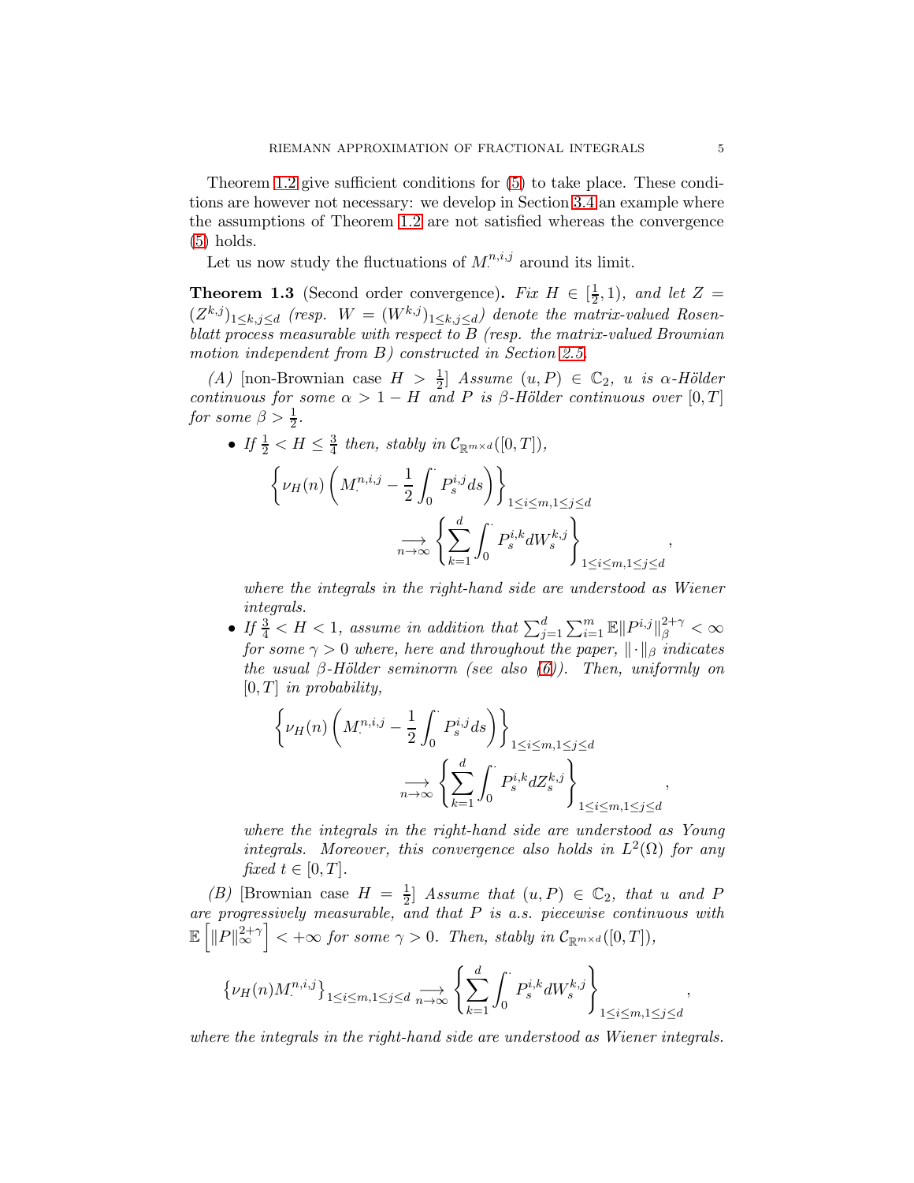Theorem 1.2 give sufficient conditions for (5) to take place. These conditions are however not necessary: we develop in Section 3.4 an example where the assumptions of Theorem 1.2 are not satisfied whereas the convergence (5) holds.

Let us now study the fluctuations of $M_\cdot^{n,i,j}$ around its limit.

**Theorem 1.3** (Second order convergence)**.** *Fix $H \in [\frac{1}{2}, 1)$, and let $Z = (Z^{k,j})_{1\le k,j\le d}$ (resp. $W = (W^{k,j})_{1\le k,j\le d}$) denote the matrix-valued Rosenblatt process measurable with respect to $B$ (resp. the matrix-valued Brownian motion independent from $B$) constructed in Section 2.5.*

*(A)* [non-Brownian case $H > \frac{1}{2}$] *Assume $(u, P) \in \mathbb{C}_2$, $u$ is $\alpha$-Hölder continuous for some $\alpha > 1 - H$ and $P$ is $\beta$-Hölder continuous over $[0,T]$ for some $\beta > \frac{1}{2}$.*

- *If $\frac{1}{2} < H \le \frac{3}{4}$ then, stably in $\mathcal{C}_{\mathbb{R}^{m\times d}}([0,T])$,*
$$\left\{\nu_H(n)\left(M_\cdot^{n,i,j} - \frac{1}{2}\int_0^\cdot P_s^{i,j}ds\right)\right\}_{1\le i\le m, 1\le j\le d} \underset{n\to\infty}{\longrightarrow} \left\{\sum_{k=1}^d \int_0^\cdot P_s^{i,k}dW_s^{k,j}\right\}_{1\le i\le m, 1\le j\le d},$$
*where the integrals in the right-hand side are understood as Wiener integrals.*
- *If $\frac{3}{4} < H < 1$, assume in addition that $\sum_{j=1}^d\sum_{i=1}^m \mathbb{E}\|P^{i,j}\|_\beta^{2+\gamma} < \infty$ for some $\gamma > 0$ where, here and throughout the paper, $\|\cdot\|_\beta$ indicates the usual $\beta$-Hölder seminorm (see also (6)). Then, uniformly on $[0,T]$ in probability,*
$$\left\{\nu_H(n)\left(M_\cdot^{n,i,j} - \frac{1}{2}\int_0^\cdot P_s^{i,j}ds\right)\right\}_{1\le i\le m, 1\le j\le d} \underset{n\to\infty}{\longrightarrow} \left\{\sum_{k=1}^d \int_0^\cdot P_s^{i,k}dZ_s^{k,j}\right\}_{1\le i\le m, 1\le j\le d},$$
*where the integrals in the right-hand side are understood as Young integrals. Moreover, this convergence also holds in $L^2(\Omega)$ for any fixed $t \in [0,T]$.*

*(B)* [Brownian case $H = \frac{1}{2}$] *Assume that $(u, P) \in \mathbb{C}_2$, that $u$ and $P$ are progressively measurable, and that $P$ is a.s. piecewise continuous with $\mathbb{E}\left[\|P\|_\infty^{2+\gamma}\right] < +\infty$ for some $\gamma > 0$. Then, stably in $\mathcal{C}_{\mathbb{R}^{m\times d}}([0,T])$,*
$$\left\{\nu_H(n)M_\cdot^{n,i,j}\right\}_{1\le i\le m, 1\le j\le d} \underset{n\to\infty}{\longrightarrow} \left\{\sum_{k=1}^d \int_0^\cdot P_s^{i,k}dW_s^{k,j}\right\}_{1\le i\le m, 1\le j\le d},$$
*where the integrals in the right-hand side are understood as Wiener integrals.*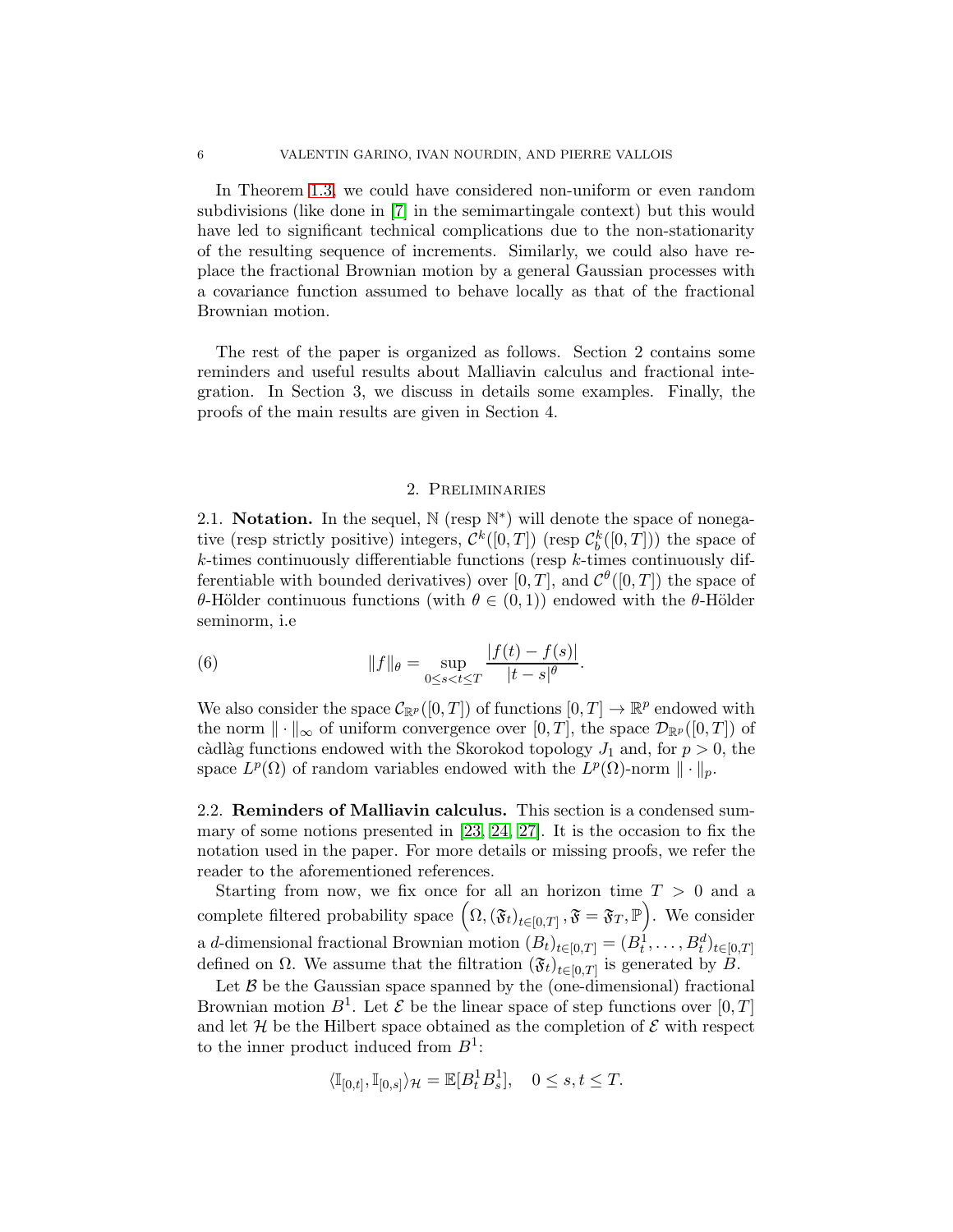In Theorem 1.3, we could have considered non-uniform or even random subdivisions (like done in [7] in the semimartingale context) but this would have led to significant technical complications due to the non-stationarity of the resulting sequence of increments. Similarly, we could also have replace the fractional Brownian motion by a general Gaussian processes with a covariance function assumed to behave locally as that of the fractional Brownian motion.

The rest of the paper is organized as follows. Section 2 contains some reminders and useful results about Malliavin calculus and fractional integration. In Section 3, we discuss in details some examples. Finally, the proofs of the main results are given in Section 4.

## 2. Preliminaries

**2.1. Notation.** In the sequel, $\mathbb{N}$ (resp $\mathbb{N}^*$) will denote the space of nonegative (resp strictly positive) integers, $\mathcal{C}^k([0,T])$ (resp $\mathcal{C}_b^k([0,T])$) the space of $k$-times continuously differentiable functions (resp $k$-times continuously differentiable with bounded derivatives) over $[0,T]$, and $\mathcal{C}^\theta([0,T])$ the space of $\theta$-Hölder continuous functions (with $\theta \in (0,1)$) endowed with the $\theta$-Hölder seminorm, i.e

$$\|f\|_\theta = \sup_{0 \le s < t \le T} \frac{|f(t) - f(s)|}{|t-s|^\theta}. \tag{6}$$

We also consider the space $\mathcal{C}_{\mathbb{R}^p}([0,T])$ of functions $[0,T] \to \mathbb{R}^p$ endowed with the norm $\|\cdot\|_\infty$ of uniform convergence over $[0,T]$, the space $\mathcal{D}_{\mathbb{R}^p}([0,T])$ of càdlàg functions endowed with the Skorokod topology $J_1$ and, for $p > 0$, the space $L^p(\Omega)$ of random variables endowed with the $L^p(\Omega)$-norm $\|\cdot\|_p$.

**2.2. Reminders of Malliavin calculus.** This section is a condensed summary of some notions presented in [23, 24, 27]. It is the occasion to fix the notation used in the paper. For more details or missing proofs, we refer the reader to the aforementioned references.

Starting from now, we fix once for all an horizon time $T > 0$ and a complete filtered probability space $\left(\Omega, (\mathfrak{F}_t)_{t\in[0,T]}, \mathfrak{F} = \mathfrak{F}_T, \mathbb{P}\right)$. We consider a $d$-dimensional fractional Brownian motion $(B_t)_{t\in[0,T]} = (B_t^1, \ldots, B_t^d)_{t\in[0,T]}$ defined on $\Omega$. We assume that the filtration $(\mathfrak{F}_t)_{t\in[0,T]}$ is generated by $B$.

Let $\mathcal{B}$ be the Gaussian space spanned by the (one-dimensional) fractional Brownian motion $B^1$. Let $\mathcal{E}$ be the linear space of step functions over $[0,T]$ and let $\mathcal{H}$ be the Hilbert space obtained as the completion of $\mathcal{E}$ with respect to the inner product induced from $B^1$:

$$\langle \mathbb{I}_{[0,t]}, \mathbb{I}_{[0,s]} \rangle_{\mathcal{H}} = \mathbb{E}[B_t^1 B_s^1], \quad 0 \le s, t \le T.$$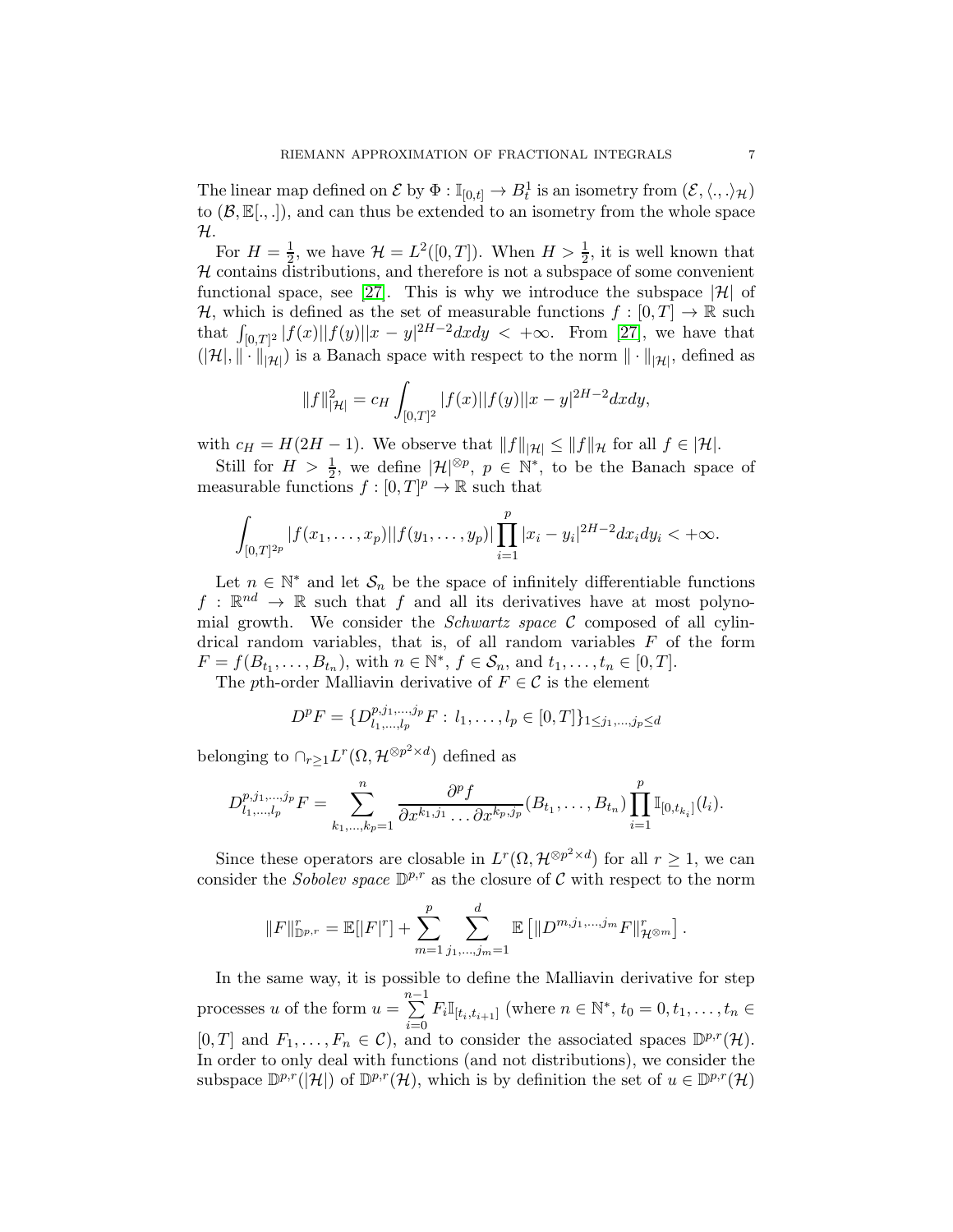The linear map defined on $\mathcal{E}$ by $\Phi : \mathbb{I}_{[0,t]} \to B_t^1$ is an isometry from $(\mathcal{E}, \langle ., . \rangle_{\mathcal{H}})$ to $(\mathcal{B}, \mathbb{E}[., .])$, and can thus be extended to an isometry from the whole space $\mathcal{H}$.

For $H = \frac{1}{2}$, we have $\mathcal{H} = L^2([0,T])$. When $H > \frac{1}{2}$, it is well known that $\mathcal{H}$ contains distributions, and therefore is not a subspace of some convenient functional space, see [27]. This is why we introduce the subspace $|\mathcal{H}|$ of $\mathcal{H}$, which is defined as the set of measurable functions $f : [0,T] \to \mathbb{R}$ such that $\int_{[0,T]^2} |f(x)||f(y)||x-y|^{2H-2} dxdy < +\infty$. From [27], we have that $(|\mathcal{H}|, \| \cdot \|_{|\mathcal{H}|})$ is a Banach space with respect to the norm $\| \cdot \|_{|\mathcal{H}|}$, defined as

$$\|f\|_{|\mathcal{H}|}^2 = c_H \int_{[0,T]^2} |f(x)||f(y)||x-y|^{2H-2} dxdy,$$

with $c_H = H(2H-1)$. We observe that $\|f\|_{|\mathcal{H}|} \leq \|f\|_{\mathcal{H}}$ for all $f \in |\mathcal{H}|$.

Still for $H > \frac{1}{2}$, we define $|\mathcal{H}|^{\otimes p}$, $p \in \mathbb{N}^*$, to be the Banach space of measurable functions $f : [0,T]^p \to \mathbb{R}$ such that

$$\int_{[0,T]^{2p}} |f(x_1, \ldots, x_p)||f(y_1, \ldots, y_p)| \prod_{i=1}^{p} |x_i - y_i|^{2H-2} dx_i dy_i < +\infty.$$

Let $n \in \mathbb{N}^*$ and let $\mathcal{S}_n$ be the space of infinitely differentiable functions $f : \mathbb{R}^{nd} \to \mathbb{R}$ such that $f$ and all its derivatives have at most polynomial growth. We consider the *Schwartz space* $\mathcal{C}$ composed of all cylindrical random variables, that is, of all random variables $F$ of the form $F = f(B_{t_1}, \ldots, B_{t_n})$, with $n \in \mathbb{N}^*$, $f \in \mathcal{S}_n$, and $t_1, \ldots, t_n \in [0,T]$.

The $p$th-order Malliavin derivative of $F \in \mathcal{C}$ is the element

$$D^p F = \{ D^{p, j_1, \ldots, j_p}_{l_1, \ldots, l_p} F : l_1, \ldots, l_p \in [0,T] \}_{1 \leq j_1, \ldots, j_p \leq d}$$

belonging to $\cap_{r \geq 1} L^r(\Omega, \mathcal{H}^{\otimes p^2 \times d})$ defined as

$$D^{p, j_1, \ldots, j_p}_{l_1, \ldots, l_p} F = \sum_{k_1, \ldots, k_p = 1}^{n} \frac{\partial^p f}{\partial x^{k_1, j_1} \ldots \partial x^{k_p, j_p}} (B_{t_1}, \ldots, B_{t_n}) \prod_{i=1}^{p} \mathbb{I}_{[0, t_{k_i}]}(l_i).$$

Since these operators are closable in $L^r(\Omega, \mathcal{H}^{\otimes p^2 \times d})$ for all $r \geq 1$, we can consider the *Sobolev space* $\mathbb{D}^{p,r}$ as the closure of $\mathcal{C}$ with respect to the norm

$$\|F\|_{\mathbb{D}^{p,r}}^r = \mathbb{E}[|F|^r] + \sum_{m=1}^{p} \sum_{j_1, \ldots, j_m = 1}^{d} \mathbb{E}\left[ \|D^{m, j_1, \ldots, j_m} F\|_{\mathcal{H}^{\otimes m}}^r \right].$$

In the same way, it is possible to define the Malliavin derivative for step processes $u$ of the form $u = \sum_{i=0}^{n-1} F_i \mathbb{I}_{[t_i, t_{i+1}]}$ (where $n \in \mathbb{N}^*$, $t_0 = 0, t_1, \ldots, t_n \in [0,T]$ and $F_1, \ldots, F_n \in \mathcal{C}$), and to consider the associated spaces $\mathbb{D}^{p,r}(\mathcal{H})$. In order to only deal with functions (and not distributions), we consider the subspace $\mathbb{D}^{p,r}(|\mathcal{H}|)$ of $\mathbb{D}^{p,r}(\mathcal{H})$, which is by definition the set of $u \in \mathbb{D}^{p,r}(\mathcal{H})$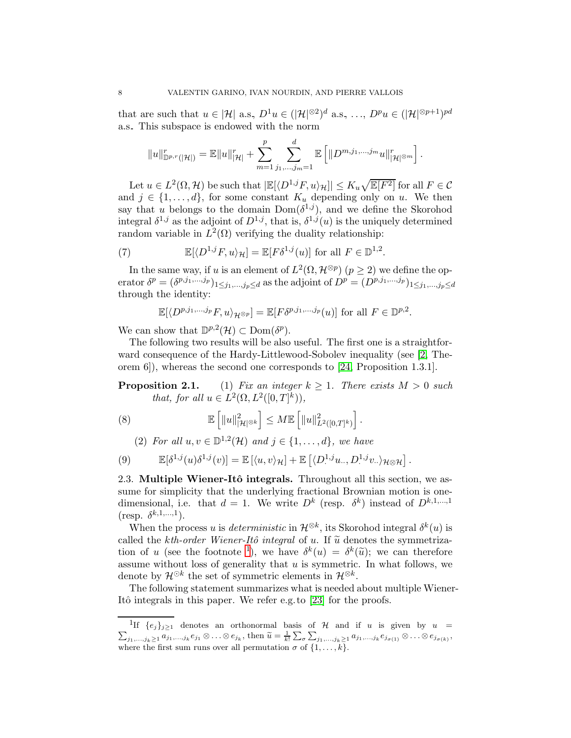that are such that $u \in |\mathcal{H}|$ a.s, $D^1 u \in (|\mathcal{H}|^{\otimes 2})^d$ a.s, $\ldots$, $D^p u \in (|\mathcal{H}|^{\otimes p+1})^{pd}$ a.s. This subspace is endowed with the norm

$$\|u\|^r_{\mathbb{D}^{p,r}(|\mathcal{H}|)} = \mathbb{E}\|u\|^r_{|\mathcal{H}|} + \sum_{m=1}^{p} \sum_{j_1,\ldots,j_m=1}^{d} \mathbb{E}\left[\|D^{m,j_1,\ldots,j_m} u\|^r_{|\mathcal{H}|^{\otimes m}}\right].$$

Let $u \in L^2(\Omega, \mathcal{H})$ be such that $|\mathbb{E}[\langle D^{1,j} F, u\rangle_{\mathcal{H}}]| \leq K_u \sqrt{\mathbb{E}[F^2]}$ for all $F \in \mathcal{C}$ and $j \in \{1, \ldots, d\}$, for some constant $K_u$ depending only on $u$. We then say that $u$ belongs to the domain $\mathrm{Dom}(\delta^{1,j})$, and we define the Skorohod integral $\delta^{1,j}$ as the adjoint of $D^{1,j}$, that is, $\delta^{1,j}(u)$ is the uniquely determined random variable in $L^2(\Omega)$ verifying the duality relationship:

$$\mathbb{E}[\langle D^{1,j} F, u\rangle_{\mathcal{H}}] = \mathbb{E}[F \delta^{1,j}(u)] \text{ for all } F \in \mathbb{D}^{1,2}. \tag{7}$$

In the same way, if $u$ is an element of $L^2(\Omega, \mathcal{H}^{\otimes p})$ $(p \geq 2)$ we define the operator $\delta^p = (\delta^{p,j_1,\ldots,j_p})_{1 \leq j_1,\ldots,j_p \leq d}$ as the adjoint of $D^p = (D^{p,j_1,\ldots,j_p})_{1 \leq j_1,\ldots,j_p \leq d}$ through the identity:

$$\mathbb{E}[\langle D^{p,j_1,\ldots,j_p} F, u\rangle_{\mathcal{H}^{\otimes p}}] = \mathbb{E}[F \delta^{p,j_1,\ldots,j_p}(u)] \text{ for all } F \in \mathbb{D}^{p,2}.$$

We can show that $\mathbb{D}^{p,2}(\mathcal{H}) \subset \mathrm{Dom}(\delta^p)$.

The following two results will be also useful. The first one is a straightforward consequence of the Hardy-Littlewood-Sobolev inequality (see [2, Theorem 6]), whereas the second one corresponds to [24, Proposition 1.3.1].

**Proposition 2.1.** (1) *Fix an integer $k \geq 1$. There exists $M > 0$ such that, for all $u \in L^2(\Omega, L^2([0,T]^k))$,*

$$\mathbb{E}\left[\|u\|^2_{|\mathcal{H}|^{\otimes k}}\right] \leq M \mathbb{E}\left[\|u\|^2_{L^2([0,T]^k)}\right]. \tag{8}$$

(2) *For all $u, v \in \mathbb{D}^{1,2}(\mathcal{H})$ and $j \in \{1, \ldots, d\}$, we have*

$$\mathbb{E}[\delta^{1,j}(u)\delta^{1,j}(v)] = \mathbb{E}\left[\langle u, v\rangle_{\mathcal{H}}\right] + \mathbb{E}\left[\langle D^{1,j}_{\cdot} u_{\cdot\cdot}, D^{1,j}_{\cdot\cdot} v_{\cdot}\rangle_{\mathcal{H}\otimes\mathcal{H}}\right]. \tag{9}$$

### 2.3. Multiple Wiener-Itô integrals.

Throughout all this section, we assume for simplicity that the underlying fractional Brownian motion is one-dimensional, i.e. that $d = 1$. We write $D^k$ (resp. $\delta^k$) instead of $D^{k,1,\ldots,1}$ (resp. $\delta^{k,1,\ldots,1}$).

When the process $u$ is *deterministic* in $\mathcal{H}^{\otimes k}$, its Skorohod integral $\delta^k(u)$ is called the *kth-order Wiener-Itô integral* of $u$. If $\widetilde{u}$ denotes the symmetrization of $u$ (see the footnote [1]), we have $\delta^k(u) = \delta^k(\widetilde{u})$; we can therefore assume without loss of generality that $u$ is symmetric. In what follows, we denote by $\mathcal{H}^{\odot k}$ the set of symmetric elements in $\mathcal{H}^{\otimes k}$.

The following statement summarizes what is needed about multiple Wiener-Itô integrals in this paper. We refer e.g. to [23] for the proofs.

---

[1] If $\{e_j\}_{j\geq 1}$ denotes an orthonormal basis of $\mathcal{H}$ and if $u$ is given by $u = \sum_{j_1,\ldots,j_k \geq 1} a_{j_1,\ldots,j_k} e_{j_1} \otimes \ldots \otimes e_{j_k}$, then $\widetilde{u} = \frac{1}{k!}\sum_{\sigma}\sum_{j_1,\ldots,j_k\geq 1} a_{j_1,\ldots,j_k} e_{j_{\sigma(1)}} \otimes \ldots \otimes e_{j_{\sigma(k)}}$, where the first sum runs over all permutation $\sigma$ of $\{1, \ldots, k\}$.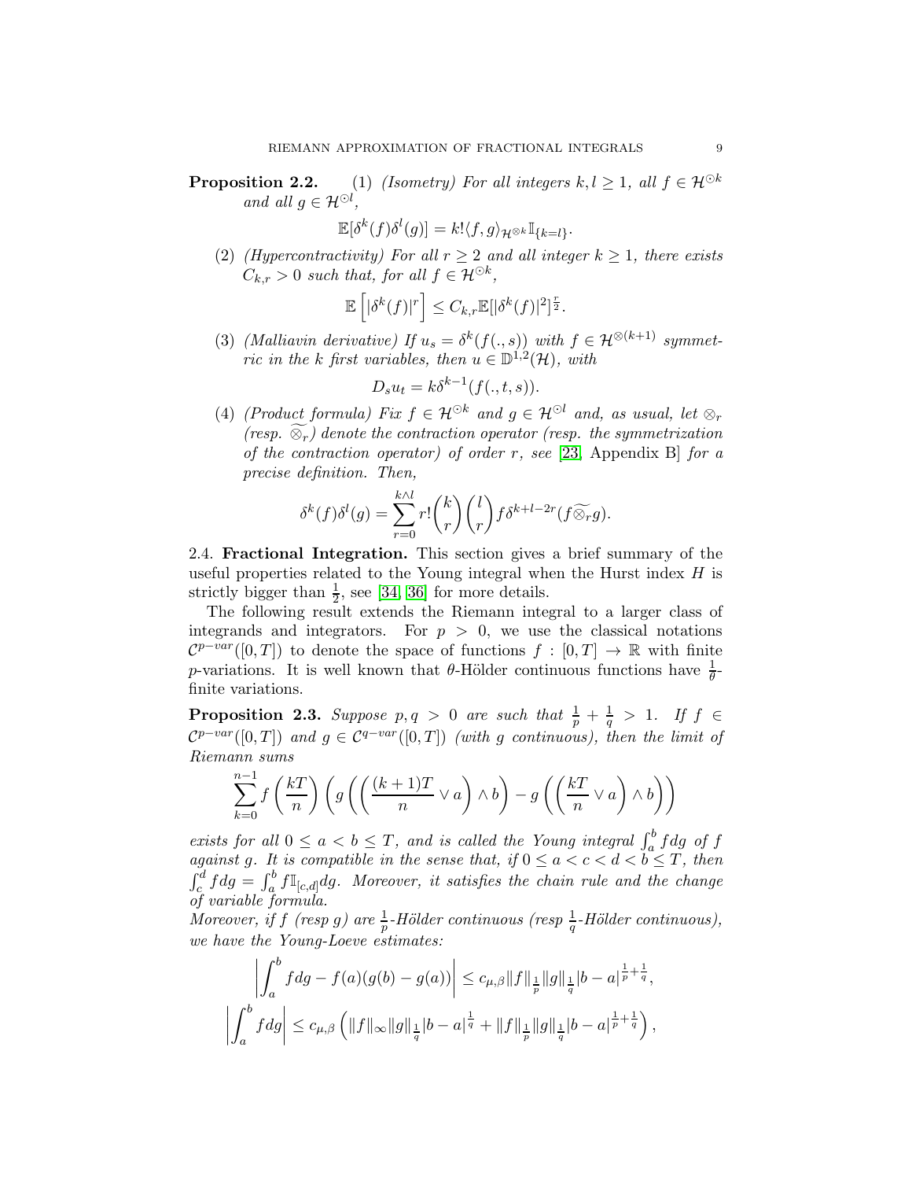**Proposition 2.2.** (1) *(Isometry) For all integers $k, l \geq 1$, all $f \in \mathcal{H}^{\odot k}$ and all $g \in \mathcal{H}^{\odot l}$,*

$$\mathbb{E}[\delta^k(f)\delta^l(g)] = k!\langle f, g\rangle_{\mathcal{H}^{\otimes k}} \mathbb{I}_{\{k=l\}}.$$

(2) *(Hypercontractivity) For all $r \geq 2$ and all integer $k \geq 1$, there exists $C_{k,r} > 0$ such that, for all $f \in \mathcal{H}^{\odot k}$,*

$$\mathbb{E}\left[|\delta^k(f)|^r\right] \leq C_{k,r}\mathbb{E}[|\delta^k(f)|^2]^{\frac{r}{2}}.$$

(3) *(Malliavin derivative) If $u_s = \delta^k(f(.,s))$ with $f \in \mathcal{H}^{\otimes(k+1)}$ symmetric in the $k$ first variables, then $u \in \mathbb{D}^{1,2}(\mathcal{H})$, with*

$$D_s u_t = k\delta^{k-1}(f(.,t,s)).$$

(4) *(Product formula) Fix $f \in \mathcal{H}^{\odot k}$ and $g \in \mathcal{H}^{\odot l}$ and, as usual, let $\otimes_r$ (resp. $\widetilde{\otimes}_r$) denote the contraction operator (resp. the symmetrization of the contraction operator) of order $r$, see* [23, Appendix B] *for a precise definition. Then,*

$$\delta^k(f)\delta^l(g) = \sum_{r=0}^{k\wedge l} r!\binom{k}{r}\binom{l}{r} f\delta^{k+l-2r}(f\widetilde{\otimes}_r g).$$

2.4. **Fractional Integration.** This section gives a brief summary of the useful properties related to the Young integral when the Hurst index $H$ is strictly bigger than $\frac{1}{2}$, see [34, 36] for more details.

The following result extends the Riemann integral to a larger class of integrands and integrators. For $p > 0$, we use the classical notations $\mathcal{C}^{p-var}([0,T])$ to denote the space of functions $f : [0,T] \to \mathbb{R}$ with finite $p$-variations. It is well known that $\theta$-Hölder continuous functions have $\frac{1}{\theta}$-finite variations.

**Proposition 2.3.** *Suppose $p, q > 0$ are such that $\frac{1}{p} + \frac{1}{q} > 1$. If $f \in \mathcal{C}^{p-var}([0,T])$ and $g \in \mathcal{C}^{q-var}([0,T])$ (with $g$ continuous), then the limit of Riemann sums*

$$\sum_{k=0}^{n-1} f\left(\frac{kT}{n}\right)\left(g\left(\left(\frac{(k+1)T}{n} \vee a\right) \wedge b\right) - g\left(\left(\frac{kT}{n} \vee a\right) \wedge b\right)\right)$$

*exists for all $0 \leq a < b \leq T$, and is called the Young integral $\int_a^b f dg$ of $f$ against $g$. It is compatible in the sense that, if $0 \leq a < c < d < b \leq T$, then $\int_c^d f dg = \int_a^b f\mathbb{I}_{[c,d]}dg$. Moreover, it satisfies the chain rule and the change of variable formula.*
*Moreover, if $f$ (resp $g$) are $\frac{1}{p}$-Hölder continuous (resp $\frac{1}{q}$-Hölder continuous), we have the Young-Loeve estimates:*

$$\left|\int_a^b f dg - f(a)(g(b) - g(a))\right| \leq c_{\mu,\beta}\|f\|_{\frac{1}{p}}\|g\|_{\frac{1}{q}}|b-a|^{\frac{1}{p}+\frac{1}{q}},$$

$$\left|\int_a^b f dg\right| \leq c_{\mu,\beta}\left(\|f\|_\infty\|g\|_{\frac{1}{q}}|b-a|^{\frac{1}{q}} + \|f\|_{\frac{1}{p}}\|g\|_{\frac{1}{q}}|b-a|^{\frac{1}{p}+\frac{1}{q}}\right),$$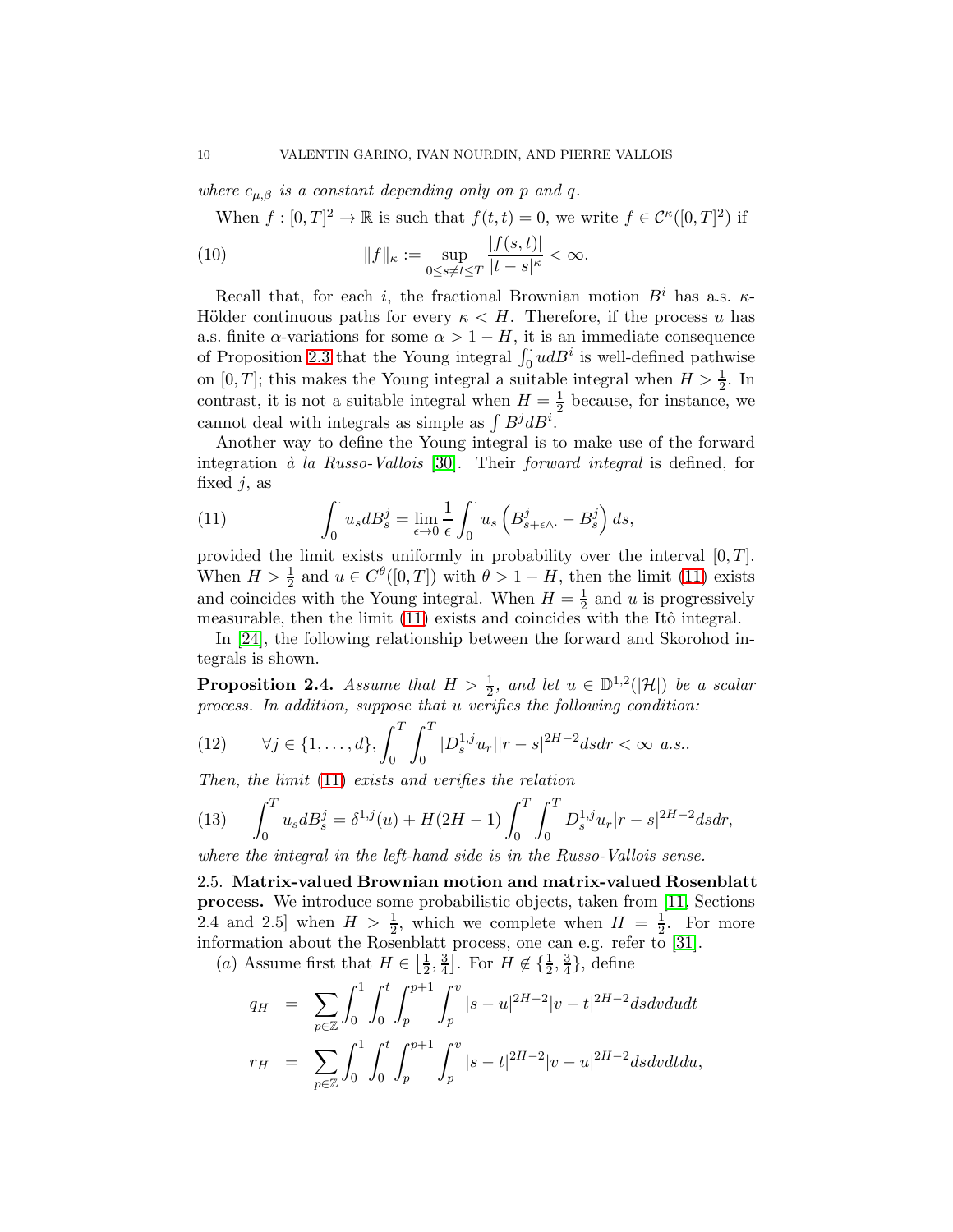*where $c_{\mu,\beta}$ is a constant depending only on $p$ and $q$.*

When $f : [0,T]^2 \to \mathbb{R}$ is such that $f(t,t) = 0$, we write $f \in \mathcal{C}^\kappa([0,T]^2)$ if

$$\|f\|_\kappa := \sup_{0 \le s \ne t \le T} \frac{|f(s,t)|}{|t-s|^\kappa} < \infty. \tag{10}$$

Recall that, for each $i$, the fractional Brownian motion $B^i$ has a.s. $\kappa$-Hölder continuous paths for every $\kappa < H$. Therefore, if the process $u$ has a.s. finite $\alpha$-variations for some $\alpha > 1 - H$, it is an immediate consequence of Proposition 2.3 that the Young integral $\int_0^\cdot u dB^i$ is well-defined pathwise on $[0,T]$; this makes the Young integral a suitable integral when $H > \frac{1}{2}$. In contrast, it is not a suitable integral when $H = \frac{1}{2}$ because, for instance, we cannot deal with integrals as simple as $\int B^j dB^i$.

Another way to define the Young integral is to make use of the forward integration *à la Russo-Vallois* [30]. Their *forward integral* is defined, for fixed $j$, as

$$\int_0^\cdot u_s dB_s^j = \lim_{\epsilon \to 0} \frac{1}{\epsilon} \int_0^\cdot u_s \left( B^j_{s+\epsilon\wedge\cdot} - B^j_s \right) ds, \tag{11}$$

provided the limit exists uniformly in probability over the interval $[0,T]$. When $H > \frac{1}{2}$ and $u \in C^\theta([0,T])$ with $\theta > 1 - H$, then the limit (11) exists and coincides with the Young integral. When $H = \frac{1}{2}$ and $u$ is progressively measurable, then the limit (11) exists and coincides with the Itô integral.

In [24], the following relationship between the forward and Skorohod integrals is shown.

**Proposition 2.4.** *Assume that $H > \frac{1}{2}$, and let $u \in \mathbb{D}^{1,2}(|\mathcal{H}|)$ be a scalar process. In addition, suppose that $u$ verifies the following condition:*

$$\forall j \in \{1,\dots,d\}, \int_0^T \int_0^T |D_s^{1,j} u_r| |r-s|^{2H-2} ds dr < \infty \text{ a.s.}. \tag{12}$$

*Then, the limit (11) exists and verifies the relation*

$$\int_0^T u_s dB_s^j = \delta^{1,j}(u) + H(2H-1) \int_0^T \int_0^T D_s^{1,j} u_r |r-s|^{2H-2} ds dr, \tag{13}$$

*where the integral in the left-hand side is in the Russo-Vallois sense.*

2.5. **Matrix-valued Brownian motion and matrix-valued Rosenblatt process.** We introduce some probabilistic objects, taken from [11, Sections 2.4 and 2.5] when $H > \frac{1}{2}$, which we complete when $H = \frac{1}{2}$. For more information about the Rosenblatt process, one can e.g. refer to [31].

$(a)$ Assume first that $H \in \left[\frac{1}{2}, \frac{3}{4}\right]$. For $H \notin \{\frac{1}{2}, \frac{3}{4}\}$, define

$$q_H = \sum_{p \in \mathbb{Z}} \int_0^1 \int_0^t \int_p^{p+1} \int_p^v |s-u|^{2H-2} |v-t|^{2H-2} ds dv du dt$$

$$r_H = \sum_{p \in \mathbb{Z}} \int_0^1 \int_0^t \int_p^{p+1} \int_p^v |s-t|^{2H-2} |v-u|^{2H-2} ds dv dt du,$$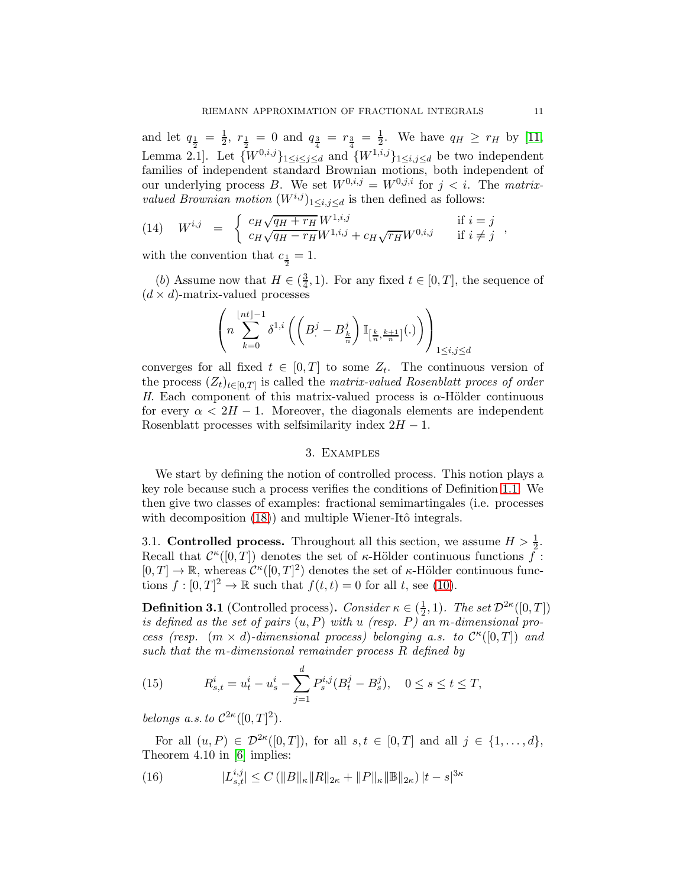and let $q_{\frac{1}{2}} = \frac{1}{2}$, $r_{\frac{1}{2}} = 0$ and $q_{\frac{3}{4}} = r_{\frac{3}{4}} = \frac{1}{2}$. We have $q_H \geq r_H$ by [11, Lemma 2.1]. Let $\{W^{0,i,j}\}_{1\leq i\leq j\leq d}$ and $\{W^{1,i,j}\}_{1\leq i,j\leq d}$ be two independent families of independent standard Brownian motions, both independent of our underlying process $B$. We set $W^{0,i,j} = W^{0,j,i}$ for $j < i$. The *matrix-valued Brownian motion* $(W^{i,j})_{1\leq i,j\leq d}$ is then defined as follows:

$$
(14) \quad W^{i,j} = \begin{cases} c_H\sqrt{q_H + r_H}\, W^{1,i,j} & \text{if } i = j \\ c_H\sqrt{q_H - r_H} W^{1,i,j} + c_H\sqrt{r_H} W^{0,i,j} & \text{if } i \neq j \end{cases},
$$

with the convention that $c_{\frac{1}{2}} = 1$.

(*b*) Assume now that $H \in (\frac{3}{4}, 1)$. For any fixed $t \in [0,T]$, the sequence of $(d \times d)$-matrix-valued processes

$$
\left( n \sum_{k=0}^{\lfloor nt\rfloor -1} \delta^{1,i}\left( \left( B^j_{\cdot} - B^j_{\frac{k}{n}} \right) \mathbb{I}_{[\frac{k}{n},\frac{k+1}{n}]}(.) \right) \right)_{1\leq i,j\leq d}
$$

converges for all fixed $t \in [0,T]$ to some $Z_t$. The continuous version of the process $(Z_t)_{t\in[0,T]}$ is called the *matrix-valued Rosenblatt proces of order H*. Each component of this matrix-valued process is $\alpha$-Hölder continuous for every $\alpha < 2H - 1$. Moreover, the diagonals elements are independent Rosenblatt processes with selfsimilarity index $2H - 1$.

## 3. Examples

We start by defining the notion of controlled process. This notion plays a key role because such a process verifies the conditions of Definition 1.1. We then give two classes of examples: fractional semimartingales (i.e. processes with decomposition (18)) and multiple Wiener-Itô integrals.

### 3.1. Controlled process.

Throughout all this section, we assume $H > \frac{1}{2}$. Recall that $\mathcal{C}^\kappa([0,T])$ denotes the set of $\kappa$-Hölder continuous functions $f : [0,T] \to \mathbb{R}$, whereas $\mathcal{C}^\kappa([0,T]^2)$ denotes the set of $\kappa$-Hölder continuous functions $f : [0,T]^2 \to \mathbb{R}$ such that $f(t,t) = 0$ for all $t$, see (10).

**Definition 3.1** (Controlled process). *Consider $\kappa \in (\frac{1}{2}, 1)$. The set $\mathcal{D}^{2\kappa}([0,T])$ is defined as the set of pairs $(u, P)$ with $u$ (resp. $P$) an $m$-dimensional process (resp. $(m \times d)$-dimensional process) belonging a.s. to $\mathcal{C}^\kappa([0,T])$ and such that the $m$-dimensional remainder process $R$ defined by*

$$
(15) \qquad R^i_{s,t} = u^i_t - u^i_s - \sum_{j=1}^d P^{i,j}_s (B^j_t - B^j_s), \quad 0 \leq s \leq t \leq T,
$$

*belongs a.s. to $\mathcal{C}^{2\kappa}([0,T]^2)$.*

For all $(u, P) \in \mathcal{D}^{2\kappa}([0,T])$, for all $s, t \in [0,T]$ and all $j \in \{1, \ldots, d\}$, Theorem 4.10 in [6] implies:

$$
(16) \qquad |L^{i,j}_{s,t}| \leq C \left( \|B\|_\kappa \|R\|_{2\kappa} + \|P\|_\kappa \|\mathbb{B}\|_{2\kappa} \right) |t - s|^{3\kappa}
$$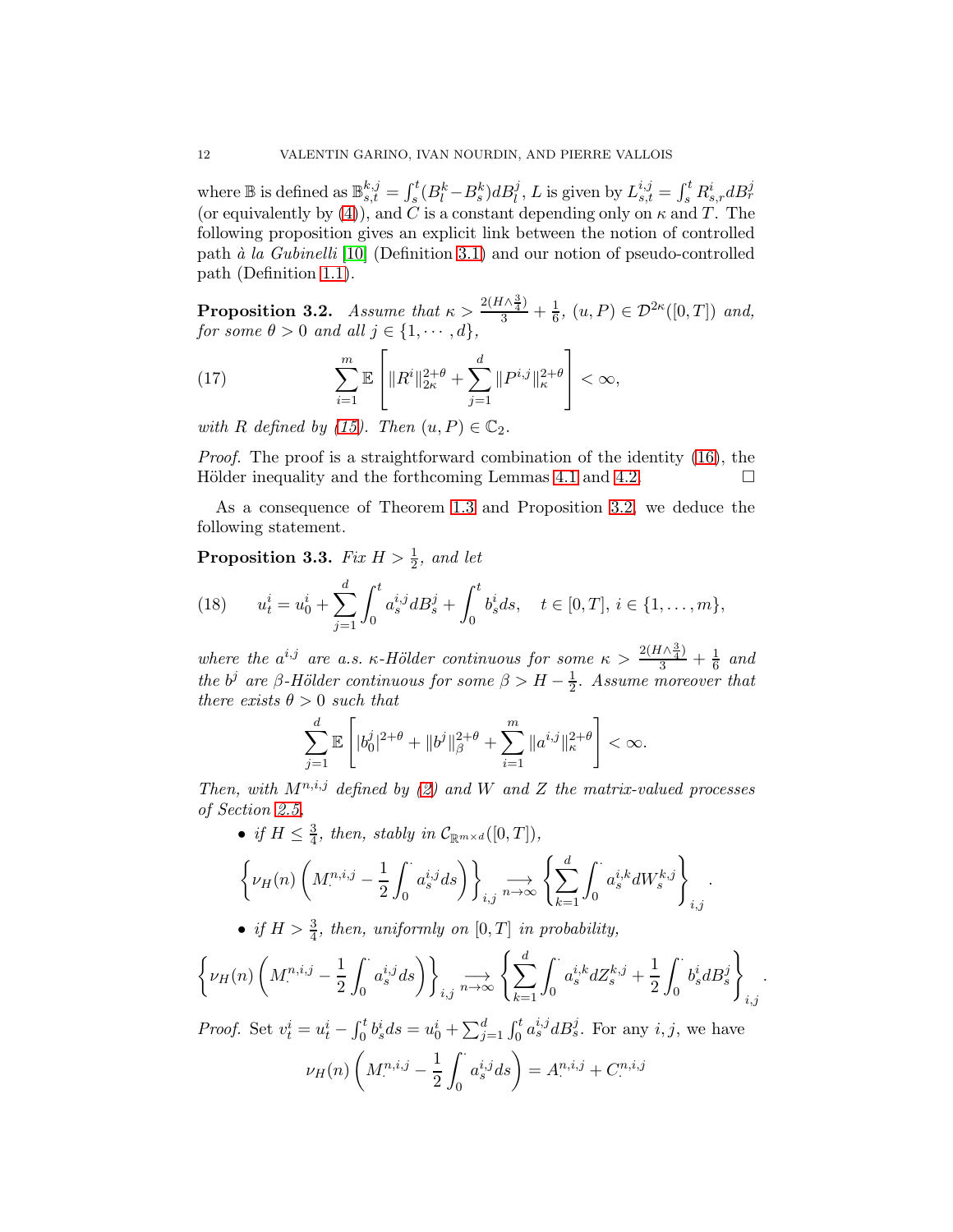where $\mathbb{B}$ is defined as $\mathbb{B}^{k,j}_{s,t} = \int_s^t (B^k_l - B^k_s) dB^j_l$, $L$ is given by $L^{i,j}_{s,t} = \int_s^t R^i_{s,r} dB^j_r$ (or equivalently by (4)), and $C$ is a constant depending only on $\kappa$ and $T$. The following proposition gives an explicit link between the notion of controlled path *à la Gubinelli* [10] (Definition 3.1) and our notion of pseudo-controlled path (Definition 1.1).

**Proposition 3.2.** *Assume that $\kappa > \frac{2(H\wedge\frac{3}{4})}{3} + \frac{1}{6}$, $(u, P) \in \mathcal{D}^{2\kappa}([0,T])$ and, for some $\theta > 0$ and all $j \in \{1, \cdots, d\}$,*

$$\sum_{i=1}^m \mathbb{E}\left[ \|R^i\|_{2\kappa}^{2+\theta} + \sum_{j=1}^d \|P^{i,j}\|_{\kappa}^{2+\theta} \right] < \infty, \tag{17}$$

*with $R$ defined by (15). Then $(u, P) \in \mathbb{C}_2$.*

*Proof.* The proof is a straightforward combination of the identity (16), the Hölder inequality and the forthcoming Lemmas 4.1 and 4.2. □

As a consequence of Theorem 1.3 and Proposition 3.2, we deduce the following statement.

**Proposition 3.3.** *Fix $H > \frac{1}{2}$, and let*

$$u^i_t = u^i_0 + \sum_{j=1}^d \int_0^t a^{i,j}_s dB^j_s + \int_0^t b^i_s ds, \quad t \in [0,T],\ i \in \{1, \ldots, m\}, \tag{18}$$

*where the $a^{i,j}$ are a.s. $\kappa$-Hölder continuous for some $\kappa > \frac{2(H\wedge\frac{3}{4})}{3} + \frac{1}{6}$ and the $b^j$ are $\beta$-Hölder continuous for some $\beta > H - \frac{1}{2}$. Assume moreover that there exists $\theta > 0$ such that*

$$\sum_{j=1}^d \mathbb{E}\left[ |b^j_0|^{2+\theta} + \|b^j\|_\beta^{2+\theta} + \sum_{i=1}^m \|a^{i,j}\|_\kappa^{2+\theta} \right] < \infty.$$

*Then, with $M^{n,i,j}$ defined by (2) and $W$ and $Z$ the matrix-valued processes of Section 2.5,*

- *if $H \le \frac{3}{4}$, then, stably in $\mathcal{C}_{\mathbb{R}^{m\times d}}([0,T])$,*

$$\left\{ \nu_H(n) \left( M^{n,i,j}_\cdot - \frac{1}{2}\int_0^\cdot a^{i,j}_s ds \right) \right\}_{i,j} \underset{n\to\infty}{\longrightarrow} \left\{ \sum_{k=1}^d \int_0^\cdot a^{i,k}_s dW^{k,j}_s \right\}_{i,j}.$$

- *if $H > \frac{3}{4}$, then, uniformly on $[0,T]$ in probability,*

$$\left\{ \nu_H(n) \left( M^{n,i,j}_\cdot - \frac{1}{2}\int_0^\cdot a^{i,j}_s ds \right) \right\}_{i,j} \underset{n\to\infty}{\longrightarrow} \left\{ \sum_{k=1}^d \int_0^\cdot a^{i,k}_s dZ^{k,j}_s + \frac{1}{2}\int_0^\cdot b^i_s dB^j_s \right\}_{i,j}.$$

*Proof.* Set $v^i_t = u^i_t - \int_0^t b^i_s ds = u^i_0 + \sum_{j=1}^d \int_0^t a^{i,j}_s dB^j_s$. For any $i, j$, we have

$$\nu_H(n) \left( M^{n,i,j}_\cdot - \frac{1}{2}\int_0^\cdot a^{i,j}_s ds \right) = A^{n,i,j}_\cdot + C^{n,i,j}_\cdot$$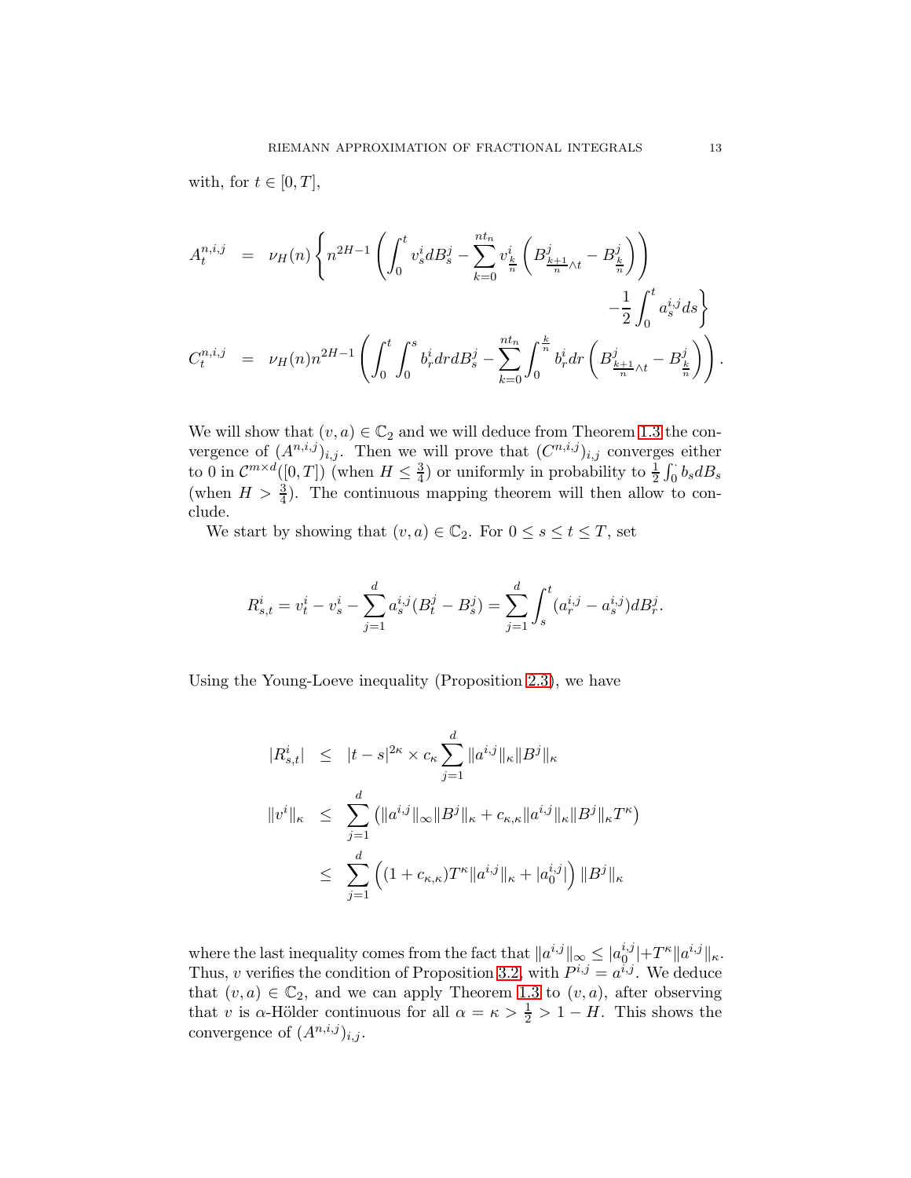with, for $t \in [0,T]$,

$$
\begin{aligned}
A_t^{n,i,j} &= \nu_H(n) \Bigg\{ n^{2H-1} \left( \int_0^t v_s^i dB_s^j - \sum_{k=0}^{nt_n} v_{\frac{k}{n}}^i \left( B_{\frac{k+1}{n}\wedge t}^j - B_{\frac{k}{n}}^j \right) \right) \\
&\qquad\qquad - \frac{1}{2} \int_0^t a_s^{i,j} ds \Bigg\} \\
C_t^{n,i,j} &= \nu_H(n) n^{2H-1} \left( \int_0^t \int_0^s b_r^i dr dB_s^j - \sum_{k=0}^{nt_n} \int_0^{\frac{k}{n}} b_r^i dr \left( B_{\frac{k+1}{n}\wedge t}^j - B_{\frac{k}{n}}^j \right) \right).
\end{aligned}
$$

We will show that $(v,a) \in \mathbb{C}_2$ and we will deduce from Theorem 1.3 the convergence of $(A^{n,i,j})_{i,j}$. Then we will prove that $(C^{n,i,j})_{i,j}$ converges either to 0 in $\mathcal{C}^{m\times d}([0,T])$ (when $H \leq \frac{3}{4}$) or uniformly in probability to $\frac{1}{2}\int_0^\cdot b_s dB_s$ (when $H > \frac{3}{4}$). The continuous mapping theorem will then allow to conclude.

We start by showing that $(v,a) \in \mathbb{C}_2$. For $0 \leq s \leq t \leq T$, set

$$
R_{s,t}^i = v_t^i - v_s^i - \sum_{j=1}^d a_s^{i,j}(B_t^j - B_s^j) = \sum_{j=1}^d \int_s^t (a_r^{i,j} - a_s^{i,j}) dB_r^j.
$$

Using the Young-Loeve inequality (Proposition 2.3), we have

$$
\begin{aligned}
|R_{s,t}^i| &\leq |t-s|^{2\kappa} \times c_\kappa \sum_{j=1}^d \|a^{i,j}\|_\kappa \|B^j\|_\kappa \\
\|v^i\|_\kappa &\leq \sum_{j=1}^d \left( \|a^{i,j}\|_\infty \|B^j\|_\kappa + c_{\kappa,\kappa} \|a^{i,j}\|_\kappa \|B^j\|_\kappa T^\kappa \right) \\
&\leq \sum_{j=1}^d \left( (1 + c_{\kappa,\kappa}) T^\kappa \|a^{i,j}\|_\kappa + |a_0^{i,j}| \right) \|B^j\|_\kappa
\end{aligned}
$$

where the last inequality comes from the fact that $\|a^{i,j}\|_\infty \leq |a_0^{i,j}| + T^\kappa \|a^{i,j}\|_\kappa$. Thus, $v$ verifies the condition of Proposition 3.2, with $P^{i,j} = a^{i,j}$. We deduce that $(v,a) \in \mathbb{C}_2$, and we can apply Theorem 1.3 to $(v,a)$, after observing that $v$ is $\alpha$-Hölder continuous for all $\alpha = \kappa > \frac{1}{2} > 1 - H$. This shows the convergence of $(A^{n,i,j})_{i,j}$.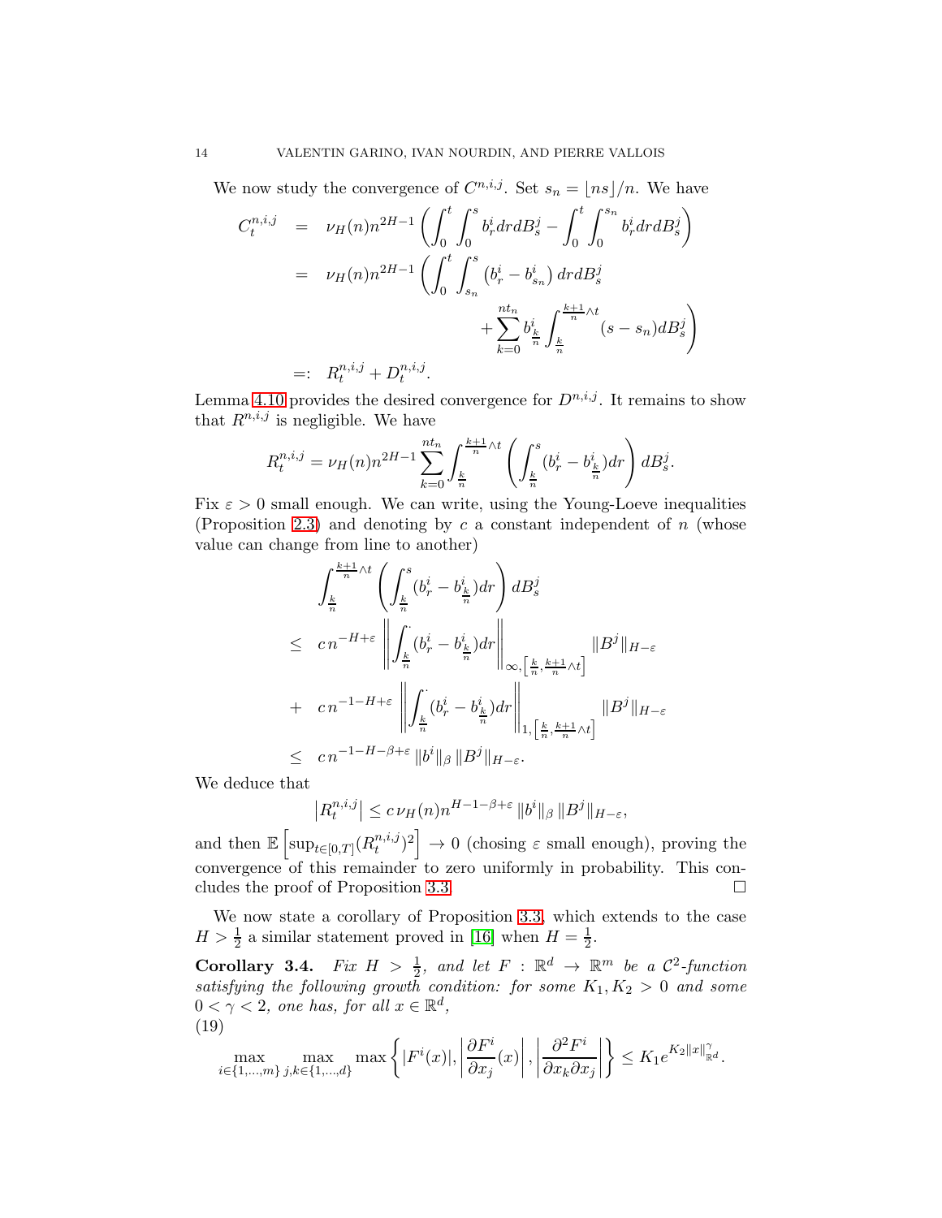We now study the convergence of $C^{n,i,j}$. Set $s_n = \lfloor ns \rfloor / n$. We have

$$
\begin{aligned}
C_t^{n,i,j} &= \nu_H(n) n^{2H-1} \left( \int_0^t \int_0^s b_r^i dr dB_s^j - \int_0^t \int_0^{s_n} b_r^i dr dB_s^j \right) \\
&= \nu_H(n) n^{2H-1} \left( \int_0^t \int_{s_n}^s \left( b_r^i - b_{s_n}^i \right) dr dB_s^j \right. \\
&\qquad\qquad \left. + \sum_{k=0}^{nt_n} b_{\frac{k}{n}}^i \int_{\frac{k}{n}}^{\frac{k+1}{n} \wedge t} (s - s_n) dB_s^j \right) \\
&=: R_t^{n,i,j} + D_t^{n,i,j}.
\end{aligned}
$$

Lemma 4.10 provides the desired convergence for $D^{n,i,j}$. It remains to show that $R^{n,i,j}$ is negligible. We have

$$
R_t^{n,i,j} = \nu_H(n) n^{2H-1} \sum_{k=0}^{nt_n} \int_{\frac{k}{n}}^{\frac{k+1}{n} \wedge t} \left( \int_{\frac{k}{n}}^s (b_r^i - b_{\frac{k}{n}}^i) dr \right) dB_s^j.
$$

Fix $\varepsilon > 0$ small enough. We can write, using the Young-Loeve inequalities (Proposition 2.3) and denoting by $c$ a constant independent of $n$ (whose value can change from line to another)

$$
\begin{aligned}
&\int_{\frac{k}{n}}^{\frac{k+1}{n} \wedge t} \left( \int_{\frac{k}{n}}^s (b_r^i - b_{\frac{k}{n}}^i) dr \right) dB_s^j \\
\leq\;& c\, n^{-H+\varepsilon} \left\| \int_{\frac{k}{n}}^{\cdot} (b_r^i - b_{\frac{k}{n}}^i) dr \right\|_{\infty, \left[\frac{k}{n}, \frac{k+1}{n} \wedge t\right]} \|B^j\|_{H-\varepsilon} \\
+\;& c\, n^{-1-H+\varepsilon} \left\| \int_{\frac{k}{n}}^{\cdot} (b_r^i - b_{\frac{k}{n}}^i) dr \right\|_{1, \left[\frac{k}{n}, \frac{k+1}{n} \wedge t\right]} \|B^j\|_{H-\varepsilon} \\
\leq\;& c\, n^{-1-H-\beta+\varepsilon} \, \|b^i\|_\beta \, \|B^j\|_{H-\varepsilon}.
\end{aligned}
$$

We deduce that

$$
\left| R_t^{n,i,j} \right| \leq c\, \nu_H(n) n^{H-1-\beta+\varepsilon} \, \|b^i\|_\beta \, \|B^j\|_{H-\varepsilon},
$$

and then $\mathbb{E}\left[ \sup_{t \in [0,T]} (R_t^{n,i,j})^2 \right] \to 0$ (chosing $\varepsilon$ small enough), proving the convergence of this remainder to zero uniformly in probability. This concludes the proof of Proposition 3.3. $\square$

We now state a corollary of Proposition 3.3, which extends to the case $H > \frac{1}{2}$ a similar statement proved in [16] when $H = \frac{1}{2}$.

**Corollary 3.4.** *Fix $H > \frac{1}{2}$, and let $F : \mathbb{R}^d \to \mathbb{R}^m$ be a $\mathcal{C}^2$-function satisfying the following growth condition: for some $K_1, K_2 > 0$ and some $0 < \gamma < 2$, one has, for all $x \in \mathbb{R}^d$,*

(19)
$$
\max_{i \in \{1,\ldots,m\}} \max_{j,k \in \{1,\ldots,d\}} \max \left\{ |F^i(x)|, \left| \frac{\partial F^i}{\partial x_j}(x) \right|, \left| \frac{\partial^2 F^i}{\partial x_k \partial x_j} \right| \right\} \leq K_1 e^{K_2 \|x\|_{\mathbb{R}^d}^\gamma}.
$$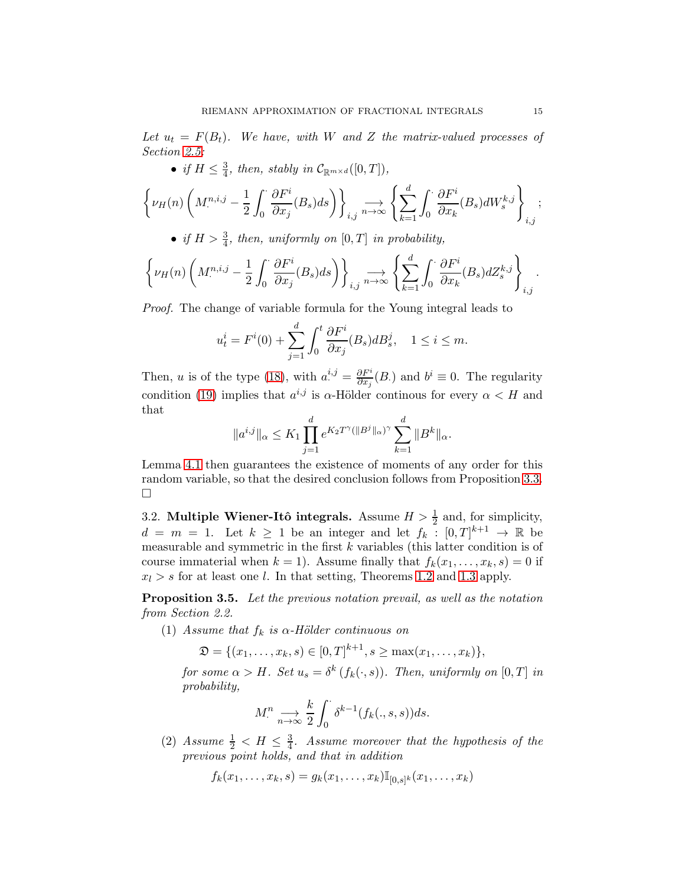*Let $u_t = F(B_t)$. We have, with $W$ and $Z$ the matrix-valued processes of Section 2.5:*

- *if $H \leq \frac{3}{4}$, then, stably in $\mathcal{C}_{\mathbb{R}^{m\times d}}([0,T])$,*

$$\left\{\nu_H(n)\left(M^{n,i,j}_\cdot - \frac{1}{2}\int_0^\cdot \frac{\partial F^i}{\partial x_j}(B_s)ds\right)\right\}_{i,j} \underset{n\to\infty}{\longrightarrow} \left\{\sum_{k=1}^d \int_0^\cdot \frac{\partial F^i}{\partial x_k}(B_s)dW_s^{k,j}\right\}_{i,j};$$

- *if $H > \frac{3}{4}$, then, uniformly on $[0,T]$ in probability,*

$$\left\{\nu_H(n)\left(M^{n,i,j}_\cdot - \frac{1}{2}\int_0^\cdot \frac{\partial F^i}{\partial x_j}(B_s)ds\right)\right\}_{i,j} \underset{n\to\infty}{\longrightarrow} \left\{\sum_{k=1}^d \int_0^\cdot \frac{\partial F^i}{\partial x_k}(B_s)dZ_s^{k,j}\right\}_{i,j}.$$

*Proof.* The change of variable formula for the Young integral leads to

$$u_t^i = F^i(0) + \sum_{j=1}^d \int_0^t \frac{\partial F^i}{\partial x_j}(B_s)dB_s^j, \quad 1 \leq i \leq m.$$

Then, $u$ is of the type (18), with $a_\cdot^{i,j} = \frac{\partial F^i}{\partial x_j}(B_\cdot)$ and $b^i \equiv 0$. The regularity condition (19) implies that $a^{i,j}$ is $\alpha$-Hölder continous for every $\alpha < H$ and that

$$\|a^{i,j}\|_\alpha \leq K_1 \prod_{j=1}^d e^{K_2 T^\gamma (\|B^j\|_\alpha)^\gamma} \sum_{k=1}^d \|B^k\|_\alpha.$$

Lemma 4.1 then guarantees the existence of moments of any order for this random variable, so that the desired conclusion follows from Proposition 3.3. □

### 3.2. Multiple Wiener-Itô integrals.

Assume $H > \frac{1}{2}$ and, for simplicity, $d = m = 1$. Let $k \geq 1$ be an integer and let $f_k : [0,T]^{k+1} \to \mathbb{R}$ be measurable and symmetric in the first $k$ variables (this latter condition is of course immaterial when $k = 1$). Assume finally that $f_k(x_1, \ldots, x_k, s) = 0$ if $x_l > s$ for at least one $l$. In that setting, Theorems 1.2 and 1.3 apply.

**Proposition 3.5.** *Let the previous notation prevail, as well as the notation from Section 2.2.*

1. *Assume that $f_k$ is $\alpha$-Hölder continuous on*

   $$\mathfrak{D} = \{(x_1, \ldots, x_k, s) \in [0,T]^{k+1}, s \geq \max(x_1, \ldots, x_k)\},$$

   *for some $\alpha > H$. Set $u_s = \delta^k(f_k(\cdot, s))$. Then, uniformly on $[0,T]$ in probability,*

   $$M_\cdot^n \underset{n\to\infty}{\longrightarrow} \frac{k}{2}\int_0^\cdot \delta^{k-1}(f_k(., s, s))ds.$$

2. *Assume $\frac{1}{2} < H \leq \frac{3}{4}$. Assume moreover that the hypothesis of the previous point holds, and that in addition*

   $$f_k(x_1, \ldots, x_k, s) = g_k(x_1, \ldots, x_k)\mathbb{I}_{[0,s]^k}(x_1, \ldots, x_k)$$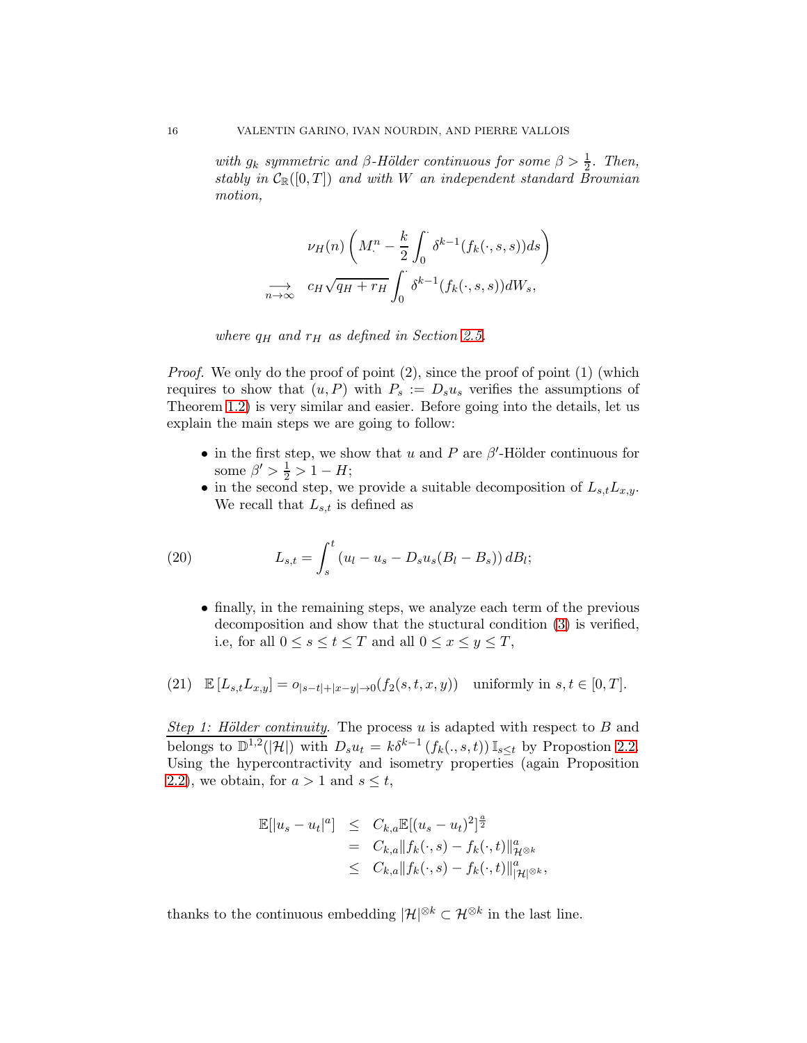*with $g_k$ symmetric and $\beta$-Hölder continuous for some $\beta > \frac{1}{2}$. Then, stably in $\mathcal{C}_{\mathbb{R}}([0,T])$ and with $W$ an independent standard Brownian motion,*

$$
\begin{aligned}
&\nu_H(n)\left(M^n_\cdot - \frac{k}{2}\int_0^\cdot \delta^{k-1}(f_k(\cdot,s,s))ds\right) \\
\underset{n\to\infty}{\longrightarrow}\quad & c_H\sqrt{q_H + r_H}\int_0^\cdot \delta^{k-1}(f_k(\cdot,s,s))dW_s,
\end{aligned}
$$

*where $q_H$ and $r_H$ as defined in Section 2.5.*

*Proof.* We only do the proof of point (2), since the proof of point (1) (which requires to show that $(u,P)$ with $P_s := D_s u_s$ verifies the assumptions of Theorem 1.2) is very similar and easier. Before going into the details, let us explain the main steps we are going to follow:

- in the first step, we show that $u$ and $P$ are $\beta'$-Hölder continuous for some $\beta' > \frac{1}{2} > 1-H$;
- in the second step, we provide a suitable decomposition of $L_{s,t}L_{x,y}$. We recall that $L_{s,t}$ is defined as

$$
L_{s,t} = \int_s^t \left(u_l - u_s - D_s u_s(B_l - B_s)\right)dB_l; \tag{20}
$$

- finally, in the remaining steps, we analyze each term of the previous decomposition and show that the stuctural condition (3) is verified, i.e, for all $0\le s\le t\le T$ and all $0\le x\le y\le T$,

$$
\mathbb{E}\left[L_{s,t}L_{x,y}\right] = o_{|s-t|+|x-y|\to 0}(f_2(s,t,x,y)) \quad \text{uniformly in } s,t\in[0,T]. \tag{21}
$$

<u>*Step 1: Hölder continuity*</u>. The process $u$ is adapted with respect to $B$ and belongs to $\mathbb{D}^{1,2}(|\mathcal{H}|)$ with $D_s u_t = k\delta^{k-1}\left(f_k(.,s,t)\right)\mathbb{I}_{s\le t}$ by Propostion 2.2. Using the hypercontractivity and isometry properties (again Proposition 2.2), we obtain, for $a>1$ and $s\le t$,

$$
\begin{aligned}
\mathbb{E}[|u_s - u_t|^a] &\le C_{k,a}\mathbb{E}[(u_s-u_t)^2]^{\frac{a}{2}} \\
&= C_{k,a}\|f_k(\cdot,s) - f_k(\cdot,t)\|^a_{\mathcal{H}^{\otimes k}} \\
&\le C_{k,a}\|f_k(\cdot,s) - f_k(\cdot,t)\|^a_{|\mathcal{H}|^{\otimes k}},
\end{aligned}
$$

thanks to the continuous embedding $|\mathcal{H}|^{\otimes k}\subset \mathcal{H}^{\otimes k}$ in the last line.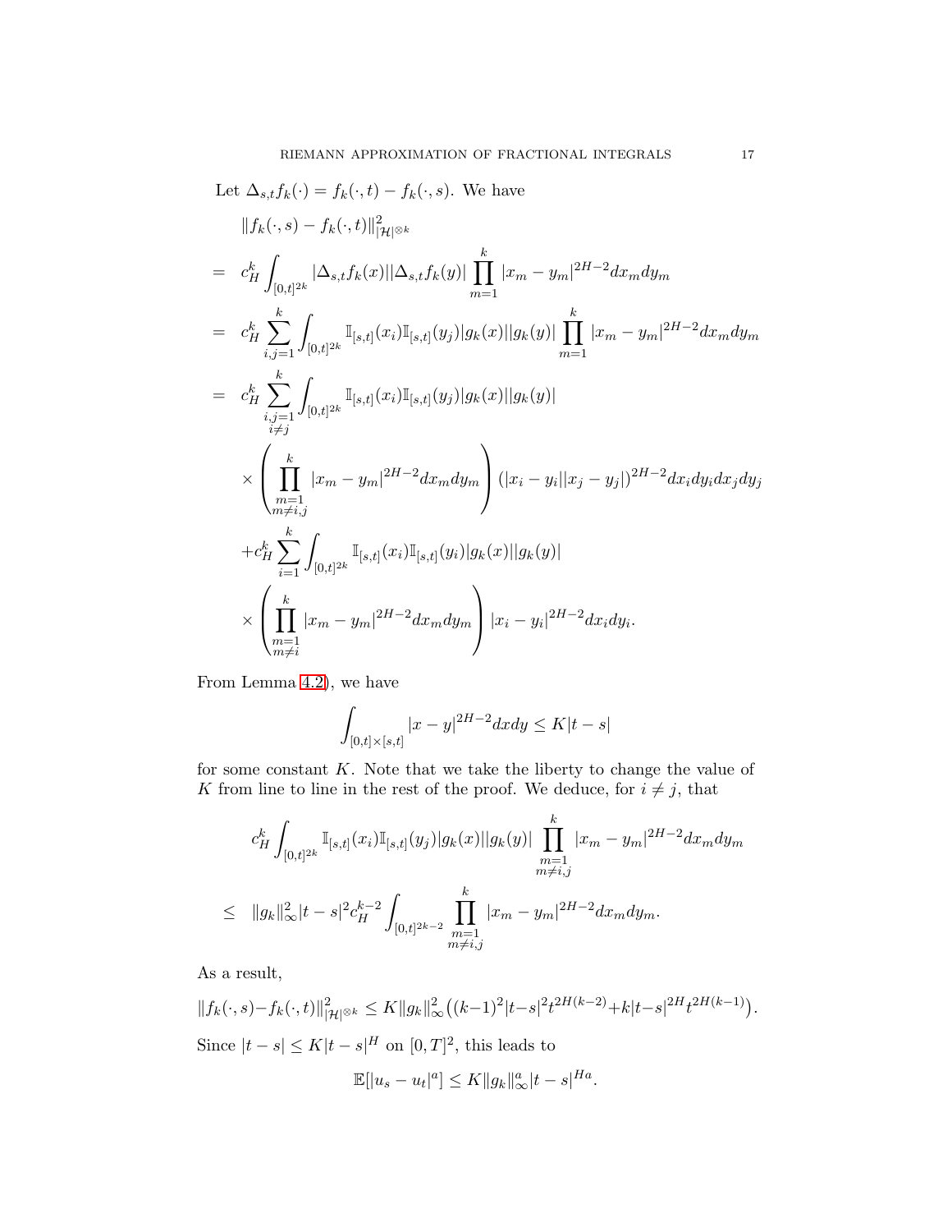Let $\Delta_{s,t} f_k(\cdot) = f_k(\cdot, t) - f_k(\cdot, s)$. We have

$$
\begin{aligned}
& \|f_k(\cdot,s) - f_k(\cdot,t)\|^2_{|\mathcal{H}|^{\otimes k}} \\
= \; & c_H^k \int_{[0,t]^{2k}} |\Delta_{s,t} f_k(x)||\Delta_{s,t} f_k(y)| \prod_{m=1}^{k} |x_m - y_m|^{2H-2} dx_m dy_m \\
= \; & c_H^k \sum_{i,j=1}^{k} \int_{[0,t]^{2k}} \mathbb{I}_{[s,t]}(x_i) \mathbb{I}_{[s,t]}(y_j) |g_k(x)||g_k(y)| \prod_{m=1}^{k} |x_m - y_m|^{2H-2} dx_m dy_m \\
= \; & c_H^k \sum_{\substack{i,j=1 \\ i \neq j}}^{k} \int_{[0,t]^{2k}} \mathbb{I}_{[s,t]}(x_i) \mathbb{I}_{[s,t]}(y_j) |g_k(x)||g_k(y)| \\
& \times \left( \prod_{\substack{m=1 \\ m \neq i,j}}^{k} |x_m - y_m|^{2H-2} dx_m dy_m \right) (|x_i - y_i||x_j - y_j|)^{2H-2} dx_i dy_i dx_j dy_j \\
& + c_H^k \sum_{i=1}^{k} \int_{[0,t]^{2k}} \mathbb{I}_{[s,t]}(x_i) \mathbb{I}_{[s,t]}(y_i) |g_k(x)||g_k(y)| \\
& \times \left( \prod_{\substack{m=1 \\ m \neq i}}^{k} |x_m - y_m|^{2H-2} dx_m dy_m \right) |x_i - y_i|^{2H-2} dx_i dy_i.
\end{aligned}
$$

From Lemma 4.2), we have

$$
\int_{[0,t]\times[s,t]} |x-y|^{2H-2} dx dy \leq K|t-s|
$$

for some constant $K$. Note that we take the liberty to change the value of $K$ from line to line in the rest of the proof. We deduce, for $i \neq j$, that

$$
\begin{aligned}
& c_H^k \int_{[0,t]^{2k}} \mathbb{I}_{[s,t]}(x_i) \mathbb{I}_{[s,t]}(y_j) |g_k(x)||g_k(y)| \prod_{\substack{m=1 \\ m \neq i,j}}^{k} |x_m - y_m|^{2H-2} dx_m dy_m \\
\leq \; & \|g_k\|_\infty^2 |t-s|^2 c_H^{k-2} \int_{[0,t]^{2k-2}} \prod_{\substack{m=1 \\ m \neq i,j}}^{k} |x_m - y_m|^{2H-2} dx_m dy_m.
\end{aligned}
$$

As a result,

$$
\|f_k(\cdot,s) - f_k(\cdot,t)\|^2_{|\mathcal{H}|^{\otimes k}} \leq K\|g_k\|_\infty^2 \big((k-1)^2|t-s|^2 t^{2H(k-2)} + k|t-s|^{2H} t^{2H(k-1)}\big).
$$

Since $|t-s| \leq K|t-s|^H$ on $[0,T]^2$, this leads to

$$
\mathbb{E}[|u_s - u_t|^a] \leq K\|g_k\|_\infty^a |t-s|^{Ha}.
$$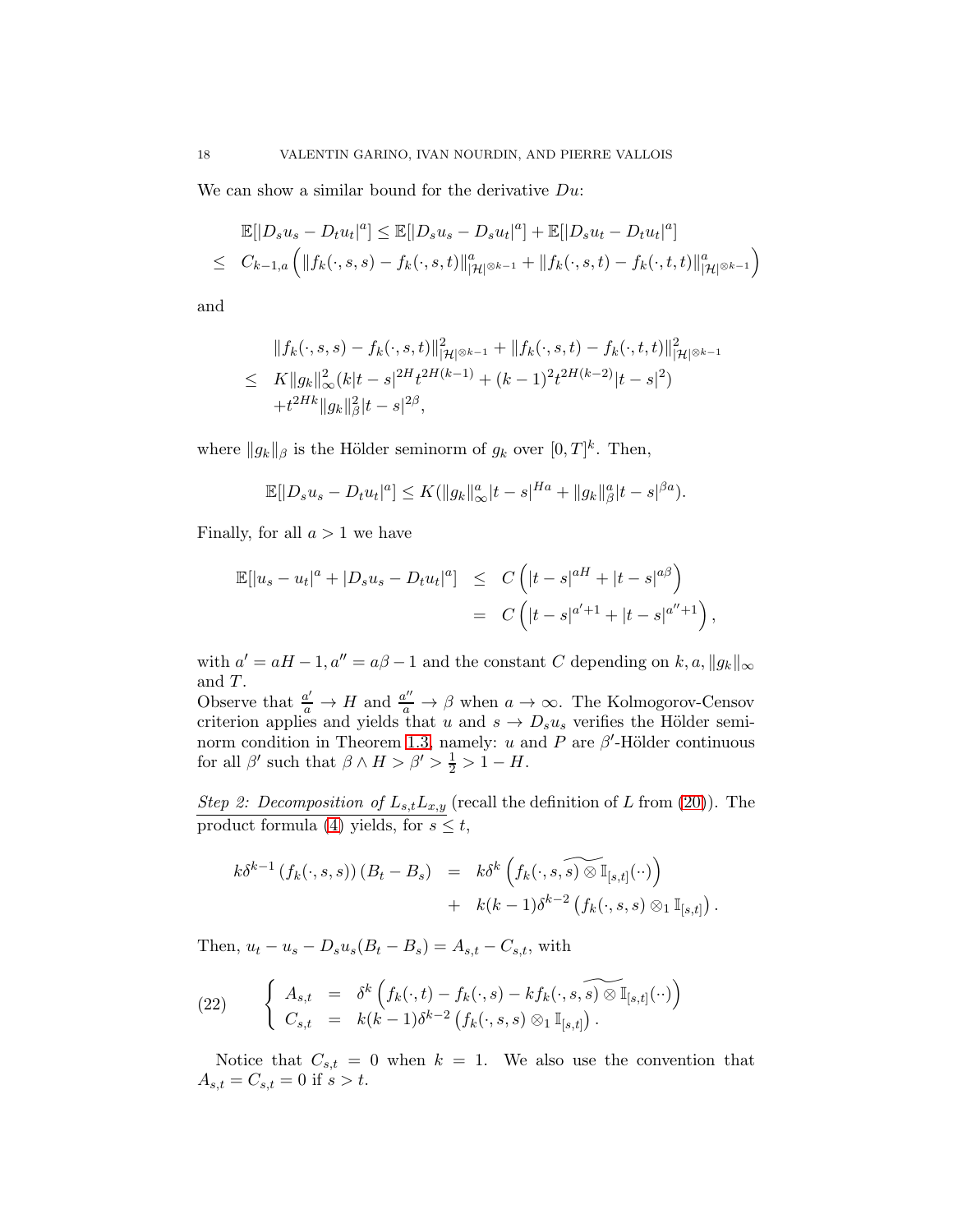We can show a similar bound for the derivative $Du$:

$$
\begin{aligned}
& \mathbb{E}[|D_s u_s - D_t u_t|^a] \leq \mathbb{E}[|D_s u_s - D_s u_t|^a] + \mathbb{E}[|D_s u_t - D_t u_t|^a] \\
\leq\ & C_{k-1,a}\left( \|f_k(\cdot,s,s) - f_k(\cdot,s,t)\|^a_{|\mathcal{H}|^{\otimes k-1}} + \|f_k(\cdot,s,t) - f_k(\cdot,t,t)\|^a_{|\mathcal{H}|^{\otimes k-1}} \right)
\end{aligned}
$$

and

$$
\begin{aligned}
& \|f_k(\cdot,s,s) - f_k(\cdot,s,t)\|^2_{|\mathcal{H}|^{\otimes k-1}} + \|f_k(\cdot,s,t) - f_k(\cdot,t,t)\|^2_{|\mathcal{H}|^{\otimes k-1}} \\
\leq\ & K\|g_k\|^2_\infty (k|t-s|^{2H} t^{2H(k-1)} + (k-1)^2 t^{2H(k-2)}|t-s|^2) \\
& + t^{2Hk}\|g_k\|^2_\beta |t-s|^{2\beta},
\end{aligned}
$$

where $\|g_k\|_\beta$ is the Hölder seminorm of $g_k$ over $[0,T]^k$. Then,

$$
\mathbb{E}[|D_s u_s - D_t u_t|^a] \leq K(\|g_k\|^a_\infty |t-s|^{Ha} + \|g_k\|^a_\beta |t-s|^{\beta a}).
$$

Finally, for all $a > 1$ we have

$$
\begin{aligned}
\mathbb{E}[|u_s - u_t|^a + |D_s u_s - D_t u_t|^a] &\leq C\left( |t-s|^{aH} + |t-s|^{a\beta} \right) \\
&= C\left( |t-s|^{a'+1} + |t-s|^{a''+1} \right),
\end{aligned}
$$

with $a' = aH - 1, a'' = a\beta - 1$ and the constant $C$ depending on $k, a, \|g_k\|_\infty$ and $T$.
Observe that $\frac{a'}{a} \to H$ and $\frac{a''}{a} \to \beta$ when $a \to \infty$. The Kolmogorov-Censov criterion applies and yields that $u$ and $s \to D_s u_s$ verifies the Hölder seminorm condition in Theorem 1.3, namely: $u$ and $P$ are $\beta'$-Hölder continuous for all $\beta'$ such that $\beta \wedge H > \beta' > \frac{1}{2} > 1 - H$.

*Step 2: Decomposition of $L_{s,t}L_{x,y}$* (recall the definition of $L$ from (20)). The product formula (4) yields, for $s \leq t$,

$$
\begin{aligned}
k\delta^{k-1}\left(f_k(\cdot,s,s)\right)(B_t - B_s) &= k\delta^k\left( f_k(\cdot,s,\widetilde{s)\otimes}\,\mathbb{I}_{[s,t]}(\cdot\cdot) \right) \\
&+ \ k(k-1)\delta^{k-2}\left( f_k(\cdot,s,s) \otimes_1 \mathbb{I}_{[s,t]} \right).
\end{aligned}
$$

Then, $u_t - u_s - D_s u_s(B_t - B_s) = A_{s,t} - C_{s,t}$, with

$$
\left\{
\begin{array}{lcl}
A_{s,t} &=& \delta^k\left( f_k(\cdot,t) - f_k(\cdot,s) - kf_k(\cdot,s,\widetilde{s)\otimes}\,\mathbb{I}_{[s,t]}(\cdot\cdot) \right) \\
C_{s,t} &=& k(k-1)\delta^{k-2}\left( f_k(\cdot,s,s) \otimes_1 \mathbb{I}_{[s,t]} \right).
\end{array}
\right. \tag{22}
$$

Notice that $C_{s,t} = 0$ when $k = 1$. We also use the convention that $A_{s,t} = C_{s,t} = 0$ if $s > t$.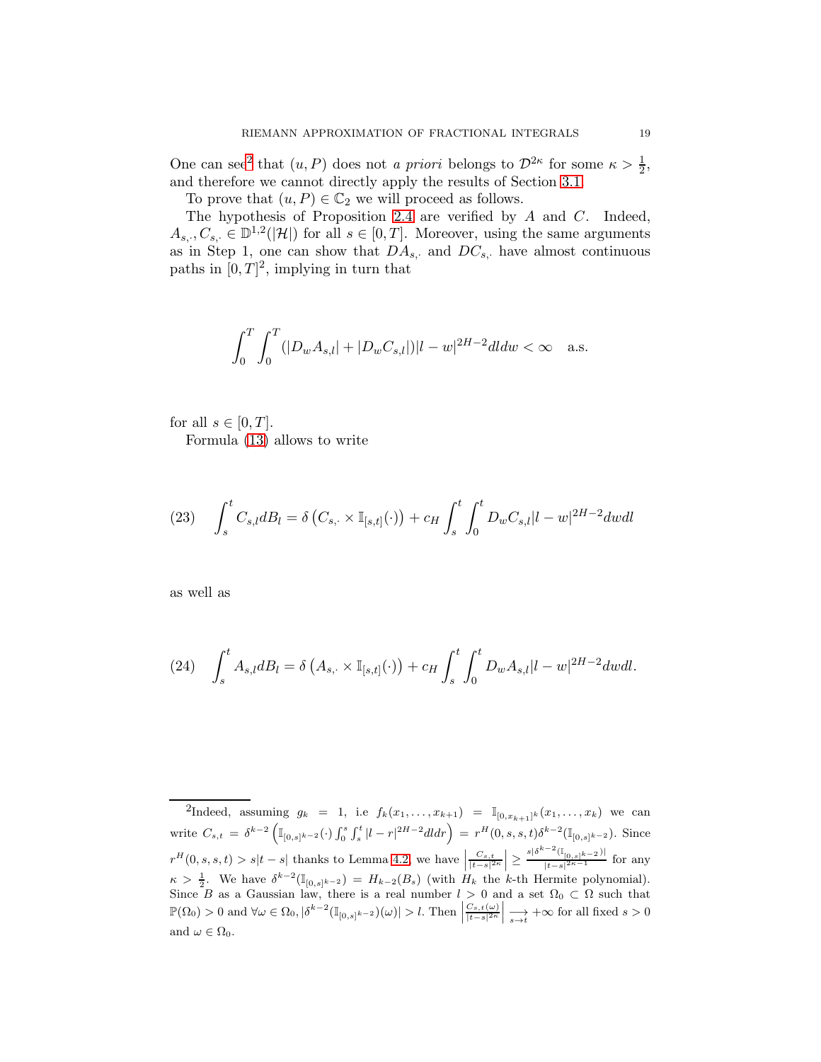One can see[2] that $(u,P)$ does not *a priori* belongs to $\mathcal{D}^{2\kappa}$ for some $\kappa > \frac{1}{2}$, and therefore we cannot directly apply the results of Section 3.1.

To prove that $(u,P) \in \mathbb{C}_2$ we will proceed as follows.

The hypothesis of Proposition 2.4 are verified by $A$ and $C$. Indeed, $A_{s,\cdot}, C_{s,\cdot} \in \mathbb{D}^{1,2}(|\mathcal{H}|)$ for all $s \in [0,T]$. Moreover, using the same arguments as in Step 1, one can show that $DA_{s,\cdot}$ and $DC_{s,\cdot}$ have almost continuous paths in $[0,T]^2$, implying in turn that

$$\int_0^T \int_0^T (|D_w A_{s,l}| + |D_w C_{s,l}|)|l-w|^{2H-2} dl dw < \infty \quad \text{a.s.}$$

for all $s \in [0,T]$.

Formula (13) allows to write

$$\int_s^t C_{s,l} dB_l = \delta\left(C_{s,\cdot} \times \mathbb{I}_{[s,t]}(\cdot)\right) + c_H \int_s^t \int_0^t D_w C_{s,l} |l-w|^{2H-2} dw dl \tag{23}$$

as well as

$$\int_s^t A_{s,l} dB_l = \delta\left(A_{s,\cdot} \times \mathbb{I}_{[s,t]}(\cdot)\right) + c_H \int_s^t \int_0^t D_w A_{s,l} |l-w|^{2H-2} dw dl. \tag{24}$$

---

[2] Indeed, assuming $g_k = 1$, i.e $f_k(x_1,\ldots,x_{k+1}) = \mathbb{I}_{[0,x_{k+1}]^k}(x_1,\ldots,x_k)$ we can write $C_{s,t} = \delta^{k-2}\left(\mathbb{I}_{[0,s]^{k-2}}(\cdot)\int_0^s\int_s^t |l-r|^{2H-2} dl dr\right) = r^H(0,s,s,t)\delta^{k-2}(\mathbb{I}_{[0,s]^{k-2}})$. Since $r^H(0,s,s,t) > s|t-s|$ thanks to Lemma 4.2, we have $\left|\frac{C_{s,t}}{|t-s|^{2\kappa}}\right| \geq \frac{s|\delta^{k-2}(\mathbb{I}_{[0,s]^{k-2}})|}{|t-s|^{2\kappa-1}}$ for any $\kappa > \frac{1}{2}$. We have $\delta^{k-2}(\mathbb{I}_{[0,s]^{k-2}}) = H_{k-2}(B_s)$ (with $H_k$ the $k$-th Hermite polynomial). Since $B$ as a Gaussian law, there is a real number $l > 0$ and a set $\Omega_0 \subset \Omega$ such that $\mathbb{P}(\Omega_0) > 0$ and $\forall \omega \in \Omega_0, |\delta^{k-2}(\mathbb{I}_{[0,s]^{k-2}})(\omega)| > l$. Then $\left|\frac{C_{s,t}(\omega)}{|t-s|^{2\kappa}}\right| \underset{s\to t}{\longrightarrow} +\infty$ for all fixed $s > 0$ and $\omega \in \Omega_0$.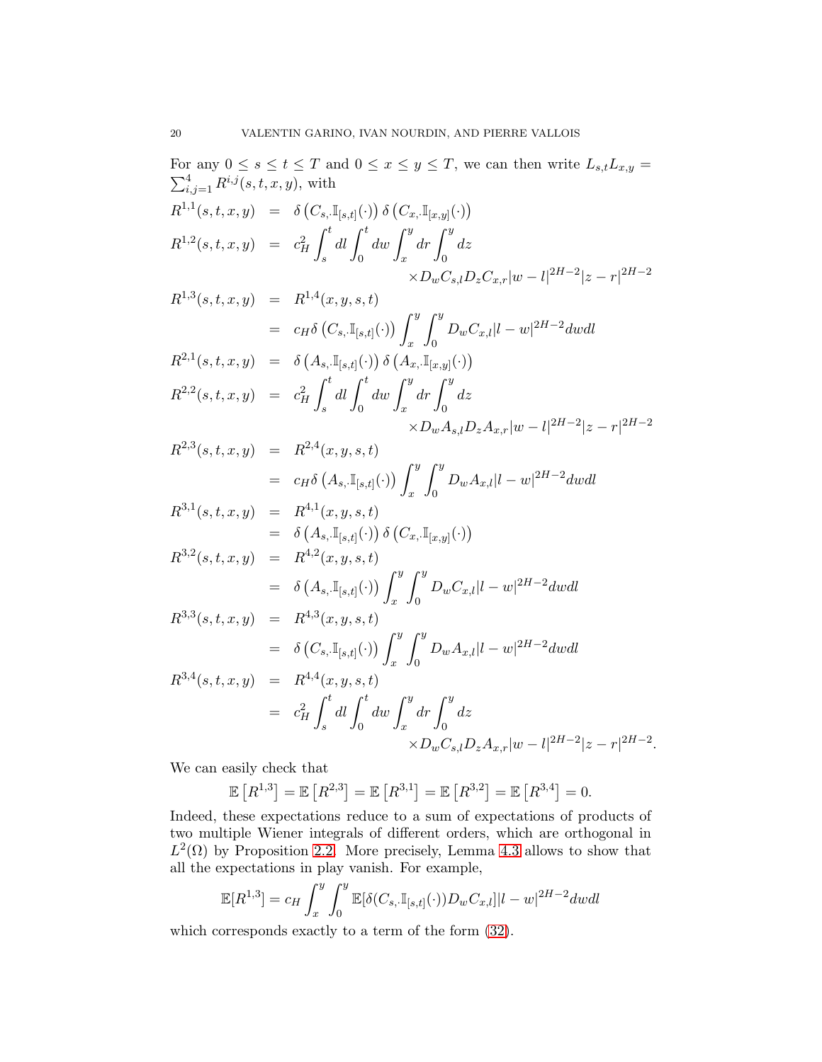For any $0 \le s \le t \le T$ and $0 \le x \le y \le T$, we can then write $L_{s,t}L_{x,y} = \sum_{i,j=1}^4 R^{i,j}(s,t,x,y)$, with

$$
\begin{aligned}
R^{1,1}(s,t,x,y) &= \delta\left(C_{s,\cdot}\mathbb{I}_{[s,t]}(\cdot)\right)\delta\left(C_{x,\cdot}\mathbb{I}_{[x,y]}(\cdot)\right)\\
R^{1,2}(s,t,x,y) &= c_H^2 \int_s^t dl \int_0^t dw \int_x^y dr \int_0^y dz \\
&\qquad\qquad \times D_w C_{s,l} D_z C_{x,r} |w-l|^{2H-2}|z-r|^{2H-2}\\
R^{1,3}(s,t,x,y) &= R^{1,4}(x,y,s,t)\\
&= c_H \delta\left(C_{s,\cdot}\mathbb{I}_{[s,t]}(\cdot)\right)\int_x^y \int_0^y D_w C_{x,l}|l-w|^{2H-2}dwdl\\
R^{2,1}(s,t,x,y) &= \delta\left(A_{s,\cdot}\mathbb{I}_{[s,t]}(\cdot)\right)\delta\left(A_{x,\cdot}\mathbb{I}_{[x,y]}(\cdot)\right)\\
R^{2,2}(s,t,x,y) &= c_H^2 \int_s^t dl \int_0^t dw \int_x^y dr \int_0^y dz \\
&\qquad\qquad \times D_w A_{s,l} D_z A_{x,r} |w-l|^{2H-2}|z-r|^{2H-2}\\
R^{2,3}(s,t,x,y) &= R^{2,4}(x,y,s,t)\\
&= c_H \delta\left(A_{s,\cdot}\mathbb{I}_{[s,t]}(\cdot)\right)\int_x^y \int_0^y D_w A_{x,l}|l-w|^{2H-2}dwdl\\
R^{3,1}(s,t,x,y) &= R^{4,1}(x,y,s,t)\\
&= \delta\left(A_{s,\cdot}\mathbb{I}_{[s,t]}(\cdot)\right)\delta\left(C_{x,\cdot}\mathbb{I}_{[x,y]}(\cdot)\right)\\
R^{3,2}(s,t,x,y) &= R^{4,2}(x,y,s,t)\\
&= \delta\left(A_{s,\cdot}\mathbb{I}_{[s,t]}(\cdot)\right)\int_x^y \int_0^y D_w C_{x,l}|l-w|^{2H-2}dwdl\\
R^{3,3}(s,t,x,y) &= R^{4,3}(x,y,s,t)\\
&= \delta\left(C_{s,\cdot}\mathbb{I}_{[s,t]}(\cdot)\right)\int_x^y \int_0^y D_w A_{x,l}|l-w|^{2H-2}dwdl\\
R^{3,4}(s,t,x,y) &= R^{4,4}(x,y,s,t)\\
&= c_H^2 \int_s^t dl \int_0^t dw \int_x^y dr \int_0^y dz \\
&\qquad\qquad \times D_w C_{s,l} D_z A_{x,r} |w-l|^{2H-2}|z-r|^{2H-2}.
\end{aligned}
$$

We can easily check that

$$
\mathbb{E}\left[R^{1,3}\right] = \mathbb{E}\left[R^{2,3}\right] = \mathbb{E}\left[R^{3,1}\right] = \mathbb{E}\left[R^{3,2}\right] = \mathbb{E}\left[R^{3,4}\right] = 0.
$$

Indeed, these expectations reduce to a sum of expectations of products of two multiple Wiener integrals of different orders, which are orthogonal in $L^2(\Omega)$ by Proposition 2.2. More precisely, Lemma 4.3 allows to show that all the expectations in play vanish. For example,

$$
\mathbb{E}[R^{1,3}] = c_H \int_x^y \int_0^y \mathbb{E}[\delta(C_{s,\cdot}\mathbb{I}_{[s,t]}(\cdot))D_w C_{x,l}]|l-w|^{2H-2}dwdl
$$

which corresponds exactly to a term of the form (32).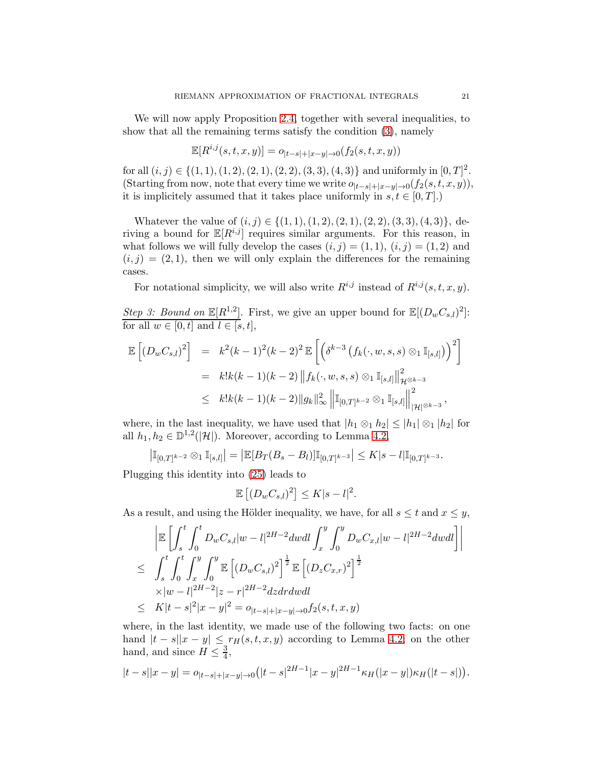We will now apply Proposition 2.4, together with several inequalities, to show that all the remaining terms satisfy the condition (3), namely

$$\mathbb{E}[R^{i,j}(s,t,x,y)] = o_{|t-s|+|x-y|\to 0}(f_2(s,t,x,y))$$

for all $(i,j) \in \{(1,1),(1,2),(2,1),(2,2),(3,3),(4,3)\}$ and uniformly in $[0,T]^2$. (Starting from now, note that every time we write $o_{|t-s|+|x-y|\to 0}(f_2(s,t,x,y))$, it is implicitely assumed that it takes place uniformly in $s,t \in [0,T]$.)

Whatever the value of $(i,j) \in \{(1,1),(1,2),(2,1),(2,2),(3,3),(4,3)\}$, deriving a bound for $\mathbb{E}[R^{i,j}]$ requires similar arguments. For this reason, in what follows we will fully develop the cases $(i,j)=(1,1)$, $(i,j)=(1,2)$ and $(i,j)=(2,1)$, then we will only explain the differences for the remaining cases.

For notational simplicity, we will also write $R^{i,j}$ instead of $R^{i,j}(s,t,x,y)$.

<u>*Step 3: Bound on* $\mathbb{E}[R^{1,2}]$</u>. First, we give an upper bound for $\mathbb{E}[(D_w C_{s,l})^2]$: for all $w \in [0,t]$ and $l \in [s,t]$,

$$\begin{aligned}
\mathbb{E}\left[(D_w C_{s,l})^2\right] &= k^2(k-1)^2(k-2)^2\,\mathbb{E}\left[\left(\delta^{k-3}\left(f_k(\cdot,w,s,s)\otimes_1 \mathbb{I}_{[s,l]}\right)\right)^2\right] \\
&= k!k(k-1)(k-2)\left\|f_k(\cdot,w,s,s)\otimes_1 \mathbb{I}_{[s,l]}\right\|^2_{\mathcal{H}^{\otimes k-3}} \\
&\le k!k(k-1)(k-2)\|g_k\|^2_\infty \left\|\mathbb{I}_{[0,T]^{k-2}}\otimes_1 \mathbb{I}_{[s,l]}\right\|^2_{|\mathcal{H}|^{\otimes k-3}},
\end{aligned}$$

where, in the last inequality, we have used that $|h_1 \otimes_1 h_2| \le |h_1| \otimes_1 |h_2|$ for all $h_1, h_2 \in \mathbb{D}^{1,2}(|\mathcal{H}|)$. Moreover, according to Lemma 4.2,

$$\left|\mathbb{I}_{[0,T]^{k-2}}\otimes_1 \mathbb{I}_{[s,l]}\right| = \left|\mathbb{E}[B_T(B_s - B_l)]\mathbb{I}_{[0,T]^{k-3}}\right| \le K|s-l|\mathbb{I}_{[0,T]^{k-3}}.$$

Plugging this identity into (25) leads to

$$\mathbb{E}\left[(D_w C_{s,l})^2\right] \le K|s-l|^2.$$

As a result, and using the Hölder inequality, we have, for all $s \le t$ and $x \le y$,

$$\begin{aligned}
&\left|\mathbb{E}\left[\int_s^t\int_0^t D_w C_{s,l}|w-l|^{2H-2}dwdl\int_x^y\int_0^y D_w C_{x,l}|w-l|^{2H-2}dwdl\right]\right| \\
\le\ & \int_s^t\int_0^t\int_x^y\int_0^y \mathbb{E}\left[(D_w C_{s,l})^2\right]^{\frac{1}{2}}\mathbb{E}\left[(D_z C_{x,r})^2\right]^{\frac{1}{2}} \\
&\times |w-l|^{2H-2}|z-r|^{2H-2}dzdrdwdl \\
\le\ & K|t-s|^2|x-y|^2 = o_{|t-s|+|x-y|\to 0}f_2(s,t,x,y)
\end{aligned}$$

where, in the last identity, we made use of the following two facts: on one hand $|t-s||x-y| \le r_H(s,t,x,y)$ according to Lemma 4.2; on the other hand, and since $H \le \frac{3}{4}$,

$$|t-s||x-y| = o_{|t-s|+|x-y|\to 0}\big(|t-s|^{2H-1}|x-y|^{2H-1}\kappa_H(|x-y|)\kappa_H(|t-s|)\big).$$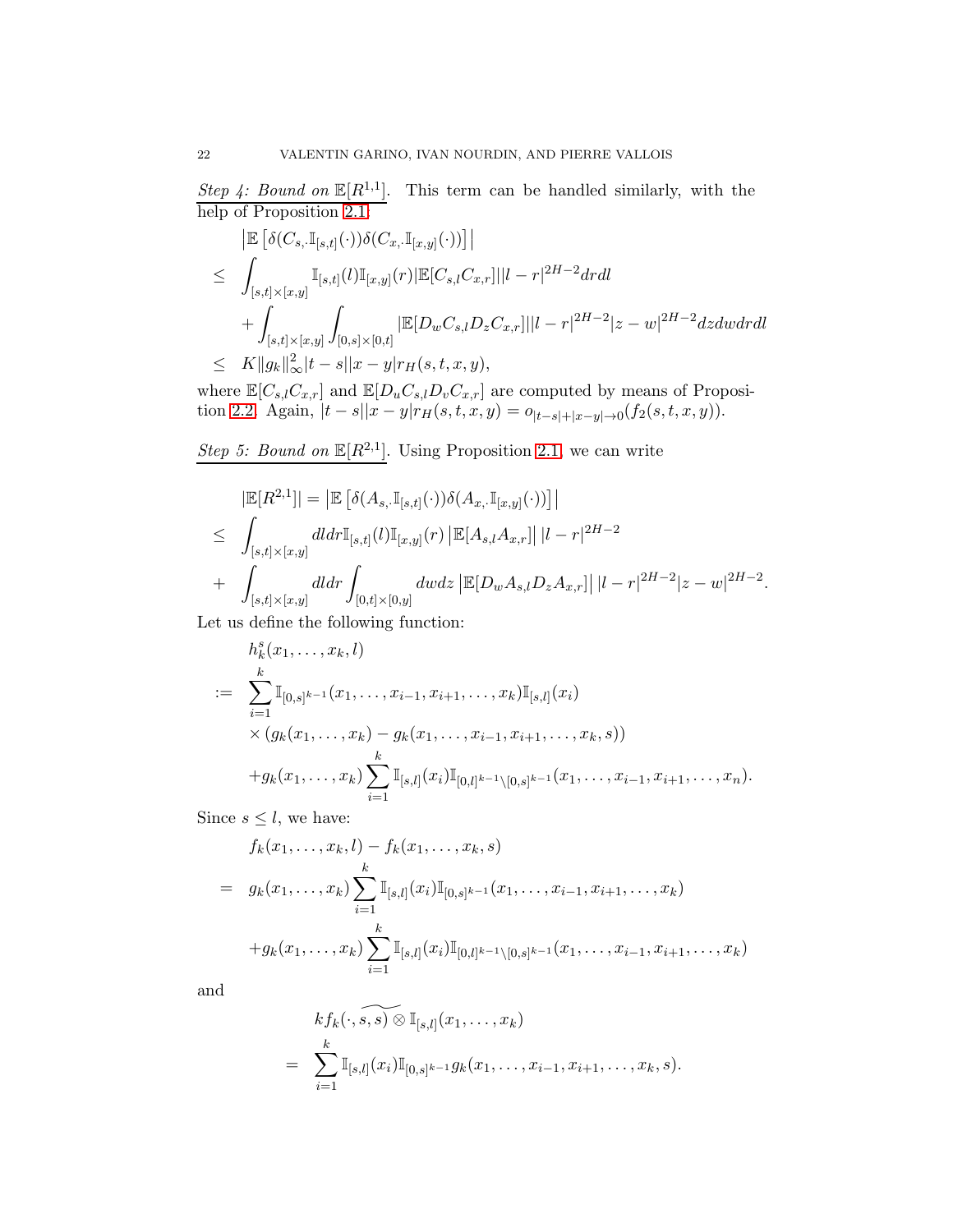*Step 4: Bound on $\mathbb{E}[R^{1,1}]$.* This term can be handled similarly, with the help of Proposition 2.1:

$$
\begin{aligned}
& \left|\mathbb{E}\left[\delta(C_{s,\cdot}\mathbb{I}_{[s,t]}(\cdot))\delta(C_{x,\cdot}\mathbb{I}_{[x,y]}(\cdot))\right]\right| \\
\leq\ & \int_{[s,t]\times[x,y]} \mathbb{I}_{[s,t]}(l)\mathbb{I}_{[x,y]}(r)|\mathbb{E}[C_{s,l}C_{x,r}]||l-r|^{2H-2}drdl \\
& + \int_{[s,t]\times[x,y]}\int_{[0,s]\times[0,t]} |\mathbb{E}[D_w C_{s,l} D_z C_{x,r}]||l-r|^{2H-2}|z-w|^{2H-2}dzdwdrdl \\
\leq\ & K\|g_k\|_\infty^2 |t-s||x-y| r_H(s,t,x,y),
\end{aligned}
$$

where $\mathbb{E}[C_{s,l}C_{x,r}]$ and $\mathbb{E}[D_u C_{s,l} D_v C_{x,r}]$ are computed by means of Proposition 2.2. Again, $|t-s||x-y|r_H(s,t,x,y) = o_{|t-s|+|x-y|\to 0}(f_2(s,t,x,y))$.

*Step 5: Bound on $\mathbb{E}[R^{2,1}]$.* Using Proposition 2.1, we can write

$$
\begin{aligned}
& |\mathbb{E}[R^{2,1}]| = \left|\mathbb{E}\left[\delta(A_{s,\cdot}\mathbb{I}_{[s,t]}(\cdot))\delta(A_{x,\cdot}\mathbb{I}_{[x,y]}(\cdot))\right]\right| \\
\leq\ & \int_{[s,t]\times[x,y]} dldr \mathbb{I}_{[s,t]}(l)\mathbb{I}_{[x,y]}(r)\left|\mathbb{E}[A_{s,l}A_{x,r}]\right| |l-r|^{2H-2} \\
+\ & \int_{[s,t]\times[x,y]} dldr \int_{[0,t]\times[0,y]} dwdz \left|\mathbb{E}[D_w A_{s,l} D_z A_{x,r}]\right| |l-r|^{2H-2}|z-w|^{2H-2}.
\end{aligned}
$$

Let us define the following function:

$$
\begin{aligned}
& h_k^s(x_1,\ldots,x_k,l) \\
:=\ & \sum_{i=1}^k \mathbb{I}_{[0,s]^{k-1}}(x_1,\ldots,x_{i-1},x_{i+1},\ldots,x_k)\mathbb{I}_{[s,l]}(x_i) \\
& \times (g_k(x_1,\ldots,x_k) - g_k(x_1,\ldots,x_{i-1},x_{i+1},\ldots,x_k,s)) \\
& + g_k(x_1,\ldots,x_k)\sum_{i=1}^k \mathbb{I}_{[s,l]}(x_i)\mathbb{I}_{[0,l]^{k-1}\setminus[0,s]^{k-1}}(x_1,\ldots,x_{i-1},x_{i+1},\ldots,x_n).
\end{aligned}
$$

Since $s \leq l$, we have:

$$
\begin{aligned}
& f_k(x_1,\ldots,x_k,l) - f_k(x_1,\ldots,x_k,s) \\
=\ & g_k(x_1,\ldots,x_k)\sum_{i=1}^k \mathbb{I}_{[s,l]}(x_i)\mathbb{I}_{[0,s]^{k-1}}(x_1,\ldots,x_{i-1},x_{i+1},\ldots,x_k) \\
& + g_k(x_1,\ldots,x_k)\sum_{i=1}^k \mathbb{I}_{[s,l]}(x_i)\mathbb{I}_{[0,l]^{k-1}\setminus[0,s]^{k-1}}(x_1,\ldots,x_{i-1},x_{i+1},\ldots,x_k)
\end{aligned}
$$

and

$$
\begin{aligned}
& k f_k(\cdot,\widetilde{s,s)\otimes}\,\mathbb{I}_{[s,l]}(x_1,\ldots,x_k) \\
=\ & \sum_{i=1}^k \mathbb{I}_{[s,l]}(x_i)\mathbb{I}_{[0,s]^{k-1}} g_k(x_1,\ldots,x_{i-1},x_{i+1},\ldots,x_k,s).
\end{aligned}
$$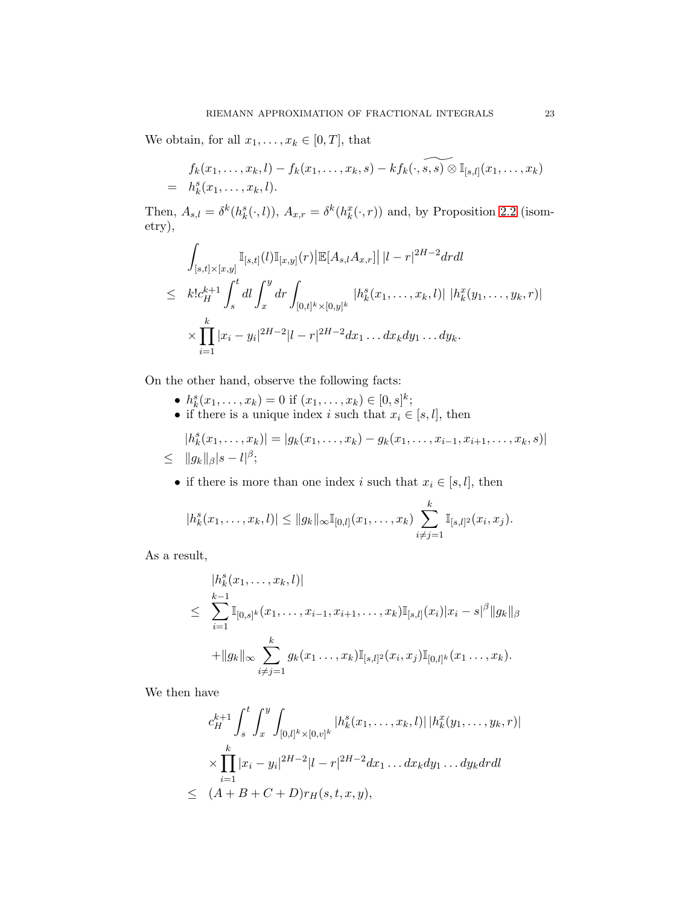We obtain, for all $x_1, \dots, x_k \in [0,T]$, that

$$
\begin{aligned}
& f_k(x_1,\dots,x_k,l) - f_k(x_1,\dots,x_k,s) - k f_k(\cdot,\widetilde{s,s) \otimes} \mathbb{I}_{[s,l]}(x_1,\dots,x_k) \\
= \;& h_k^s(x_1,\dots,x_k,l).
\end{aligned}
$$

Then, $A_{s,l} = \delta^k(h_k^s(\cdot,l))$, $A_{x,r} = \delta^k(h_k^x(\cdot,r))$ and, by Proposition 2.2 (isometry),

$$
\begin{aligned}
& \int_{[s,t]\times[x,y]} \mathbb{I}_{[s,t]}(l)\mathbb{I}_{[x,y]}(r) \big|\mathbb{E}[A_{s,l}A_{x,r}]\big| \, |l-r|^{2H-2} dr dl \\
\leq \;& k! c_H^{k+1} \int_s^t dl \int_x^y dr \int_{[0,t]^k \times [0,y]^k} |h_k^s(x_1,\dots,x_k,l)| \; |h_k^x(y_1,\dots,y_k,r)| \\
& \times \prod_{i=1}^k |x_i - y_i|^{2H-2} |l-r|^{2H-2} dx_1\dots dx_k dy_1 \dots dy_k.
\end{aligned}
$$

On the other hand, observe the following facts:

- $h_k^s(x_1,\dots,x_k) = 0$ if $(x_1,\dots,x_k) \in [0,s]^k$;
- if there is a unique index $i$ such that $x_i \in [s,l]$, then

$$
\begin{aligned}
& |h_k^s(x_1,\dots,x_k)| = |g_k(x_1,\dots,x_k) - g_k(x_1,\dots,x_{i-1},x_{i+1},\dots,x_k,s)| \\
\leq \;& \|g_k\|_\beta |s-l|^\beta;
\end{aligned}
$$

- if there is more than one index $i$ such that $x_i \in [s,l]$, then

$$
|h_k^s(x_1,\dots,x_k,l)| \leq \|g_k\|_\infty \mathbb{I}_{[0,l]}(x_1,\dots,x_k) \sum_{i\neq j=1}^k \mathbb{I}_{[s,l]^2}(x_i,x_j).
$$

As a result,

$$
\begin{aligned}
& |h_k^s(x_1,\dots,x_k,l)| \\
\leq \;& \sum_{i=1}^{k-1} \mathbb{I}_{[0,s]^k}(x_1,\dots,x_{i-1},x_{i+1},\dots,x_k)\mathbb{I}_{[s,l]}(x_i)|x_i - s|^\beta \|g_k\|_\beta \\
& + \|g_k\|_\infty \sum_{i\neq j=1}^k g_k(x_1\dots,x_k)\mathbb{I}_{[s,l]^2}(x_i,x_j)\mathbb{I}_{[0,l]^k}(x_1\dots,x_k).
\end{aligned}
$$

We then have

$$
\begin{aligned}
& c_H^{k+1} \int_s^t \int_x^y \int_{[0,l]^k \times [0,v]^k} |h_k^s(x_1,\dots,x_k,l)| \, |h_k^x(y_1,\dots,y_k,r)| \\
& \times \prod_{i=1}^k |x_i - y_i|^{2H-2} |l-r|^{2H-2} dx_1 \dots dx_k dy_1 \dots dy_k dr dl \\
\leq \;& (A+B+C+D) r_H(s,t,x,y),
\end{aligned}
$$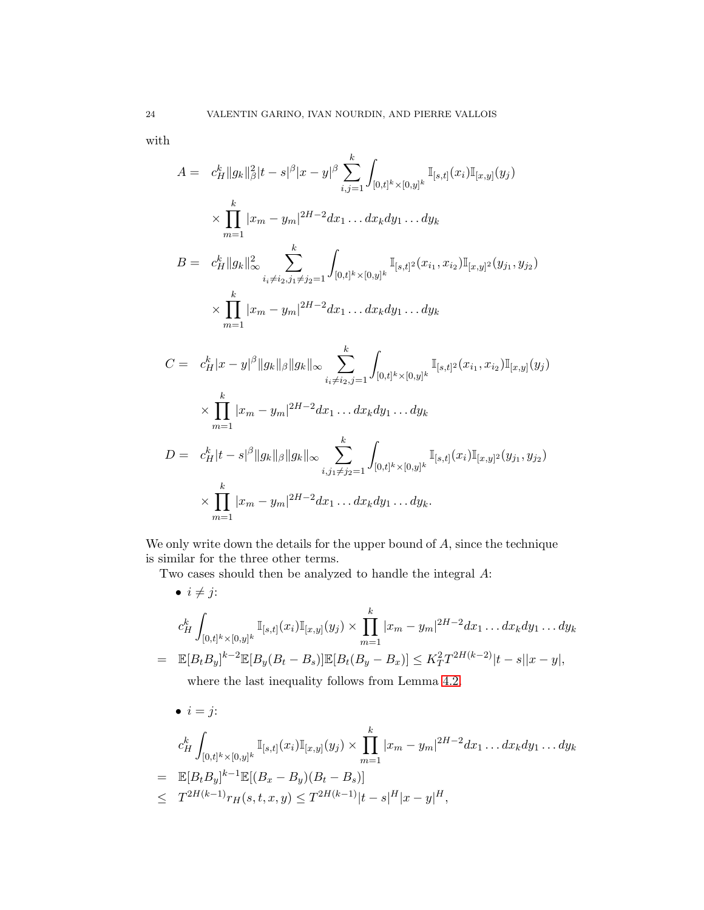with

$$
\begin{aligned}
A = \quad & c_H^k \|g_k\|_\beta^2 |t-s|^\beta |x-y|^\beta \sum_{i,j=1}^k \int_{[0,t]^k \times [0,y]^k} \mathbb{I}_{[s,t]}(x_i) \mathbb{I}_{[x,y]}(y_j) \\
& \times \prod_{m=1}^k |x_m - y_m|^{2H-2} dx_1 \dots dx_k dy_1 \dots dy_k \\
B = \quad & c_H^k \|g_k\|_\infty^2 \sum_{i_1 \neq i_2, j_1 \neq j_2 = 1}^k \int_{[0,t]^k \times [0,y]^k} \mathbb{I}_{[s,t]^2}(x_{i_1}, x_{i_2}) \mathbb{I}_{[x,y]^2}(y_{j_1}, y_{j_2}) \\
& \times \prod_{m=1}^k |x_m - y_m|^{2H-2} dx_1 \dots dx_k dy_1 \dots dy_k
\end{aligned}
$$

$$
\begin{aligned}
C = \quad & c_H^k |x-y|^\beta \|g_k\|_\beta \|g_k\|_\infty \sum_{i_1 \neq i_2, j=1}^k \int_{[0,t]^k \times [0,y]^k} \mathbb{I}_{[s,t]^2}(x_{i_1}, x_{i_2}) \mathbb{I}_{[x,y]}(y_j) \\
& \times \prod_{m=1}^k |x_m - y_m|^{2H-2} dx_1 \dots dx_k dy_1 \dots dy_k \\
D = \quad & c_H^k |t-s|^\beta \|g_k\|_\beta \|g_k\|_\infty \sum_{i, j_1 \neq j_2 = 1}^k \int_{[0,t]^k \times [0,y]^k} \mathbb{I}_{[s,t]}(x_i) \mathbb{I}_{[x,y]^2}(y_{j_1}, y_{j_2}) \\
& \times \prod_{m=1}^k |x_m - y_m|^{2H-2} dx_1 \dots dx_k dy_1 \dots dy_k.
\end{aligned}
$$

We only write down the details for the upper bound of $A$, since the technique is similar for the three other terms.

Two cases should then be analyzed to handle the integral $A$:

- $i \neq j$:

$$
\begin{aligned}
& c_H^k \int_{[0,t]^k \times [0,y]^k} \mathbb{I}_{[s,t]}(x_i) \mathbb{I}_{[x,y]}(y_j) \times \prod_{m=1}^k |x_m - y_m|^{2H-2} dx_1 \dots dx_k dy_1 \dots dy_k \\
= \quad & \mathbb{E}[B_t B_y]^{k-2} \mathbb{E}[B_y(B_t - B_s)] \mathbb{E}[B_t(B_y - B_x)] \leq K_T^2 T^{2H(k-2)} |t-s||x-y|,
\end{aligned}
$$

  where the last inequality follows from Lemma 4.2.

- $i = j$:

$$
\begin{aligned}
& c_H^k \int_{[0,t]^k \times [0,y]^k} \mathbb{I}_{[s,t]}(x_i) \mathbb{I}_{[x,y]}(y_j) \times \prod_{m=1}^k |x_m - y_m|^{2H-2} dx_1 \dots dx_k dy_1 \dots dy_k \\
= \quad & \mathbb{E}[B_t B_y]^{k-1} \mathbb{E}[(B_x - B_y)(B_t - B_s)] \\
\leq \quad & T^{2H(k-1)} r_H(s,t,x,y) \leq T^{2H(k-1)} |t-s|^H |x-y|^H,
\end{aligned}
$$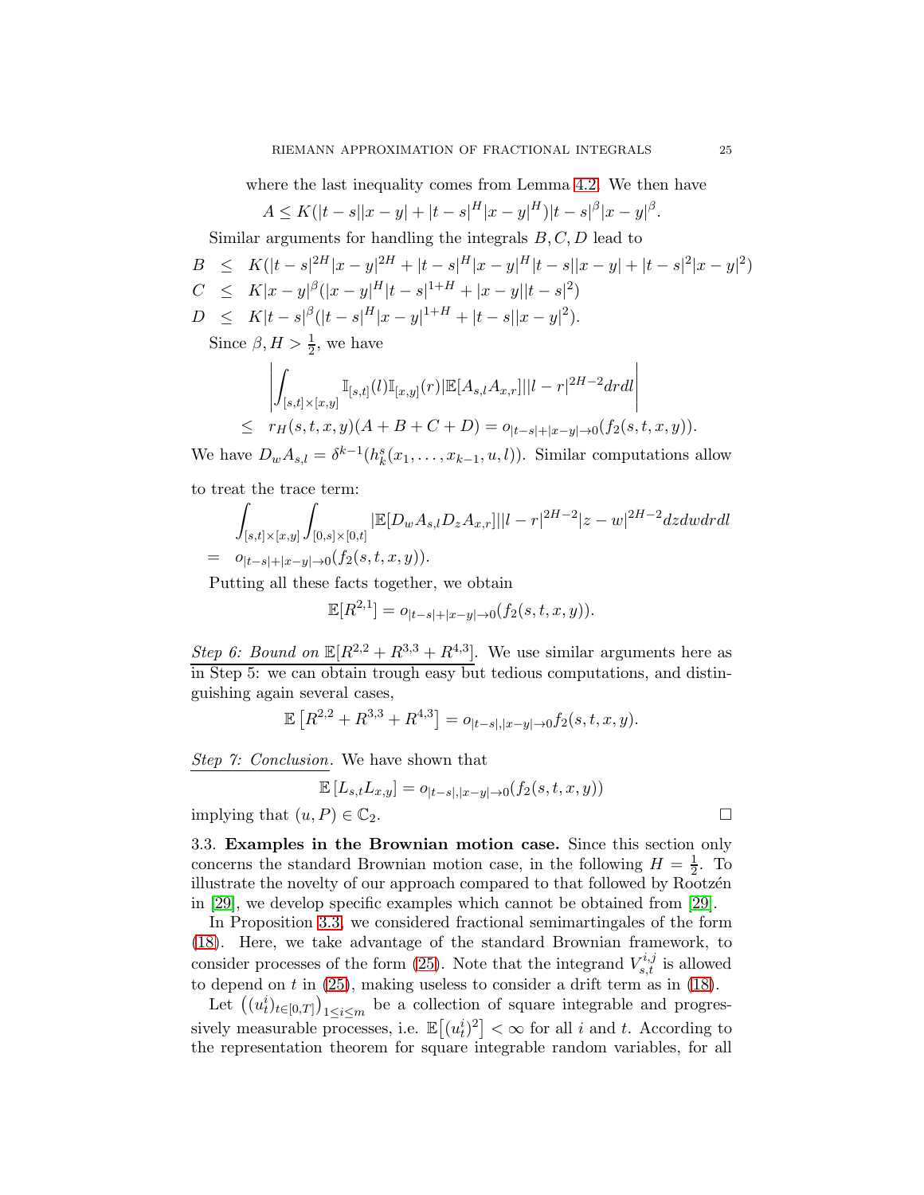where the last inequality comes from Lemma 4.2. We then have

$$A \leq K(|t-s||x-y| + |t-s|^H |x-y|^H)|t-s|^\beta |x-y|^\beta.$$

Similar arguments for handling the integrals $B, C, D$ lead to

$$\begin{aligned}
B &\leq K(|t-s|^{2H}|x-y|^{2H} + |t-s|^H|x-y|^H|t-s||x-y| + |t-s|^2|x-y|^2) \\
C &\leq K|x-y|^\beta(|x-y|^H|t-s|^{1+H} + |x-y||t-s|^2) \\
D &\leq K|t-s|^\beta(|t-s|^H|x-y|^{1+H} + |t-s||x-y|^2).
\end{aligned}$$

Since $\beta, H > \frac{1}{2}$, we have

$$\begin{aligned}
&\left| \int_{[s,t]\times[x,y]} \mathbb{I}_{[s,t]}(l)\mathbb{I}_{[x,y]}(r)|\mathbb{E}[A_{s,l}A_{x,r}]||l-r|^{2H-2}drdl \right| \\
&\leq \quad r_H(s,t,x,y)(A+B+C+D) = o_{|t-s|+|x-y|\to 0}(f_2(s,t,x,y)).
\end{aligned}$$

We have $D_w A_{s,l} = \delta^{k-1}(h_k^s(x_1, \ldots, x_{k-1}, u, l))$. Similar computations allow to treat the trace term:

$$\begin{aligned}
&\int_{[s,t]\times[x,y]} \int_{[0,s]\times[0,t]} |\mathbb{E}[D_w A_{s,l} D_z A_{x,r}]||l-r|^{2H-2}|z-w|^{2H-2}dzdwdrdl \\
&= \quad o_{|t-s|+|x-y|\to 0}(f_2(s,t,x,y)).
\end{aligned}$$

Putting all these facts together, we obtain

$$\mathbb{E}[R^{2,1}] = o_{|t-s|+|x-y|\to 0}(f_2(s,t,x,y)).$$

*Step 6: Bound on $\mathbb{E}[R^{2,2} + R^{3,3} + R^{4,3}]$.* We use similar arguments here as in Step 5: we can obtain trough easy but tedious computations, and distinguishing again several cases,

$$\mathbb{E}\left[R^{2,2} + R^{3,3} + R^{4,3}\right] = o_{|t-s|,|x-y|\to 0} f_2(s,t,x,y).$$

*Step 7: Conclusion.* We have shown that

$$\mathbb{E}\left[L_{s,t}L_{x,y}\right] = o_{|t-s|,|x-y|\to 0}(f_2(s,t,x,y))$$

implying that $(u, P) \in \mathbb{C}_2$. □

## 3.3. Examples in the Brownian motion case.

Since this section only concerns the standard Brownian motion case, in the following $H = \frac{1}{2}$. To illustrate the novelty of our approach compared to that followed by Rootzén in [29], we develop specific examples which cannot be obtained from [29].

In Proposition 3.3, we considered fractional semimartingales of the form (18). Here, we take advantage of the standard Brownian framework, to consider processes of the form (25). Note that the integrand $V_{s,t}^{i,j}$ is allowed to depend on $t$ in (25), making useless to consider a drift term as in (18).

Let $\left((u_t^i)_{t\in[0,T]}\right)_{1\leq i\leq m}$ be a collection of square integrable and progressively measurable processes, i.e. $\mathbb{E}\left[(u_t^i)^2\right] < \infty$ for all $i$ and $t$. According to the representation theorem for square integrable random variables, for all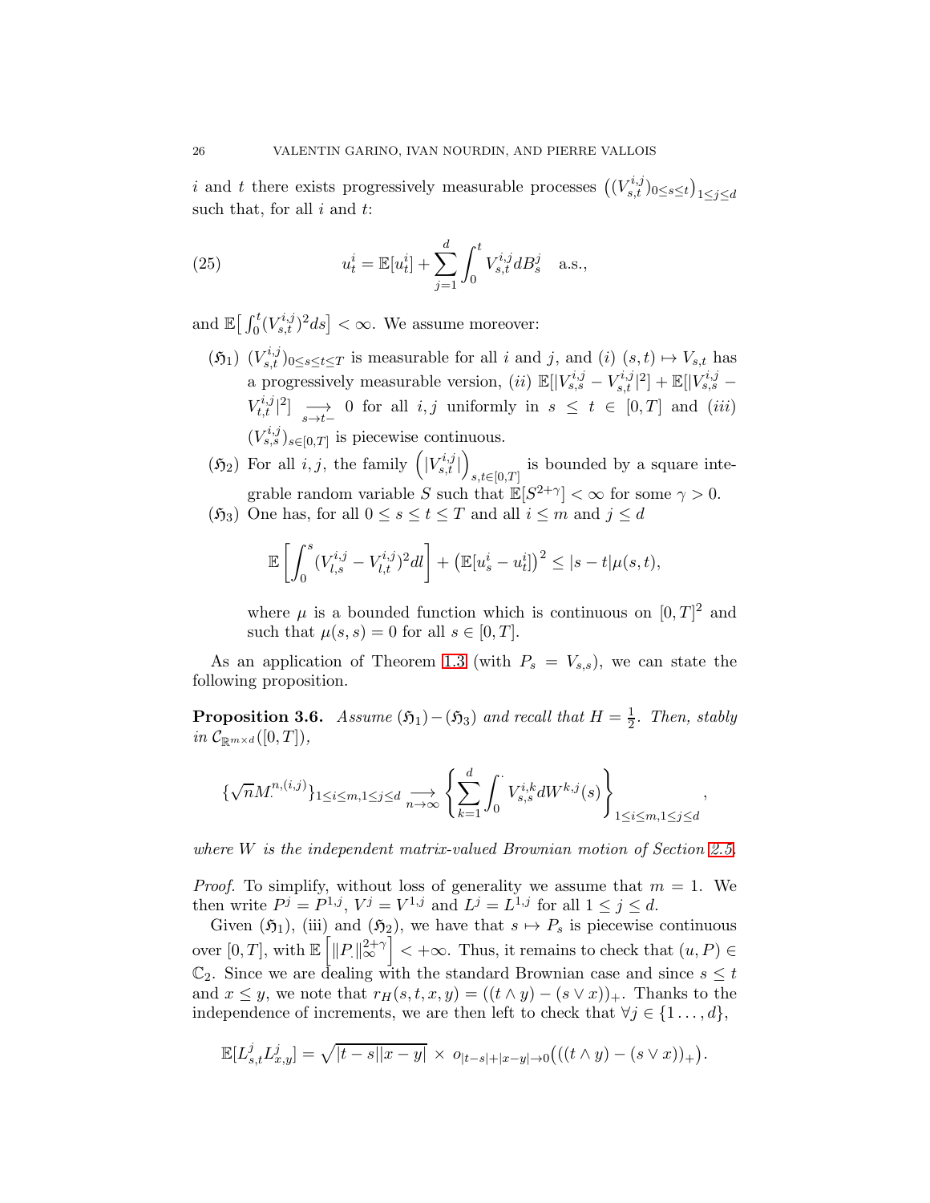$i$ and $t$ there exists progressively measurable processes $\big((V^{i,j}_{s,t})_{0\le s\le t}\big)_{1\le j\le d}$ such that, for all $i$ and $t$:

$$
u^i_t = \mathbb{E}[u^i_t] + \sum_{j=1}^d \int_0^t V^{i,j}_{s,t} dB^j_s \quad \text{a.s.,} \tag{25}
$$

and $\mathbb{E}\big[\int_0^t (V^{i,j}_{s,t})^2 ds\big] < \infty$. We assume moreover:

- $(\mathfrak{H}_1)$ $(V^{i,j}_{s,t})_{0\le s\le t\le T}$ is measurable for all $i$ and $j$, and $(i)$ $(s,t)\mapsto V_{s,t}$ has a progressively measurable version, $(ii)$ $\mathbb{E}[|V^{i,j}_{s,s} - V^{i,j}_{s,t}|^2] + \mathbb{E}[|V^{i,j}_{s,s} - V^{i,j}_{t,t}|^2] \underset{s\to t-}{\longrightarrow} 0$ for all $i,j$ uniformly in $s\le t\in[0,T]$ and $(iii)$ $(V^{i,j}_{s,s})_{s\in[0,T]}$ is piecewise continuous.
- $(\mathfrak{H}_2)$ For all $i,j$, the family $\Big(|V^{i,j}_{s,t}|\Big)_{s,t\in[0,T]}$ is bounded by a square integrable random variable $S$ such that $\mathbb{E}[S^{2+\gamma}]<\infty$ for some $\gamma>0$.
- $(\mathfrak{H}_3)$ One has, for all $0\le s\le t\le T$ and all $i\le m$ and $j\le d$

$$
\mathbb{E}\left[\int_0^s (V^{i,j}_{l,s} - V^{i,j}_{l,t})^2 dl\right] + \big(\mathbb{E}[u^i_s - u^i_t]\big)^2 \le |s-t|\mu(s,t),
$$

where $\mu$ is a bounded function which is continuous on $[0,T]^2$ and such that $\mu(s,s)=0$ for all $s\in[0,T]$.

As an application of Theorem 1.3 (with $P_s = V_{s,s}$), we can state the following proposition.

**Proposition 3.6.** *Assume $(\mathfrak{H}_1)-(\mathfrak{H}_3)$ and recall that $H=\frac{1}{2}$. Then, stably in $\mathcal{C}_{\mathbb{R}^{m\times d}}([0,T])$,*

$$
\{\sqrt{n}M^{n,(i,j)}_{\cdot}\}_{1\le i\le m, 1\le j\le d} \underset{n\to\infty}{\longrightarrow} \left\{\sum_{k=1}^d \int_0^{\cdot} V^{i,k}_{s,s} dW^{k,j}(s)\right\}_{1\le i\le m, 1\le j\le d},
$$

*where $W$ is the independent matrix-valued Brownian motion of Section 2.5.*

*Proof.* To simplify, without loss of generality we assume that $m=1$. We then write $P^j = P^{1,j}$, $V^j = V^{1,j}$ and $L^j = L^{1,j}$ for all $1\le j\le d$.

Given $(\mathfrak{H}_1)$, (iii) and $(\mathfrak{H}_2)$, we have that $s\mapsto P_s$ is piecewise continuous over $[0,T]$, with $\mathbb{E}\left[\|P_\cdot\|_\infty^{2+\gamma}\right] < +\infty$. Thus, it remains to check that $(u,P)\in\mathbb{C}_2$. Since we are dealing with the standard Brownian case and since $s\le t$ and $x\le y$, we note that $r_H(s,t,x,y) = ((t\wedge y)-(s\vee x))_+$. Thanks to the independence of increments, we are then left to check that $\forall j\in\{1\ldots,d\}$,

$$
\mathbb{E}[L^j_{s,t}L^j_{x,y}] = \sqrt{|t-s||x-y|}\times o_{|t-s|+|x-y|\to 0}\big(((t\wedge y)-(s\vee x))_+\big).
$$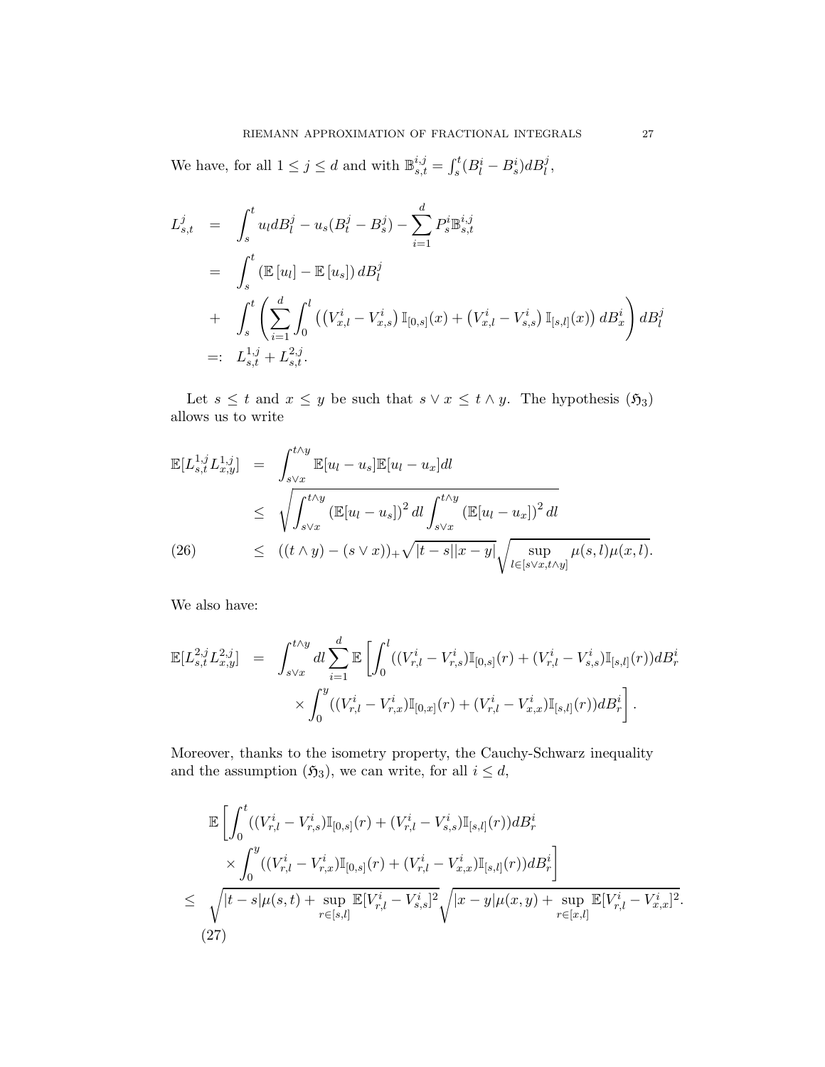We have, for all $1 \le j \le d$ and with $\mathbb{B}^{i,j}_{s,t} = \int_s^t (B^i_l - B^i_s) dB^j_l$,

$$
\begin{aligned}
L^j_{s,t} &= \int_s^t u_l dB^j_l - u_s(B^j_t - B^j_s) - \sum_{i=1}^d P^i_s \mathbb{B}^{i,j}_{s,t} \\
&= \int_s^t \left(\mathbb{E}\left[u_l\right] - \mathbb{E}\left[u_s\right]\right) dB^j_l \\
&+ \int_s^t \left( \sum_{i=1}^d \int_0^l \left( \left(V^i_{x,l} - V^i_{x,s}\right) \mathbb{I}_{[0,s]}(x) + \left(V^i_{x,l} - V^i_{s,s}\right) \mathbb{I}_{[s,l]}(x) \right) dB^i_x \right) dB^j_l \\
&=: L^{1,j}_{s,t} + L^{2,j}_{s,t}.
\end{aligned}
$$

Let $s \le t$ and $x \le y$ be such that $s \vee x \le t \wedge y$. The hypothesis $(\mathfrak{H}_3)$ allows us to write

$$
\begin{aligned}
\mathbb{E}[L^{1,j}_{s,t} L^{1,j}_{x,y}] &= \int_{s\vee x}^{t \wedge y} \mathbb{E}[u_l - u_s]\mathbb{E}[u_l - u_x] dl \\
&\le \sqrt{\int_{s\vee x}^{t\wedge y} \left(\mathbb{E}[u_l - u_s]\right)^2 dl \int_{s \vee x}^{t\wedge y} \left(\mathbb{E}[u_l - u_x]\right)^2 dl} \\
&\le ((t\wedge y) - (s \vee x))_+ \sqrt{|t-s||x-y|} \sqrt{\sup_{l \in [s\vee x, t\wedge y]} \mu(s,l)\mu(x,l)}. \qquad (26)
\end{aligned}
$$

We also have:

$$
\begin{aligned}
\mathbb{E}[L^{2,j}_{s,t} L^{2,j}_{x,y}] &= \int_{s \vee x}^{t\wedge y} dl \sum_{i=1}^d \mathbb{E}\left[ \int_0^l ((V^i_{r,l} - V^i_{r,s})\mathbb{I}_{[0,s]}(r) + (V^i_{r,l} - V^i_{s,s})\mathbb{I}_{[s,l]}(r)) dB^i_r \right. \\
&\qquad \left. \times \int_0^y ((V^i_{r,l} - V^i_{r,x})\mathbb{I}_{[0,x]}(r) + (V^i_{r,l} - V^i_{x,x})\mathbb{I}_{[s,l]}(r)) dB^i_r \right].
\end{aligned}
$$

Moreover, thanks to the isometry property, the Cauchy-Schwarz inequality and the assumption $(\mathfrak{H}_3)$, we can write, for all $i \le d$,

$$
\begin{aligned}
&\mathbb{E}\left[ \int_0^t ((V^i_{r,l} - V^i_{r,s})\mathbb{I}_{[0,s]}(r) + (V^i_{r,l} - V^i_{s,s})\mathbb{I}_{[s,l]}(r)) dB^i_r \right. \\
&\qquad \left. \times \int_0^y ((V^i_{r,l} - V^i_{r,x})\mathbb{I}_{[0,s]}(r) + (V^i_{r,l} - V^i_{x,x})\mathbb{I}_{[s,l]}(r)) dB^i_r \right] \\
\le \;& \sqrt{|t-s|\mu(s,t) + \sup_{r\in[s,l]} \mathbb{E}[V^i_{r,l} - V^i_{s,s}]^2} \sqrt{|x-y|\mu(x,y) + \sup_{r \in [x,l]} \mathbb{E}[V^i_{r,l} - V^i_{x,x}]^2}. \qquad (27)
\end{aligned}
$$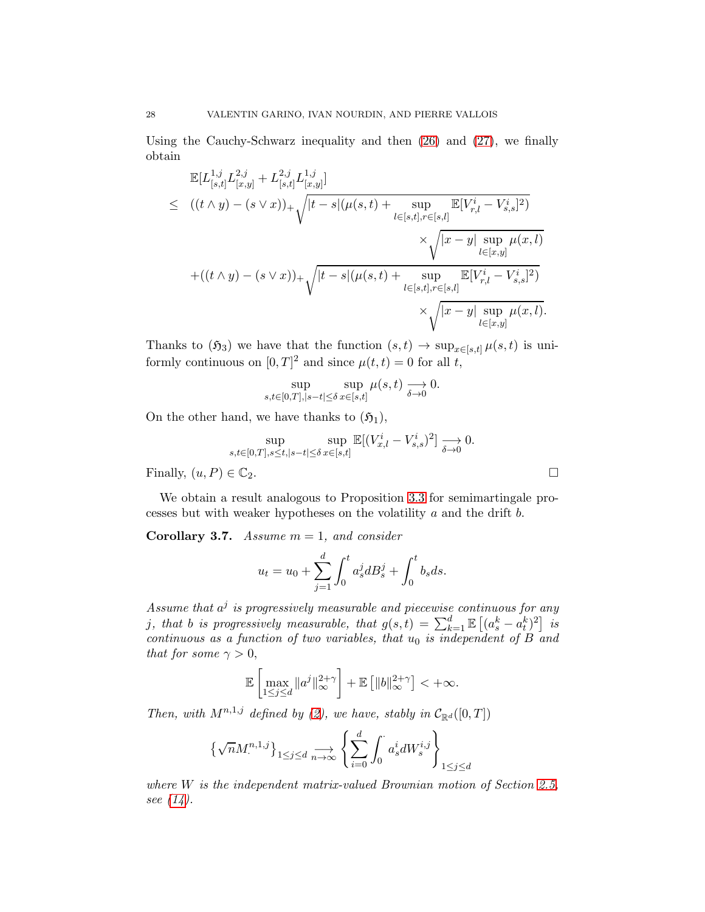Using the Cauchy-Schwarz inequality and then (26) and (27), we finally obtain

$$
\begin{aligned}
&\mathbb{E}[L^{1,j}_{[s,t]}L^{2,j}_{[x,y]} + L^{2,j}_{[s,t]}L^{1,j}_{[x,y]}] \\
\leq\ & ((t\wedge y)-(s\vee x))_+\sqrt{|t-s|(\mu(s,t) + \sup_{l\in[s,t],r\in[s,l]}\mathbb{E}[V^i_{r,l}-V^i_{s,s}]^2)} \\
&\qquad\qquad\qquad\qquad\qquad\qquad\times\sqrt{|x-y|\sup_{l\in[x,y]}\mu(x,l)} \\
&+((t\wedge y)-(s\vee x))_+\sqrt{|t-s|(\mu(s,t) + \sup_{l\in[s,t],r\in[s,l]}\mathbb{E}[V^i_{r,l}-V^i_{s,s}]^2)} \\
&\qquad\qquad\qquad\qquad\qquad\qquad\times\sqrt{|x-y|\sup_{l\in[x,y]}\mu(x,l)}.
\end{aligned}
$$

Thanks to $(\mathfrak{H}_3)$ we have that the function $(s,t)\to\sup_{x\in[s,t]}\mu(s,t)$ is uniformly continuous on $[0,T]^2$ and since $\mu(t,t)=0$ for all $t$,

$$
\sup_{s,t\in[0,T],|s-t|\leq\delta}\ \sup_{x\in[s,t]}\mu(s,t)\underset{\delta\to 0}{\longrightarrow}0.
$$

On the other hand, we have thanks to $(\mathfrak{H}_1)$,

$$
\sup_{s,t\in[0,T],s\leq t,|s-t|\leq\delta}\ \sup_{x\in[s,t]}\mathbb{E}[(V^i_{x,l}-V^i_{s,s})^2]\underset{\delta\to 0}{\longrightarrow}0.
$$

Finally, $(u,P)\in\mathbb{C}_2$. $\square$

We obtain a result analogous to Proposition 3.3 for semimartingale processes but with weaker hypotheses on the volatility $a$ and the drift $b$.

**Corollary 3.7.** *Assume $m=1$, and consider*

$$
u_t = u_0 + \sum_{j=1}^d\int_0^t a^j_s dB^j_s + \int_0^t b_s ds.
$$

*Assume that $a^j$ is progressively measurable and piecewise continuous for any $j$, that $b$ is progressively measurable, that $g(s,t)=\sum_{k=1}^d\mathbb{E}\left[(a^k_s-a^k_t)^2\right]$ is continuous as a function of two variables, that $u_0$ is independent of $B$ and that for some $\gamma>0$,*

$$
\mathbb{E}\left[\max_{1\leq j\leq d}\|a^j\|^{2+\gamma}_\infty\right]+\mathbb{E}\left[\|b\|^{2+\gamma}_\infty\right]<+\infty.
$$

*Then, with $M^{n,1,j}$ defined by (2), we have, stably in $\mathcal{C}_{\mathbb{R}^d}([0,T])$*

$$
\left\{\sqrt{n}M^{n,1,j}_\cdot\right\}_{1\leq j\leq d}\underset{n\to\infty}{\longrightarrow}\left\{\sum_{i=0}^d\int_0^\cdot a^i_s dW^{i,j}_s\right\}_{1\leq j\leq d}
$$

*where $W$ is the independent matrix-valued Brownian motion of Section 2.5, see (14).*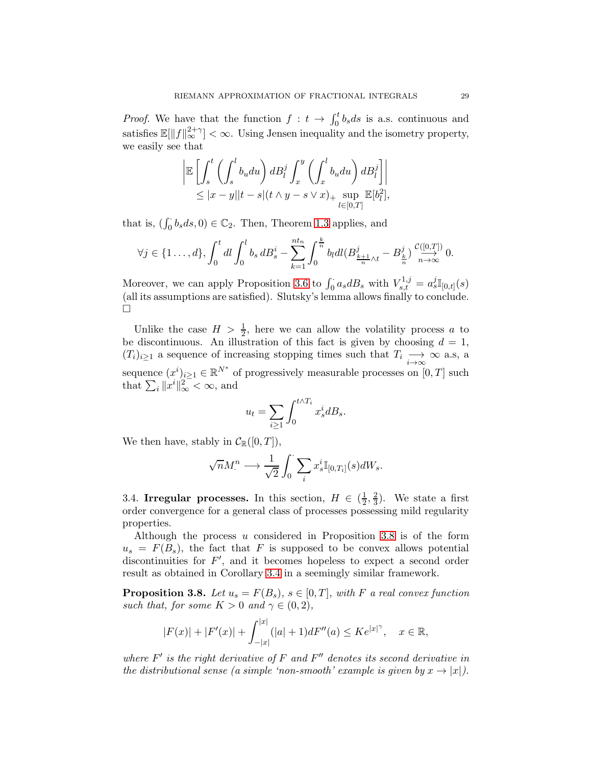*Proof.* We have that the function $f : t \to \int_0^t b_s ds$ is a.s. continuous and satisfies $\mathbb{E}[\|f\|_\infty^{2+\gamma}] < \infty$. Using Jensen inequality and the isometry property, we easily see that

$$\left| \mathbb{E}\left[ \int_s^t \left( \int_s^l b_u du \right) dB_l^j \int_x^y \left( \int_x^l b_u du \right) dB_l^j \right] \right|$$
$$\leq |x-y||t-s|(t \wedge y - s \vee x)_+ \sup_{l \in [0,T]} \mathbb{E}[b_l^2],$$

that is, $(\int_0^\cdot b_s ds, 0) \in \mathbb{C}_2$. Then, Theorem 1.3 applies, and

$$\forall j \in \{1 \dots, d\}, \int_0^t dl \int_0^l b_s \, dB_s^i - \sum_{k=1}^{nt_n} \int_0^{\frac{k}{n}} b_l dl (B^j_{\frac{k+1}{n} \wedge t} - B^j_{\frac{k}{n}}) \underset{n \to \infty}{\overset{\mathcal{C}([0,T])}{\longrightarrow}} 0.$$

Moreover, we can apply Proposition 3.6 to $\int_0^\cdot a_s dB_s$ with $V^{1,j}_{s,t} = a_s^j \mathbb{I}_{[0,t]}(s)$ (all its assumptions are satisfied). Slutsky's lemma allows finally to conclude. □

Unlike the case $H > \frac{1}{2}$, here we can allow the volatility process $a$ to be discontinuous. An illustration of this fact is given by choosing $d = 1$, $(T_i)_{i \geq 1}$ a sequence of increasing stopping times such that $T_i \underset{i \to \infty}{\longrightarrow} \infty$ a.s, a sequence $(x^i)_{i \geq 1} \in \mathbb{R}^{N^*}$ of progressively measurable processes on $[0,T]$ such that $\sum_i \|x^i\|_\infty^2 < \infty$, and

$$u_t = \sum_{i \geq 1} \int_0^{t \wedge T_i} x_s^i dB_s.$$

We then have, stably in $\mathcal{C}_\mathbb{R}([0,T])$,

$$\sqrt{n} M^n_\cdot \longrightarrow \frac{1}{\sqrt{2}} \int_0^\cdot \sum_i x_s^i \mathbb{I}_{[0,T_i]}(s) dW_s.$$

3.4. **Irregular processes.** In this section, $H \in (\frac{1}{2}, \frac{2}{3})$. We state a first order convergence for a general class of processes possessing mild regularity properties.

Although the process $u$ considered in Proposition 3.8 is of the form $u_s = F(B_s)$, the fact that $F$ is supposed to be convex allows potential discontinuities for $F'$, and it becomes hopeless to expect a second order result as obtained in Corollary 3.4 in a seemingly similar framework.

**Proposition 3.8.** *Let $u_s = F(B_s)$, $s \in [0,T]$, with $F$ a real convex function such that, for some $K > 0$ and $\gamma \in (0,2)$,*

$$|F(x)| + |F'(x)| + \int_{-|x|}^{|x|} (|a|+1) dF''(a) \leq K e^{|x|^\gamma}, \quad x \in \mathbb{R},$$

*where $F'$ is the right derivative of $F$ and $F''$ denotes its second derivative in the distributional sense (a simple 'non-smooth' example is given by $x \to |x|$).*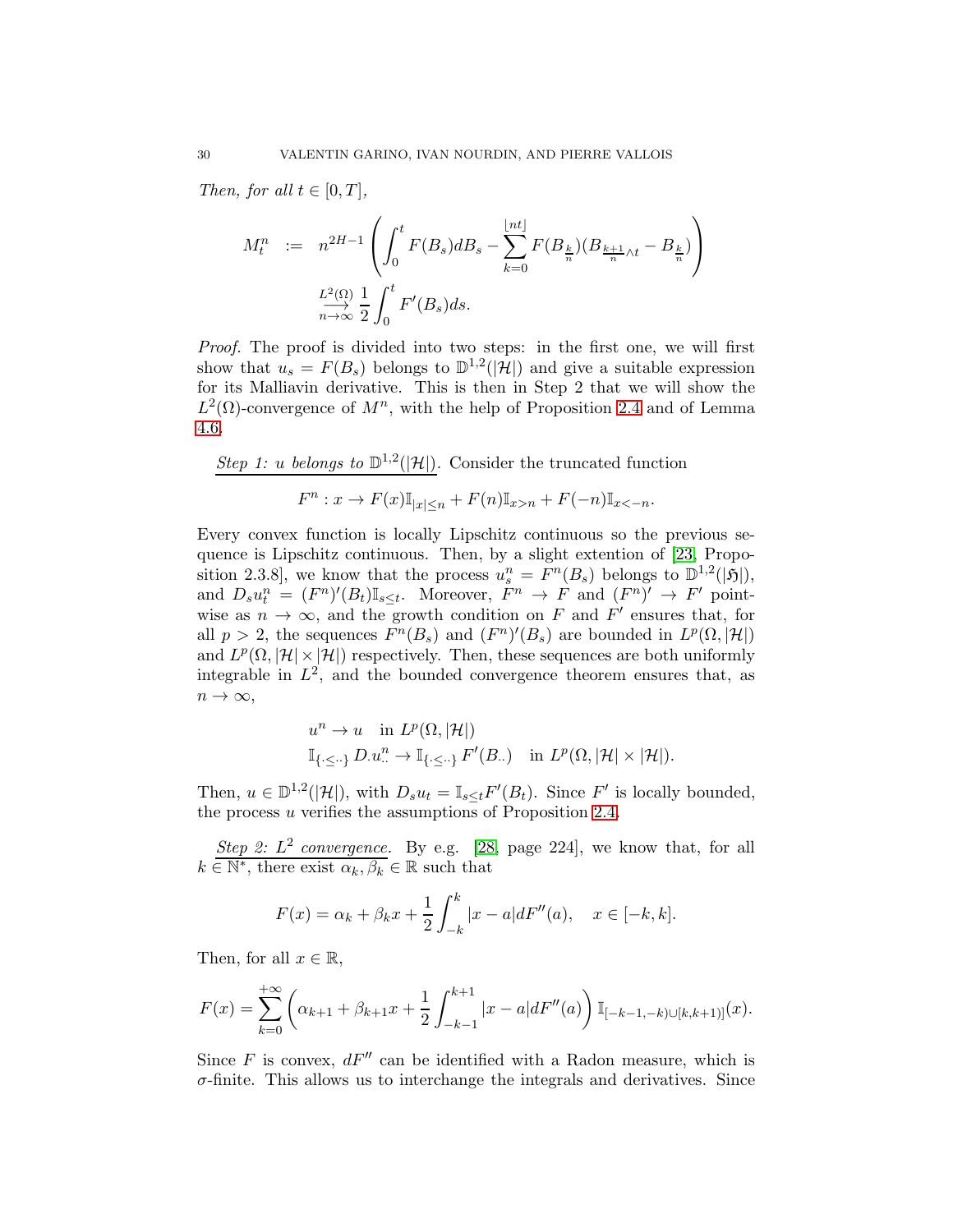*Then, for all* $t \in [0,T]$,

$$
\begin{aligned}
M_t^n &:= n^{2H-1}\left(\int_0^t F(B_s)dB_s - \sum_{k=0}^{\lfloor nt\rfloor} F(B_{\frac{k}{n}})(B_{\frac{k+1}{n}\wedge t} - B_{\frac{k}{n}})\right) \\
&\underset{n\to\infty}{\overset{L^2(\Omega)}{\longrightarrow}} \frac{1}{2}\int_0^t F'(B_s)ds.
\end{aligned}
$$

*Proof.* The proof is divided into two steps: in the first one, we will first show that $u_s = F(B_s)$ belongs to $\mathbb{D}^{1,2}(|\mathcal{H}|)$ and give a suitable expression for its Malliavin derivative. This is then in Step 2 that we will show the $L^2(\Omega)$-convergence of $M^n$, with the help of Proposition 2.4 and of Lemma 4.6.

*Step 1: u belongs to* $\mathbb{D}^{1,2}(|\mathcal{H}|)$. Consider the truncated function

$$
F^n : x \to F(x)\mathbb{I}_{|x|\leq n} + F(n)\mathbb{I}_{x>n} + F(-n)\mathbb{I}_{x<-n}.
$$

Every convex function is locally Lipschitz continuous so the previous sequence is Lipschitz continuous. Then, by a slight extention of [23, Proposition 2.3.8], we know that the process $u_s^n = F^n(B_s)$ belongs to $\mathbb{D}^{1,2}(|\mathfrak{H}|)$, and $D_s u_t^n = (F^n)'(B_t)\mathbb{I}_{s\leq t}$. Moreover, $F^n \to F$ and $(F^n)' \to F'$ pointwise as $n\to\infty$, and the growth condition on $F$ and $F'$ ensures that, for all $p>2$, the sequences $F^n(B_s)$ and $(F^n)'(B_s)$ are bounded in $L^p(\Omega,|\mathcal{H}|)$ and $L^p(\Omega,|\mathcal{H}|\times|\mathcal{H}|)$ respectively. Then, these sequences are both uniformly integrable in $L^2$, and the bounded convergence theorem ensures that, as $n\to\infty$,

$$
\begin{aligned}
&u^n \to u \quad \text{in } L^p(\Omega,|\mathcal{H}|) \\
&\mathbb{I}_{\{\cdot\leq\cdot\cdot\}}\, D_\cdot u_{\cdot\cdot}^n \to \mathbb{I}_{\{\cdot\leq\cdot\cdot\}}\, F'(B_{\cdot\cdot}) \quad \text{in } L^p(\Omega,|\mathcal{H}|\times|\mathcal{H}|).
\end{aligned}
$$

Then, $u\in\mathbb{D}^{1,2}(|\mathcal{H}|)$, with $D_s u_t = \mathbb{I}_{s\leq t}F'(B_t)$. Since $F'$ is locally bounded, the process $u$ verifies the assumptions of Proposition 2.4.

*Step 2:* $L^2$ *convergence*. By e.g. [28, page 224], we know that, for all $k\in\mathbb{N}^*$, there exist $\alpha_k,\beta_k\in\mathbb{R}$ such that

$$
F(x) = \alpha_k + \beta_k x + \frac{1}{2}\int_{-k}^{k}|x-a|dF''(a), \quad x\in[-k,k].
$$

Then, for all $x\in\mathbb{R}$,

$$
F(x) = \sum_{k=0}^{+\infty}\left(\alpha_{k+1} + \beta_{k+1}x + \frac{1}{2}\int_{-k-1}^{k+1}|x-a|dF''(a)\right)\mathbb{I}_{[-k-1,-k)\cup[k,k+1)]}(x).
$$

Since $F$ is convex, $dF''$ can be identified with a Radon measure, which is $\sigma$-finite. This allows us to interchange the integrals and derivatives. Since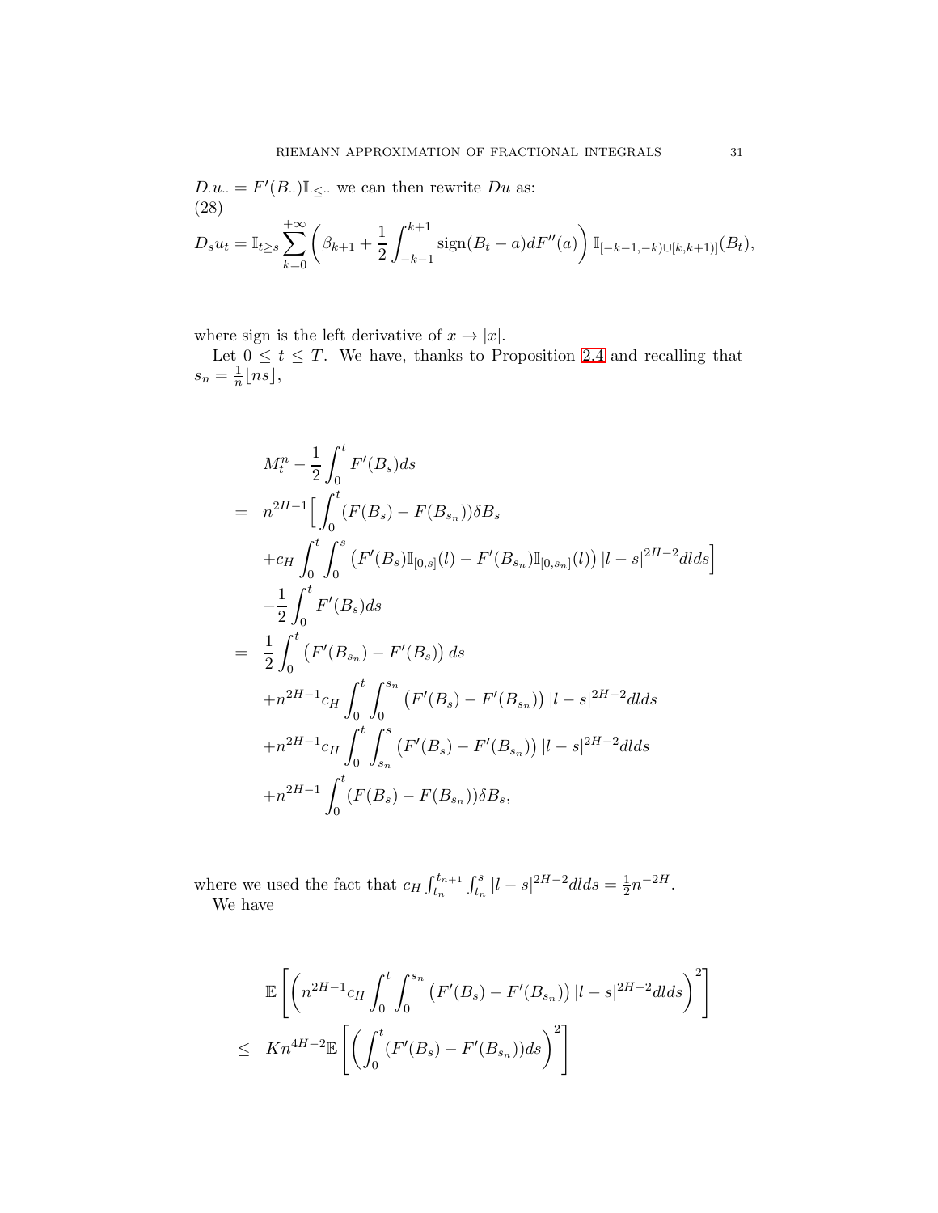$D_{\cdot}u_{\cdot\cdot} = F'(B_{\cdot\cdot})\mathbb{I}_{\cdot\leq\cdot\cdot}$ we can then rewrite $Du$ as:

(28)

$$D_s u_t = \mathbb{I}_{t\geq s}\sum_{k=0}^{+\infty}\left(\beta_{k+1} + \frac{1}{2}\int_{-k-1}^{k+1}\text{sign}(B_t - a)dF''(a)\right)\mathbb{I}_{[-k-1,-k)\cup[k,k+1)]}(B_t),$$

where sign is the left derivative of $x \to |x|$.

Let $0 \leq t \leq T$. We have, thanks to Proposition 2.4 and recalling that $s_n = \frac{1}{n}\lfloor ns \rfloor$,

$$\begin{aligned}
& M_t^n - \frac{1}{2}\int_0^t F'(B_s)ds \\
= \;& n^{2H-1}\Big[\int_0^t (F(B_s) - F(B_{s_n}))\delta B_s \\
& + c_H \int_0^t \int_0^s \left(F'(B_s)\mathbb{I}_{[0,s]}(l) - F'(B_{s_n})\mathbb{I}_{[0,s_n]}(l)\right)|l-s|^{2H-2}dlds\Big] \\
& - \frac{1}{2}\int_0^t F'(B_s)ds \\
= \;& \frac{1}{2}\int_0^t \left(F'(B_{s_n}) - F'(B_s)\right)ds \\
& + n^{2H-1}c_H \int_0^t \int_0^{s_n}\left(F'(B_s) - F'(B_{s_n})\right)|l-s|^{2H-2}dlds \\
& + n^{2H-1}c_H \int_0^t \int_{s_n}^{s}\left(F'(B_s) - F'(B_{s_n})\right)|l-s|^{2H-2}dlds \\
& + n^{2H-1}\int_0^t (F(B_s) - F(B_{s_n}))\delta B_s,
\end{aligned}$$

where we used the fact that $c_H \int_{t_n}^{t_{n+1}}\int_{t_n}^{s}|l-s|^{2H-2}dlds = \frac{1}{2}n^{-2H}$.

We have

$$\begin{aligned}
& \mathbb{E}\left[\left(n^{2H-1}c_H \int_0^t \int_0^{s_n}\left(F'(B_s) - F'(B_{s_n})\right)|l-s|^{2H-2}dlds\right)^2\right] \\
\leq \;& Kn^{4H-2}\mathbb{E}\left[\left(\int_0^t (F'(B_s) - F'(B_{s_n}))ds\right)^2\right]
\end{aligned}$$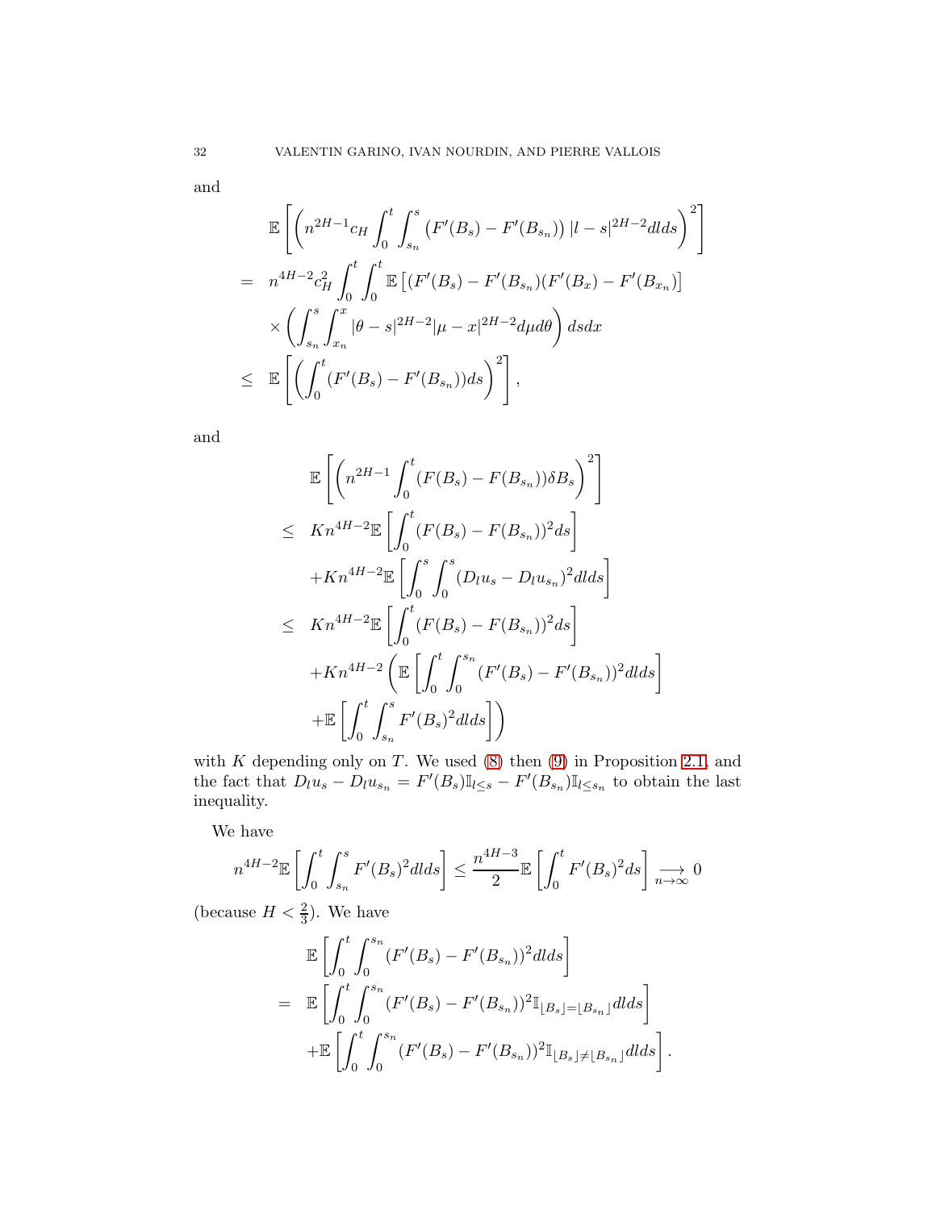and

$$
\begin{aligned}
& \mathbb{E}\left[\left(n^{2H-1}c_H\int_0^t\int_{s_n}^s\left(F'(B_s)-F'(B_{s_n})\right)|l-s|^{2H-2}dlds\right)^2\right] \\
= \;& n^{4H-2}c_H^2\int_0^t\int_0^t\mathbb{E}\left[(F'(B_s)-F'(B_{s_n})(F'(B_x)-F'(B_{x_n})\right] \\
& \times\left(\int_{s_n}^s\int_{x_n}^x|\theta-s|^{2H-2}|\mu-x|^{2H-2}d\mu d\theta\right)dsdx \\
\leq \;& \mathbb{E}\left[\left(\int_0^t(F'(B_s)-F'(B_{s_n}))ds\right)^2\right],
\end{aligned}
$$

and

$$
\begin{aligned}
& \mathbb{E}\left[\left(n^{2H-1}\int_0^t(F(B_s)-F(B_{s_n}))\delta B_s\right)^2\right] \\
\leq \;& Kn^{4H-2}\mathbb{E}\left[\int_0^t(F(B_s)-F(B_{s_n}))^2ds\right] \\
& +Kn^{4H-2}\mathbb{E}\left[\int_0^s\int_0^s(D_lu_s-D_lu_{s_n})^2dlds\right] \\
\leq \;& Kn^{4H-2}\mathbb{E}\left[\int_0^t(F(B_s)-F(B_{s_n}))^2ds\right] \\
& +Kn^{4H-2}\left(\mathbb{E}\left[\int_0^t\int_0^{s_n}(F'(B_s)-F'(B_{s_n}))^2dlds\right]\right. \\
& \left.+\mathbb{E}\left[\int_0^t\int_{s_n}^sF'(B_s)^2dlds\right]\right)
\end{aligned}
$$

with $K$ depending only on $T$. We used (8) then (9) in Proposition 2.1, and the fact that $D_lu_s - D_lu_{s_n} = F'(B_s)\mathbb{I}_{l\leq s} - F'(B_{s_n})\mathbb{I}_{l\leq s_n}$ to obtain the last inequality.

We have

$$
n^{4H-2}\mathbb{E}\left[\int_0^t\int_{s_n}^sF'(B_s)^2dlds\right]\leq\frac{n^{4H-3}}{2}\mathbb{E}\left[\int_0^tF'(B_s)^2ds\right]\underset{n\to\infty}{\longrightarrow}0
$$

(because $H<\frac{2}{3}$). We have

$$
\begin{aligned}
& \mathbb{E}\left[\int_0^t\int_0^{s_n}(F'(B_s)-F'(B_{s_n}))^2dlds\right] \\
= \;& \mathbb{E}\left[\int_0^t\int_0^{s_n}(F'(B_s)-F'(B_{s_n}))^2\mathbb{I}_{\lfloor B_s\rfloor=\lfloor B_{s_n}\rfloor}dlds\right] \\
& +\mathbb{E}\left[\int_0^t\int_0^{s_n}(F'(B_s)-F'(B_{s_n}))^2\mathbb{I}_{\lfloor B_s\rfloor\neq\lfloor B_{s_n}\rfloor}dlds\right].
\end{aligned}
$$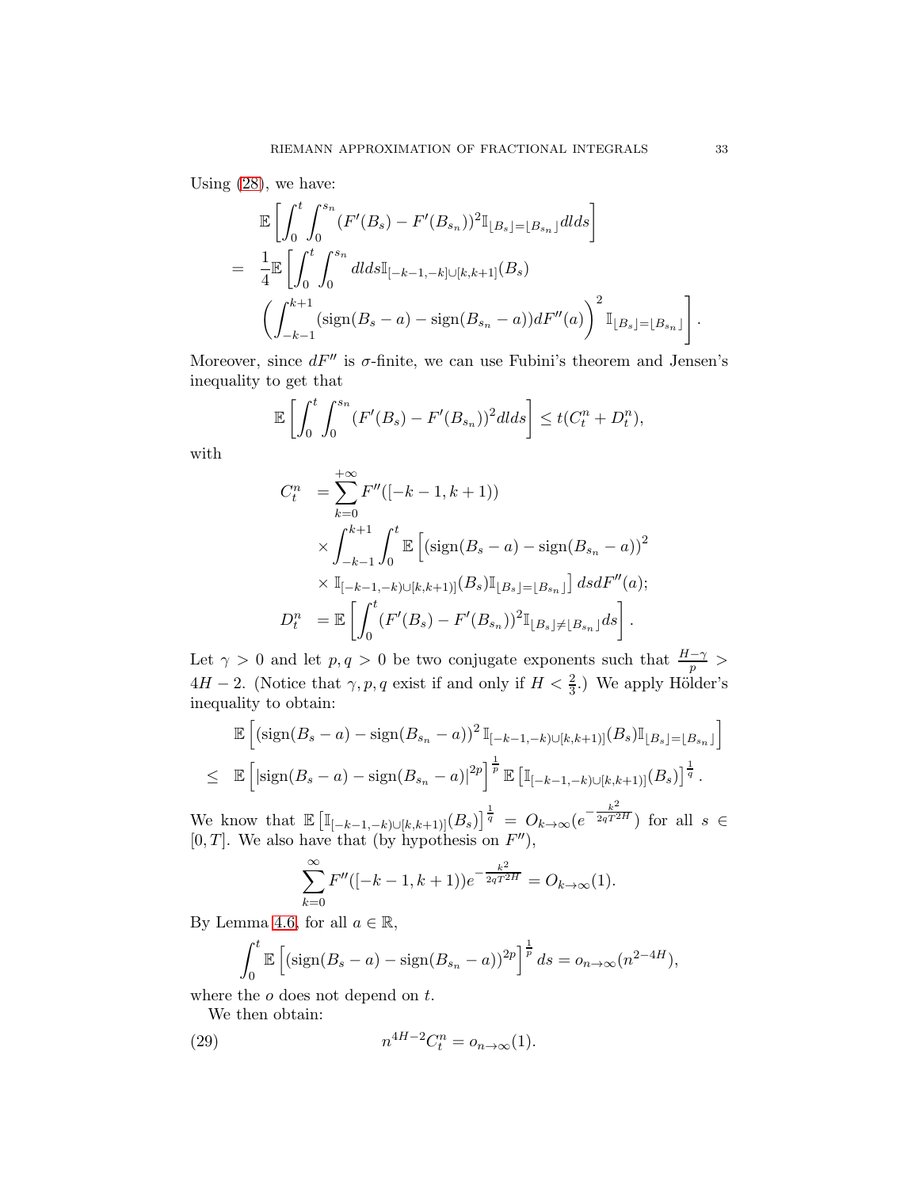Using (28), we have:

$$
\begin{aligned}
&\mathbb{E}\left[\int_0^t \int_0^{s_n} (F'(B_s) - F'(B_{s_n}))^2 \mathbb{I}_{\lfloor B_s \rfloor = \lfloor B_{s_n} \rfloor} dl ds\right] \\
= \;& \frac{1}{4}\mathbb{E}\left[\int_0^t \int_0^{s_n} dl ds \mathbb{I}_{[-k-1,-k] \cup [k,k+1]}(B_s) \right.\\
&\left. \left(\int_{-k-1}^{k+1} (\operatorname{sign}(B_s - a) - \operatorname{sign}(B_{s_n} - a)) dF''(a)\right)^2 \mathbb{I}_{\lfloor B_s \rfloor = \lfloor B_{s_n} \rfloor}\right].
\end{aligned}
$$

Moreover, since $dF''$ is $\sigma$-finite, we can use Fubini's theorem and Jensen's inequality to get that

$$
\mathbb{E}\left[\int_0^t \int_0^{s_n} (F'(B_s) - F'(B_{s_n}))^2 dl ds\right] \leq t(C_t^n + D_t^n),
$$

with

$$
\begin{aligned}
C_t^n &= \sum_{k=0}^{+\infty} F''([-k-1, k+1)) \\
&\quad \times \int_{-k-1}^{k+1} \int_0^t \mathbb{E}\left[(\operatorname{sign}(B_s - a) - \operatorname{sign}(B_{s_n} - a))^2 \right.\\
&\quad \left. \times \mathbb{I}_{[-k-1,-k) \cup [k,k+1)]}(B_s) \mathbb{I}_{\lfloor B_s \rfloor = \lfloor B_{s_n} \rfloor}\right] ds dF''(a); \\
D_t^n &= \mathbb{E}\left[\int_0^t (F'(B_s) - F'(B_{s_n}))^2 \mathbb{I}_{\lfloor B_s \rfloor \neq \lfloor B_{s_n} \rfloor} ds\right].
\end{aligned}
$$

Let $\gamma > 0$ and let $p, q > 0$ be two conjugate exponents such that $\frac{H-\gamma}{p} > 4H - 2$. (Notice that $\gamma, p, q$ exist if and only if $H < \frac{2}{3}$.) We apply Hölder's inequality to obtain:

$$
\begin{aligned}
&\mathbb{E}\left[(\operatorname{sign}(B_s - a) - \operatorname{sign}(B_{s_n} - a))^2 \mathbb{I}_{[-k-1,-k) \cup [k,k+1)]}(B_s) \mathbb{I}_{\lfloor B_s \rfloor = \lfloor B_{s_n} \rfloor}\right] \\
\leq \;& \mathbb{E}\left[|\operatorname{sign}(B_s - a) - \operatorname{sign}(B_{s_n} - a)|^{2p}\right]^{\frac{1}{p}} \mathbb{E}\left[\mathbb{I}_{[-k-1,-k) \cup [k,k+1)]}(B_s)\right]^{\frac{1}{q}}.
\end{aligned}
$$

We know that $\mathbb{E}\left[\mathbb{I}_{[-k-1,-k) \cup [k,k+1)]}(B_s)\right]^{\frac{1}{q}} = O_{k \to \infty}(e^{-\frac{k^2}{2qT^{2H}}})$ for all $s \in [0, T]$. We also have that (by hypothesis on $F''$),

$$
\sum_{k=0}^{\infty} F''([-k-1, k+1)) e^{-\frac{k^2}{2qT^{2H}}} = O_{k \to \infty}(1).
$$

By Lemma 4.6, for all $a \in \mathbb{R}$,

$$
\int_0^t \mathbb{E}\left[(\operatorname{sign}(B_s - a) - \operatorname{sign}(B_{s_n} - a))^{2p}\right]^{\frac{1}{p}} ds = o_{n \to \infty}(n^{2-4H}),
$$

where the $o$ does not depend on $t$.

We then obtain:

$$
n^{4H-2} C_t^n = o_{n \to \infty}(1). \tag{29}
$$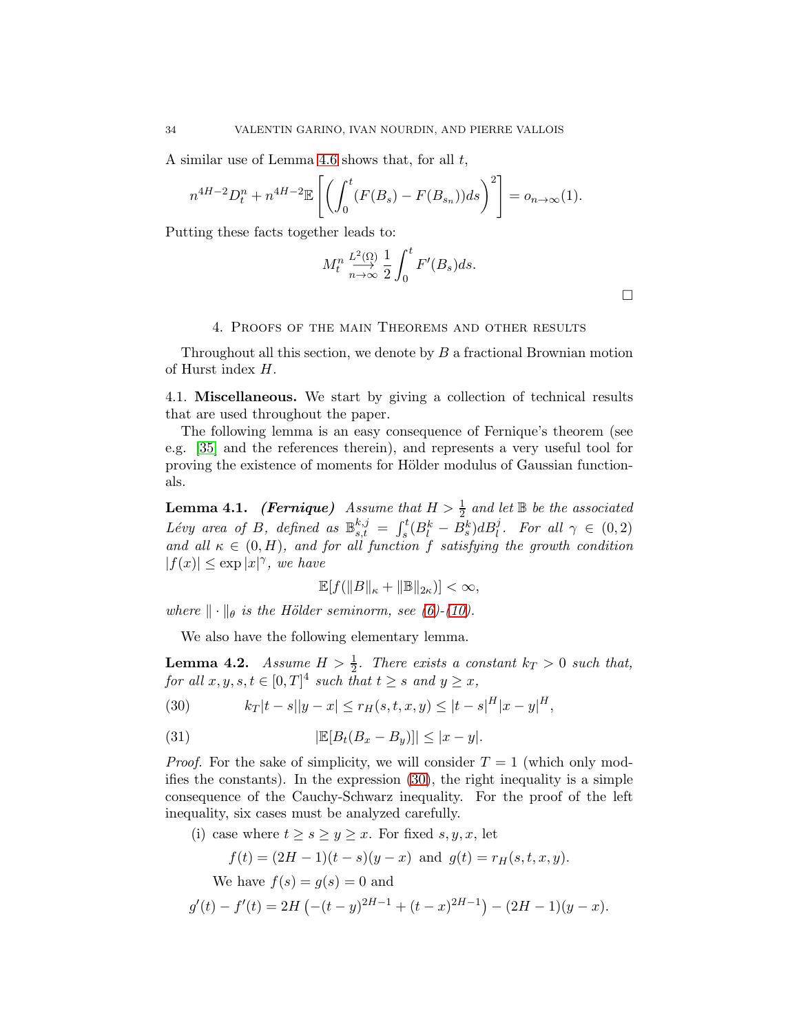A similar use of Lemma 4.6 shows that, for all $t$,

$$n^{4H-2}D_t^n + n^{4H-2}\mathbb{E}\left[\left(\int_0^t (F(B_s) - F(B_{s_n}))ds\right)^2\right] = o_{n\to\infty}(1).$$

Putting these facts together leads to:

$$M_t^n \underset{n\to\infty}{\overset{L^2(\Omega)}{\longrightarrow}} \frac{1}{2}\int_0^t F'(B_s)ds.$$

□

## 4. Proofs of the main Theorems and other results

Throughout all this section, we denote by $B$ a fractional Brownian motion of Hurst index $H$.

4.1. **Miscellaneous.** We start by giving a collection of technical results that are used throughout the paper.

The following lemma is an easy consequence of Fernique's theorem (see e.g. [35] and the references therein), and represents a very useful tool for proving the existence of moments for Hölder modulus of Gaussian functionals.

**Lemma 4.1.** ***(Fernique)*** *Assume that $H > \frac{1}{2}$ and let $\mathbb{B}$ be the associated Lévy area of $B$, defined as $\mathbb{B}^{k,j}_{s,t} = \int_s^t (B_l^k - B_s^k)dB_l^j$. For all $\gamma \in (0,2)$ and all $\kappa \in (0,H)$, and for all function $f$ satisfying the growth condition $|f(x)| \le \exp|x|^\gamma$, we have*

$$\mathbb{E}[f(\|B\|_\kappa + \|\mathbb{B}\|_{2\kappa})] < \infty,$$

*where $\|\cdot\|_\theta$ is the Hölder seminorm, see (6)-(10).*

We also have the following elementary lemma.

**Lemma 4.2.** *Assume $H > \frac{1}{2}$. There exists a constant $k_T > 0$ such that, for all $x, y, s, t \in [0,T]^4$ such that $t \ge s$ and $y \ge x$,*

$$k_T|t-s||y-x| \le r_H(s,t,x,y) \le |t-s|^H|x-y|^H, \tag{30}$$

$$|\mathbb{E}[B_t(B_x - B_y)]| \le |x-y|. \tag{31}$$

*Proof.* For the sake of simplicity, we will consider $T = 1$ (which only modifies the constants). In the expression (30), the right inequality is a simple consequence of the Cauchy-Schwarz inequality. For the proof of the left inequality, six cases must be analyzed carefully.

(i) case where $t \ge s \ge y \ge x$. For fixed $s, y, x$, let

$$f(t) = (2H-1)(t-s)(y-x) \text{ and } g(t) = r_H(s,t,x,y).$$

We have $f(s) = g(s) = 0$ and

$$g'(t) - f'(t) = 2H\left(-(t-y)^{2H-1} + (t-x)^{2H-1}\right) - (2H-1)(y-x).$$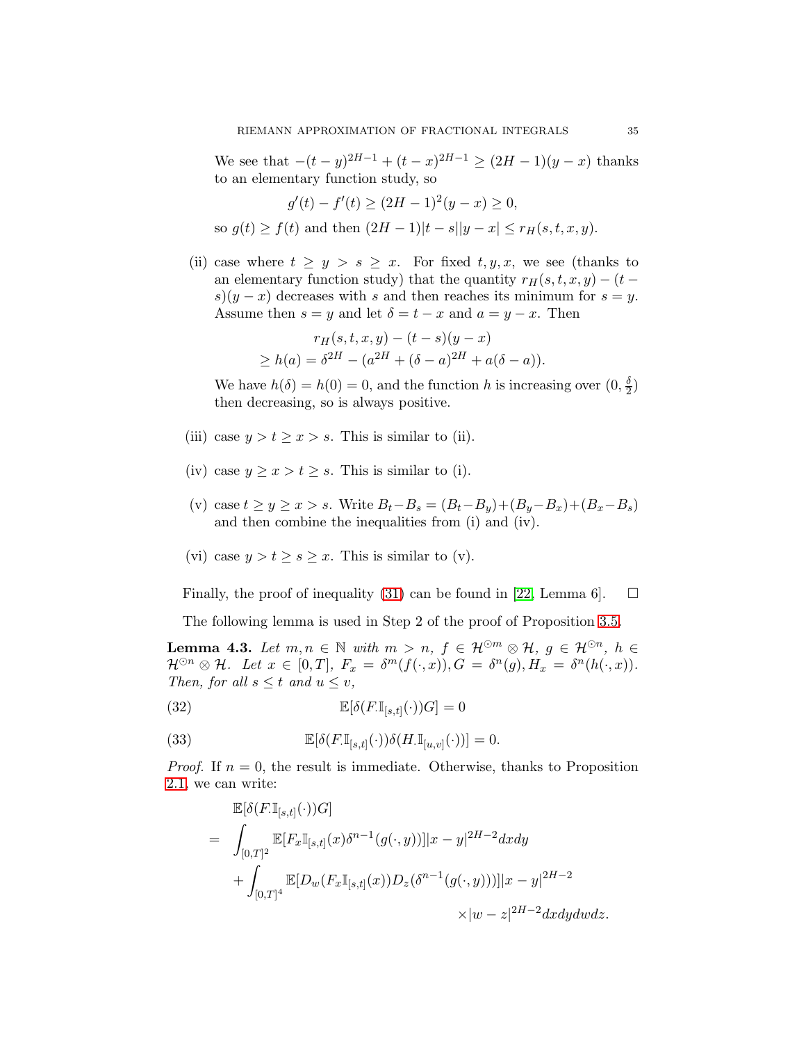We see that $-(t-y)^{2H-1} + (t-x)^{2H-1} \geq (2H-1)(y-x)$ thanks to an elementary function study, so

$$g'(t) - f'(t) \geq (2H-1)^2(y-x) \geq 0,$$

so $g(t) \geq f(t)$ and then $(2H-1)|t-s||y-x| \leq r_H(s,t,x,y)$.

(ii) case where $t \geq y > s \geq x$. For fixed $t, y, x$, we see (thanks to an elementary function study) that the quantity $r_H(s,t,x,y) - (t-s)(y-x)$ decreases with $s$ and then reaches its minimum for $s = y$. Assume then $s = y$ and let $\delta = t - x$ and $a = y - x$. Then

$$\begin{aligned}
&r_H(s,t,x,y) - (t-s)(y-x) \\
&\geq h(a) = \delta^{2H} - (a^{2H} + (\delta - a)^{2H} + a(\delta - a)).
\end{aligned}$$

We have $h(\delta) = h(0) = 0$, and the function $h$ is increasing over $(0, \frac{\delta}{2})$ then decreasing, so is always positive.

(iii) case $y > t \geq x > s$. This is similar to (ii).

(iv) case $y \geq x > t \geq s$. This is similar to (i).

(v) case $t \geq y \geq x > s$. Write $B_t - B_s = (B_t - B_y) + (B_y - B_x) + (B_x - B_s)$ and then combine the inequalities from (i) and (iv).

(vi) case $y > t \geq s \geq x$. This is similar to (v).

Finally, the proof of inequality (31) can be found in [22, Lemma 6]. $\square$

The following lemma is used in Step 2 of the proof of Proposition 3.5.

**Lemma 4.3.** *Let $m, n \in \mathbb{N}$ with $m > n$, $f \in \mathcal{H}^{\odot m} \otimes \mathcal{H}$, $g \in \mathcal{H}^{\odot n}$, $h \in \mathcal{H}^{\odot n} \otimes \mathcal{H}$. Let $x \in [0,T]$, $F_x = \delta^m(f(\cdot, x)), G = \delta^n(g), H_x = \delta^n(h(\cdot, x))$. Then, for all $s \leq t$ and $u \leq v$,*

$$\mathbb{E}[\delta(F.\mathbb{I}_{[s,t]}(\cdot))G] = 0 \tag{32}$$

$$\mathbb{E}[\delta(F.\mathbb{I}_{[s,t]}(\cdot))\delta(H.\mathbb{I}_{[u,v]}(\cdot))] = 0. \tag{33}$$

*Proof.* If $n = 0$, the result is immediate. Otherwise, thanks to Proposition 2.1, we can write:

$$\begin{aligned}
&\mathbb{E}[\delta(F.\mathbb{I}_{[s,t]}(\cdot))G] \\
= \quad &\int_{[0,T]^2} \mathbb{E}[F_x \mathbb{I}_{[s,t]}(x)\delta^{n-1}(g(\cdot, y))]|x-y|^{2H-2} dxdy \\
&+ \int_{[0,T]^4} \mathbb{E}[D_w(F_x \mathbb{I}_{[s,t]}(x))D_z(\delta^{n-1}(g(\cdot, y)))]|x-y|^{2H-2} \\
&\qquad\qquad\qquad\qquad\qquad\qquad \times |w-z|^{2H-2} dxdydwdz.
\end{aligned}$$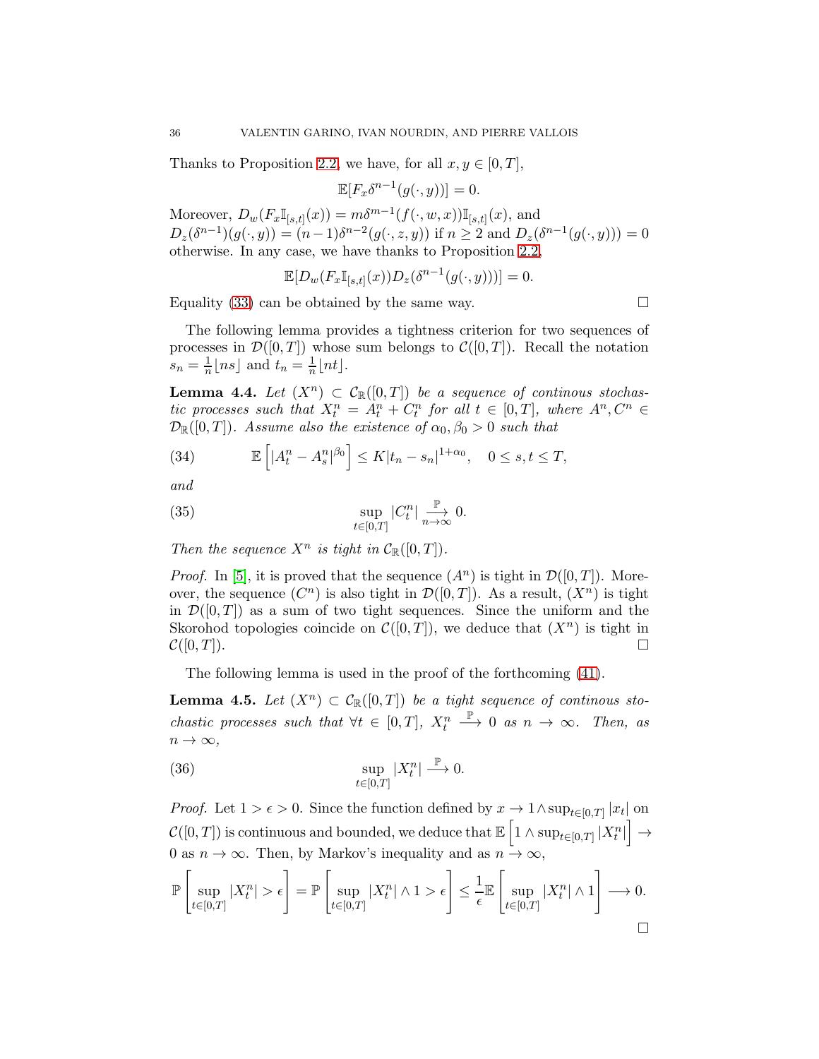Thanks to Proposition 2.2, we have, for all $x, y \in [0,T]$,

$$\mathbb{E}[F_x \delta^{n-1}(g(\cdot, y))] = 0.$$

Moreover, $D_w(F_x \mathbb{I}_{[s,t]}(x)) = m\delta^{m-1}(f(\cdot, w, x))\mathbb{I}_{[s,t]}(x)$, and $D_z(\delta^{n-1})(g(\cdot, y)) = (n-1)\delta^{n-2}(g(\cdot, z, y))$ if $n \geq 2$ and $D_z(\delta^{n-1}(g(\cdot, y))) = 0$ otherwise. In any case, we have thanks to Proposition 2.2,

$$\mathbb{E}[D_w(F_x \mathbb{I}_{[s,t]}(x)) D_z(\delta^{n-1}(g(\cdot, y)))] = 0.$$

Equality (33) can be obtained by the same way. $\square$

The following lemma provides a tightness criterion for two sequences of processes in $\mathcal{D}([0,T])$ whose sum belongs to $\mathcal{C}([0,T])$. Recall the notation $s_n = \frac{1}{n}\lfloor ns \rfloor$ and $t_n = \frac{1}{n}\lfloor nt \rfloor$.

**Lemma 4.4.** *Let $(X^n) \subset \mathcal{C}_{\mathbb{R}}([0,T])$ be a sequence of continous stochastic processes such that $X^n_t = A^n_t + C^n_t$ for all $t \in [0,T]$, where $A^n, C^n \in \mathcal{D}_{\mathbb{R}}([0,T])$. Assume also the existence of $\alpha_0, \beta_0 > 0$ such that*

$$\mathbb{E}\left[|A^n_t - A^n_s|^{\beta_0}\right] \leq K|t_n - s_n|^{1+\alpha_0}, \quad 0 \leq s, t \leq T, \tag{34}$$

*and*

$$\sup_{t\in[0,T]} |C^n_t| \xrightarrow[n\to\infty]{\mathbb{P}} 0. \tag{35}$$

*Then the sequence $X^n$ is tight in $\mathcal{C}_{\mathbb{R}}([0,T])$.*

*Proof.* In [5], it is proved that the sequence $(A^n)$ is tight in $\mathcal{D}([0,T])$. Moreover, the sequence $(C^n)$ is also tight in $\mathcal{D}([0,T])$. As a result, $(X^n)$ is tight in $\mathcal{D}([0,T])$ as a sum of two tight sequences. Since the uniform and the Skorohod topologies coincide on $\mathcal{C}([0,T])$, we deduce that $(X^n)$ is tight in $\mathcal{C}([0,T])$. $\square$

The following lemma is used in the proof of the forthcoming (41).

**Lemma 4.5.** *Let $(X^n) \subset \mathcal{C}_{\mathbb{R}}([0,T])$ be a tight sequence of continous stochastic processes such that $\forall t \in [0,T]$, $X^n_t \xrightarrow{\mathbb{P}} 0$ as $n \to \infty$. Then, as $n \to \infty$,*

$$\sup_{t\in[0,T]} |X^n_t| \xrightarrow{\mathbb{P}} 0. \tag{36}$$

*Proof.* Let $1 > \epsilon > 0$. Since the function defined by $x \to 1 \wedge \sup_{t\in[0,T]} |x_t|$ on $\mathcal{C}([0,T])$ is continuous and bounded, we deduce that $\mathbb{E}\left[1 \wedge \sup_{t\in[0,T]} |X^n_t|\right] \to 0$ as $n \to \infty$. Then, by Markov's inequality and as $n \to \infty$,

$$\mathbb{P}\left[\sup_{t\in[0,T]} |X^n_t| > \epsilon\right] = \mathbb{P}\left[\sup_{t\in[0,T]} |X^n_t| \wedge 1 > \epsilon\right] \leq \frac{1}{\epsilon}\mathbb{E}\left[\sup_{t\in[0,T]} |X^n_t| \wedge 1\right] \longrightarrow 0.$$

$\square$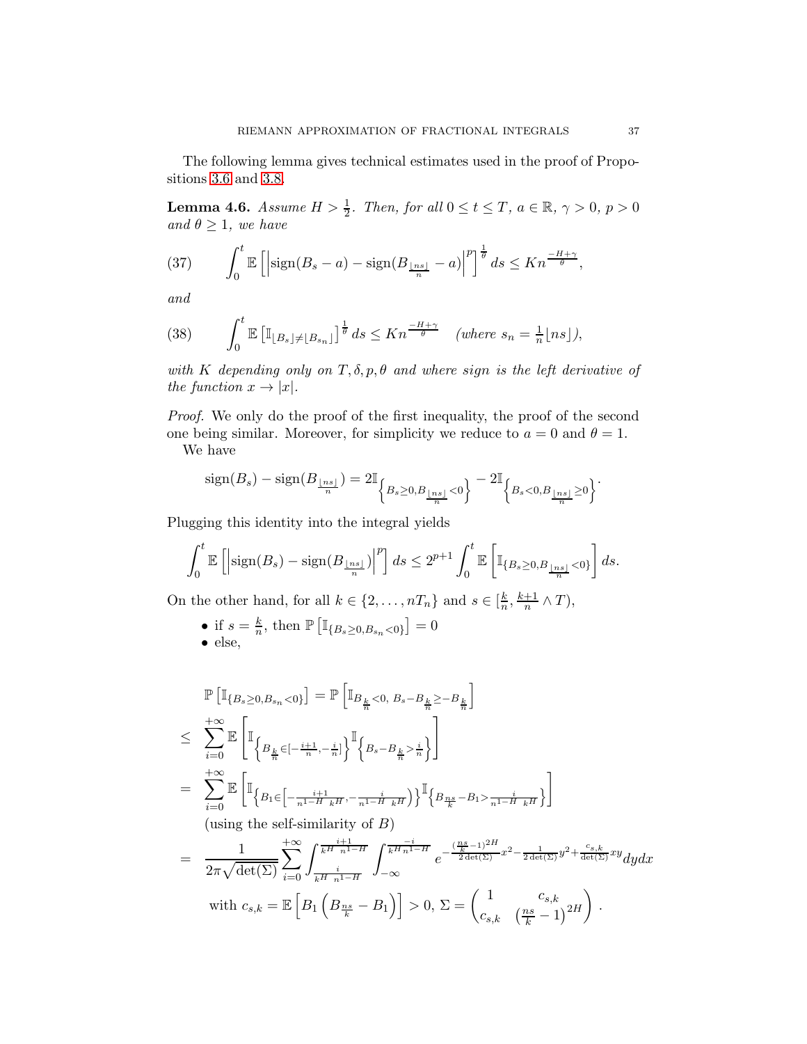The following lemma gives technical estimates used in the proof of Propositions 3.6 and 3.8.

**Lemma 4.6.** *Assume $H > \frac{1}{2}$. Then, for all $0 \le t \le T$, $a \in \mathbb{R}$, $\gamma > 0$, $p > 0$ and $\theta \ge 1$, we have*

$$\int_0^t \mathbb{E}\left[\left|\operatorname{sign}(B_s - a) - \operatorname{sign}(B_{\frac{\lfloor ns \rfloor}{n}} - a)\right|^p\right]^{\frac{1}{\theta}} ds \le K n^{\frac{-H+\gamma}{\theta}}, \tag{37}$$

*and*

$$\int_0^t \mathbb{E}\left[\mathbb{I}_{\lfloor B_s \rfloor \neq \lfloor B_{s_n} \rfloor}\right]^{\frac{1}{\theta}} ds \le K n^{\frac{-H+\gamma}{\theta}} \quad (\text{where } s_n = \tfrac{1}{n}\lfloor ns \rfloor), \tag{38}$$

*with $K$ depending only on $T, \delta, p, \theta$ and where sign is the left derivative of the function $x \to |x|$.*

*Proof.* We only do the proof of the first inequality, the proof of the second one being similar. Moreover, for simplicity we reduce to $a = 0$ and $\theta = 1$.

We have

$$\operatorname{sign}(B_s) - \operatorname{sign}(B_{\frac{\lfloor ns \rfloor}{n}}) = 2\mathbb{I}_{\left\{B_s \ge 0, B_{\frac{\lfloor ns \rfloor}{n}} < 0\right\}} - 2\mathbb{I}_{\left\{B_s < 0, B_{\frac{\lfloor ns \rfloor}{n}} \ge 0\right\}}.$$

Plugging this identity into the integral yields

$$\int_0^t \mathbb{E}\left[\left|\operatorname{sign}(B_s) - \operatorname{sign}(B_{\frac{\lfloor ns \rfloor}{n}})\right|^p\right] ds \le 2^{p+1} \int_0^t \mathbb{E}\left[\mathbb{I}_{\{B_s \ge 0, B_{\frac{\lfloor ns \rfloor}{n}} < 0\}}\right] ds.$$

On the other hand, for all $k \in \{2, \dots, nT_n\}$ and $s \in [\frac{k}{n}, \frac{k+1}{n} \wedge T)$,

- if $s = \frac{k}{n}$, then $\mathbb{P}\left[\mathbb{I}_{\{B_s \ge 0, B_{s_n} < 0\}}\right] = 0$
- else,

$$\begin{aligned}
&\mathbb{P}\left[\mathbb{I}_{\{B_s \ge 0, B_{s_n} < 0\}}\right] = \mathbb{P}\left[\mathbb{I}_{B_{\frac{k}{n}} < 0,\ B_s - B_{\frac{k}{n}} \ge -B_{\frac{k}{n}}}\right] \\
\le\ & \sum_{i=0}^{+\infty} \mathbb{E}\left[\mathbb{I}_{\left\{B_{\frac{k}{n}} \in [-\frac{i+1}{n}, -\frac{i}{n}]\right\}} \mathbb{I}_{\left\{B_s - B_{\frac{k}{n}} > \frac{i}{n}\right\}}\right] \\
=\ & \sum_{i=0}^{+\infty} \mathbb{E}\left[\mathbb{I}_{\left\{B_1 \in \left[-\frac{i+1}{n^{1-H}\ k^H}, -\frac{i}{n^{1-H}\ k^H}\right)\right\}} \mathbb{I}_{\left\{B_{\frac{ns}{k}} - B_1 > \frac{i}{n^{1-H}\ k^H}\right\}}\right] \\
& \text{(using the self-similarity of } B\text{)} \\
=\ & \frac{1}{2\pi\sqrt{\det(\Sigma)}} \sum_{i=0}^{+\infty} \int_{\frac{i}{k^H\ n^{1-H}}}^{\frac{i+1}{k^H\ n^{1-H}}} \int_{-\infty}^{\frac{-i}{k^H n^{1-H}}} e^{-\frac{(\frac{ns}{k}-1)^{2H}}{2\det(\Sigma)}x^2 - \frac{1}{2\det(\Sigma)}y^2 + \frac{c_{s,k}}{\det(\Sigma)}xy} dy dx \\
& \text{with } c_{s,k} = \mathbb{E}\left[B_1\left(B_{\frac{ns}{k}} - B_1\right)\right] > 0,\ \Sigma = \begin{pmatrix} 1 & c_{s,k} \\ c_{s,k} & \left(\frac{ns}{k} - 1\right)^{2H} \end{pmatrix}.
\end{aligned}$$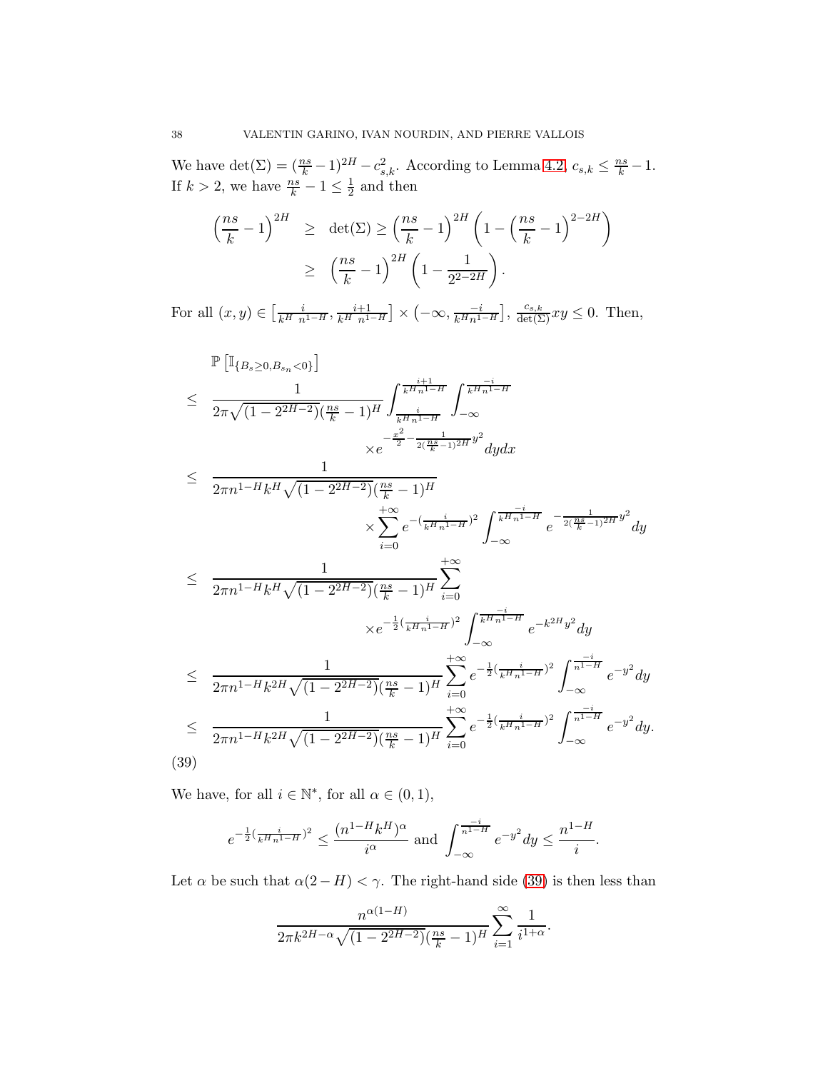We have $\det(\Sigma) = (\frac{ns}{k} - 1)^{2H} - c_{s,k}^2$. According to Lemma 4.2, $c_{s,k} \leq \frac{ns}{k} - 1$. If $k > 2$, we have $\frac{ns}{k} - 1 \leq \frac{1}{2}$ and then

$$
\begin{aligned}
\left(\frac{ns}{k} - 1\right)^{2H} &\geq \det(\Sigma) \geq \left(\frac{ns}{k} - 1\right)^{2H}\left(1 - \left(\frac{ns}{k} - 1\right)^{2-2H}\right) \\
&\geq \left(\frac{ns}{k} - 1\right)^{2H}\left(1 - \frac{1}{2^{2-2H}}\right).
\end{aligned}
$$

For all $(x, y) \in \left[\frac{i}{k^H n^{1-H}}, \frac{i+1}{k^H n^{1-H}}\right] \times \left(-\infty, \frac{-i}{k^H n^{1-H}}\right]$, $\frac{c_{s,k}}{\det(\Sigma)} xy \leq 0$. Then,

$$
\begin{aligned}
&\mathbb{P}\left[\mathbb{I}_{\{B_s \geq 0, B_{s_n} < 0\}}\right] \\
\leq\ & \frac{1}{2\pi\sqrt{(1 - 2^{2H-2})}(\frac{ns}{k} - 1)^H} \int_{\frac{i}{k^H n^{1-H}}}^{\frac{i+1}{k^H n^{1-H}}} \int_{-\infty}^{\frac{-i}{k^H n^{1-H}}} \\
&\qquad \times e^{-\frac{x^2}{2} - \frac{1}{2(\frac{ns}{k} - 1)^{2H}} y^2} dy dx \\
\leq\ & \frac{1}{2\pi n^{1-H} k^H \sqrt{(1 - 2^{2H-2})}(\frac{ns}{k} - 1)^H} \\
&\qquad \times \sum_{i=0}^{+\infty} e^{-(\frac{i}{k^H n^{1-H}})^2} \int_{-\infty}^{\frac{-i}{k^H n^{1-H}}} e^{-\frac{1}{2(\frac{ns}{k} - 1)^{2H}} y^2} dy \\
\leq\ & \frac{1}{2\pi n^{1-H} k^H \sqrt{(1 - 2^{2H-2})}(\frac{ns}{k} - 1)^H} \sum_{i=0}^{+\infty} \\
&\qquad \times e^{-\frac{1}{2}(\frac{i}{k^H n^{1-H}})^2} \int_{-\infty}^{\frac{-i}{k^H n^{1-H}}} e^{-k^{2H} y^2} dy \\
\leq\ & \frac{1}{2\pi n^{1-H} k^{2H} \sqrt{(1 - 2^{2H-2})}(\frac{ns}{k} - 1)^H} \sum_{i=0}^{+\infty} e^{-\frac{1}{2}(\frac{i}{k^H n^{1-H}})^2} \int_{-\infty}^{\frac{-i}{n^{1-H}}} e^{-y^2} dy \\
\leq\ & \frac{1}{2\pi n^{1-H} k^{2H} \sqrt{(1 - 2^{2H-2})}(\frac{ns}{k} - 1)^H} \sum_{i=0}^{+\infty} e^{-\frac{1}{2}(\frac{i}{k^H n^{1-H}})^2} \int_{-\infty}^{\frac{-i}{n^{1-H}}} e^{-y^2} dy.
\end{aligned} \tag{39}
$$

We have, for all $i \in \mathbb{N}^*$, for all $\alpha \in (0, 1)$,

$$
e^{-\frac{1}{2}(\frac{i}{k^H n^{1-H}})^2} \leq \frac{(n^{1-H} k^H)^\alpha}{i^\alpha} \text{ and } \int_{-\infty}^{\frac{-i}{n^{1-H}}} e^{-y^2} dy \leq \frac{n^{1-H}}{i}.
$$

Let $\alpha$ be such that $\alpha(2 - H) < \gamma$. The right-hand side (39) is then less than

$$
\frac{n^{\alpha(1-H)}}{2\pi k^{2H-\alpha} \sqrt{(1 - 2^{2H-2})}(\frac{ns}{k} - 1)^H} \sum_{i=1}^{\infty} \frac{1}{i^{1+\alpha}}.
$$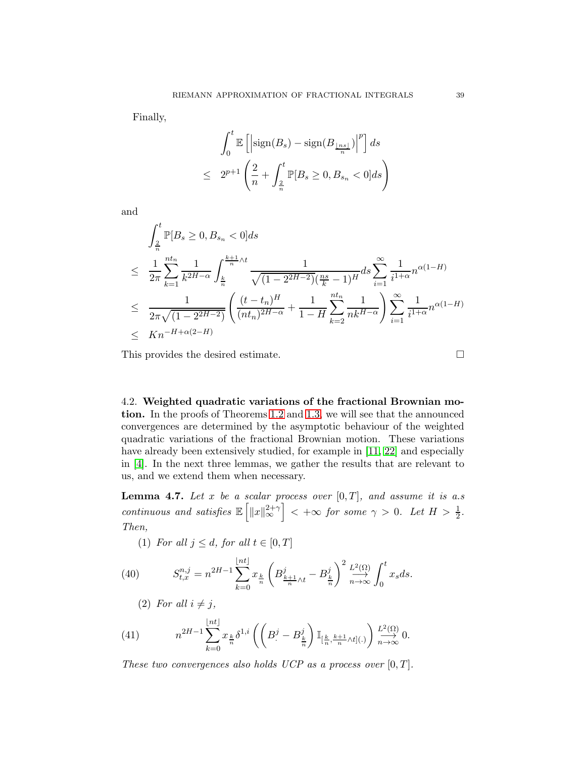Finally,

$$\int_0^t \mathbb{E}\left[\left|\operatorname{sign}(B_s) - \operatorname{sign}(B_{\frac{\lfloor ns \rfloor}{n}})\right|^p\right] ds$$
$$\leq \quad 2^{p+1}\left(\frac{2}{n} + \int_{\frac{2}{n}}^t \mathbb{P}[B_s \geq 0, B_{s_n} < 0] ds\right)$$

and

$$\int_{\frac{2}{n}}^t \mathbb{P}[B_s \geq 0, B_{s_n} < 0] ds$$
$$\leq \quad \frac{1}{2\pi} \sum_{k=1}^{nt_n} \frac{1}{k^{2H-\alpha}} \int_{\frac{k}{n}}^{\frac{k+1}{n}\wedge t} \frac{1}{\sqrt{(1-2^{2H-2})}(\frac{ns}{k}-1)^H} ds \sum_{i=1}^{\infty} \frac{1}{i^{1+\alpha}} n^{\alpha(1-H)}$$
$$\leq \quad \frac{1}{2\pi\sqrt{(1-2^{2H-2})}} \left(\frac{(t-t_n)^H}{(nt_n)^{2H-\alpha}} + \frac{1}{1-H}\sum_{k=2}^{nt_n} \frac{1}{nk^{H-\alpha}}\right) \sum_{i=1}^{\infty} \frac{1}{i^{1+\alpha}} n^{\alpha(1-H)}$$
$$\leq \quad K n^{-H+\alpha(2-H)}$$

This provides the desired estimate. $\square$

4.2. **Weighted quadratic variations of the fractional Brownian motion.** In the proofs of Theorems 1.2 and 1.3, we will see that the announced convergences are determined by the asymptotic behaviour of the weighted quadratic variations of the fractional Brownian motion. These variations have already been extensively studied, for example in [11, 22] and especially in [4]. In the next three lemmas, we gather the results that are relevant to us, and we extend them when necessary.

**Lemma 4.7.** *Let $x$ be a scalar process over $[0,T]$, and assume it is a.s continuous and satisfies $\mathbb{E}\left[\|x\|_\infty^{2+\gamma}\right] < +\infty$ for some $\gamma > 0$. Let $H > \frac{1}{2}$. Then,*

(1) *For all $j \leq d$, for all $t \in [0,T]$*

$$S_{t,x}^{n,j} = n^{2H-1} \sum_{k=0}^{\lfloor nt \rfloor} x_{\frac{k}{n}} \left(B^j_{\frac{k+1}{n}\wedge t} - B^j_{\frac{k}{n}}\right)^2 \underset{n\to\infty}{\overset{L^2(\Omega)}{\longrightarrow}} \int_0^t x_s ds. \tag{40}$$

(2) *For all $i \neq j$,*

$$n^{2H-1} \sum_{k=0}^{\lfloor nt \rfloor} x_{\frac{k}{n}} \delta^{1,i}\left(\left(B^j_{\cdot} - B^j_{\frac{k}{n}}\right) \mathbb{I}_{[\frac{k}{n}, \frac{k+1}{n}\wedge t]}(.)\right) \underset{n\to\infty}{\overset{L^2(\Omega)}{\longrightarrow}} 0. \tag{41}$$

*These two convergences also holds UCP as a process over $[0,T]$.*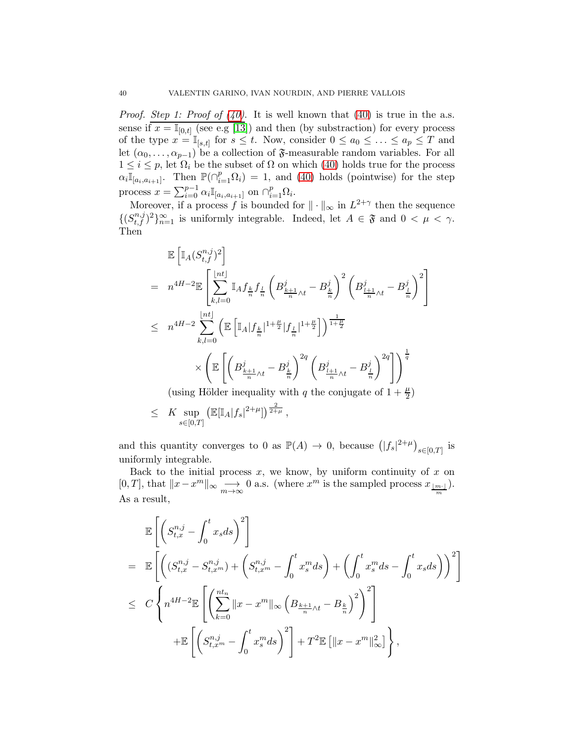*Proof.* *Step 1: Proof of (40).* It is well known that (40) is true in the a.s. sense if $x = \mathbb{I}_{[0,t]}$ (see e.g [13]) and then (by substraction) for every process of the type $x = \mathbb{I}_{[s,t]}$ for $s \leq t$. Now, consider $0 \leq a_0 \leq \ldots \leq a_p \leq T$ and let $(\alpha_0, \ldots, \alpha_{p-1})$ be a collection of $\mathfrak{F}$-measurable random variables. For all $1 \leq i \leq p$, let $\Omega_i$ be the subset of $\Omega$ on which (40) holds true for the process $\alpha_i \mathbb{I}_{[a_i, a_{i+1}]}$. Then $\mathbb{P}(\cap_{i=1}^p \Omega_i) = 1$, and (40) holds (pointwise) for the step process $x = \sum_{i=0}^{p-1} \alpha_i \mathbb{I}_{[a_i, a_{i+1}]}$ on $\cap_{i=1}^p \Omega_i$.

Moreover, if a process $f$ is bounded for $\|\cdot\|_\infty$ in $L^{2+\gamma}$ then the sequence $\{(S^{n,j}_{t,f})^2\}_{n=1}^\infty$ is uniformly integrable. Indeed, let $A \in \mathfrak{F}$ and $0 < \mu < \gamma$. Then

$$
\begin{aligned}
& \mathbb{E}\left[\mathbb{I}_A (S^{n,j}_{t,f})^2\right] \\
= \; & n^{4H-2} \mathbb{E}\left[\sum_{k,l=0}^{\lfloor nt \rfloor} \mathbb{I}_A f_{\frac{k}{n}} f_{\frac{l}{n}} \left(B^j_{\frac{k+1}{n}\wedge t} - B^j_{\frac{k}{n}}\right)^2 \left(B^j_{\frac{l+1}{n}\wedge t} - B^j_{\frac{l}{n}}\right)^2\right] \\
\leq \; & n^{4H-2} \sum_{k,l=0}^{\lfloor nt \rfloor} \left(\mathbb{E}\left[\mathbb{I}_A |f_{\frac{k}{n}}|^{1+\frac{\mu}{2}} |f_{\frac{l}{n}}|^{1+\frac{\mu}{2}}\right]\right)^{\frac{1}{1+\frac{\mu}{2}}} \\
& \qquad \times \left(\mathbb{E}\left[\left(B^j_{\frac{k+1}{n}\wedge t} - B^j_{\frac{k}{n}}\right)^{2q} \left(B^j_{\frac{l+1}{n}\wedge t} - B^j_{\frac{l}{n}}\right)^{2q}\right]\right)^{\frac{1}{q}} \\
& \qquad \text{(using Hölder inequality with } q \text{ the conjugate of } 1+\tfrac{\mu}{2}) \\
\leq \; & K \sup_{s \in [0,T]} \left(\mathbb{E}[\mathbb{I}_A |f_s|^{2+\mu}]\right)^{\frac{2}{2+\mu}},
\end{aligned}
$$

and this quantity converges to 0 as $\mathbb{P}(A) \to 0$, because $\left(|f_s|^{2+\mu}\right)_{s \in [0,T]}$ is uniformly integrable.

Back to the initial process $x$, we know, by uniform continuity of $x$ on $[0,T]$, that $\|x - x^m\|_\infty \underset{m\to\infty}{\longrightarrow} 0$ a.s. (where $x^m$ is the sampled process $x_{\frac{\lfloor m \cdot \rfloor}{m}}$). As a result,

$$
\begin{aligned}
& \mathbb{E}\left[\left(S^{n,j}_{t,x} - \int_0^t x_s ds\right)^2\right] \\
= \; & \mathbb{E}\left[\left((S^{n,j}_{t,x} - S^{n,j}_{t,x^m}) + \left(S^{n,j}_{t,x^m} - \int_0^t x^m_s ds\right) + \left(\int_0^t x^m_s ds - \int_0^t x_s ds\right)\right)^2\right] \\
\leq \; & C \Bigg\{ n^{4H-2} \mathbb{E}\left[\left(\sum_{k=0}^{nt_n} \|x - x^m\|_\infty \left(B_{\frac{k+1}{n}\wedge t} - B_{\frac{k}{n}}\right)^2\right)^2\right] \\
& \qquad + \mathbb{E}\left[\left(S^{n,j}_{t,x^m} - \int_0^t x^m_s ds\right)^2\right] + T^2 \mathbb{E}\left[\|x - x^m\|^2_\infty\right] \Bigg\},
\end{aligned}
$$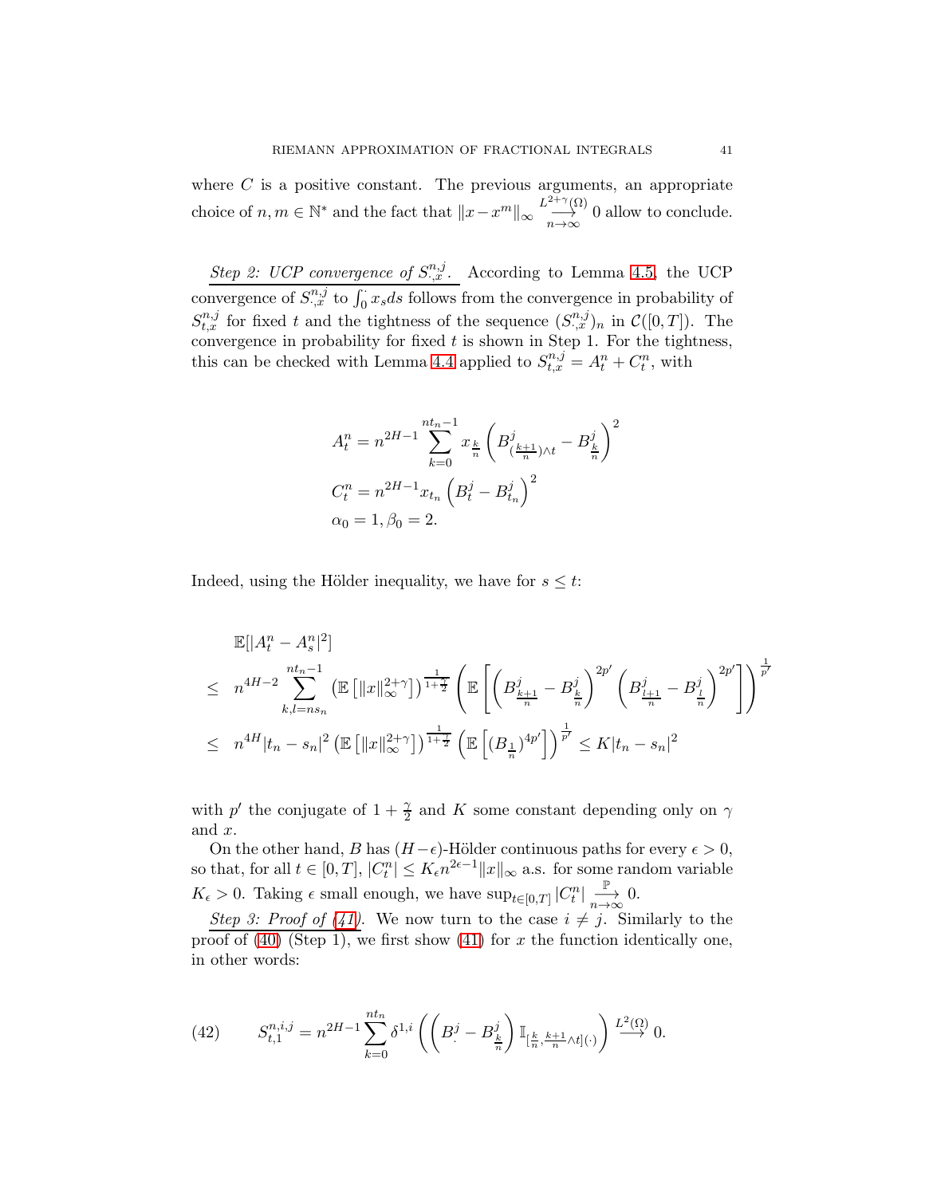where $C$ is a positive constant. The previous arguments, an appropriate choice of $n, m \in \mathbb{N}^*$ and the fact that $\|x - x^m\|_\infty \overset{L^{2+\gamma}(\Omega)}{\underset{n\to\infty}{\longrightarrow}} 0$ allow to conclude.

*Step 2: UCP convergence of $S^{n,j}_{\cdot,x}$.* According to Lemma 4.5, the UCP convergence of $S^{n,j}_{\cdot,x}$ to $\int_0^\cdot x_s ds$ follows from the convergence in probability of $S^{n,j}_{t,x}$ for fixed $t$ and the tightness of the sequence $(S^{n,j}_{\cdot,x})_n$ in $\mathcal{C}([0,T])$. The convergence in probability for fixed $t$ is shown in Step 1. For the tightness, this can be checked with Lemma 4.4 applied to $S^{n,j}_{t,x} = A^n_t + C^n_t$, with

$$
\begin{aligned}
A^n_t &= n^{2H-1} \sum_{k=0}^{nt_n - 1} x_{\frac{k}{n}} \left( B^j_{(\frac{k+1}{n})\wedge t} - B^j_{\frac{k}{n}} \right)^2 \\
C^n_t &= n^{2H-1} x_{t_n} \left( B^j_t - B^j_{t_n} \right)^2 \\
\alpha_0 &= 1, \beta_0 = 2.
\end{aligned}
$$

Indeed, using the Hölder inequality, we have for $s \le t$:

$$
\begin{aligned}
& \mathbb{E}[|A^n_t - A^n_s|^2] \\
\le\ & n^{4H-2} \sum_{k,l=ns_n}^{nt_n - 1} \left( \mathbb{E}\left[ \|x\|_\infty^{2+\gamma} \right] \right)^{\frac{1}{1+\frac{\gamma}{2}}} \left( \mathbb{E}\left[ \left( B^j_{\frac{k+1}{n}} - B^j_{\frac{k}{n}} \right)^{2p'} \left( B^j_{\frac{l+1}{n}} - B^j_{\frac{l}{n}} \right)^{2p'} \right] \right)^{\frac{1}{p'}} \\
\le\ & n^{4H} |t_n - s_n|^2 \left( \mathbb{E}\left[ \|x\|_\infty^{2+\gamma} \right] \right)^{\frac{1}{1+\frac{\gamma}{2}}} \left( \mathbb{E}\left[ (B_{\frac{1}{n}})^{4p'} \right] \right)^{\frac{1}{p'}} \le K |t_n - s_n|^2
\end{aligned}
$$

with $p'$ the conjugate of $1 + \frac{\gamma}{2}$ and $K$ some constant depending only on $\gamma$ and $x$.

On the other hand, $B$ has $(H-\epsilon)$-Hölder continuous paths for every $\epsilon > 0$, so that, for all $t \in [0,T]$, $|C^n_t| \le K_\epsilon n^{2\epsilon - 1} \|x\|_\infty$ a.s. for some random variable $K_\epsilon > 0$. Taking $\epsilon$ small enough, we have $\sup_{t\in[0,T]} |C^n_t| \overset{\mathbb{P}}{\underset{n\to\infty}{\longrightarrow}} 0$.

*Step 3: Proof of (41).* We now turn to the case $i \neq j$. Similarly to the proof of (40) (Step 1), we first show (41) for $x$ the function identically one, in other words:

$$
S^{n,i,j}_{t,1} = n^{2H-1} \sum_{k=0}^{nt_n} \delta^{1,i} \left( \left( B^j_\cdot - B^j_{\frac{k}{n}} \right) \mathbb{I}_{[\frac{k}{n}, \frac{k+1}{n} \wedge t]}(\cdot) \right) \overset{L^2(\Omega)}{\longrightarrow} 0. \tag{42}
$$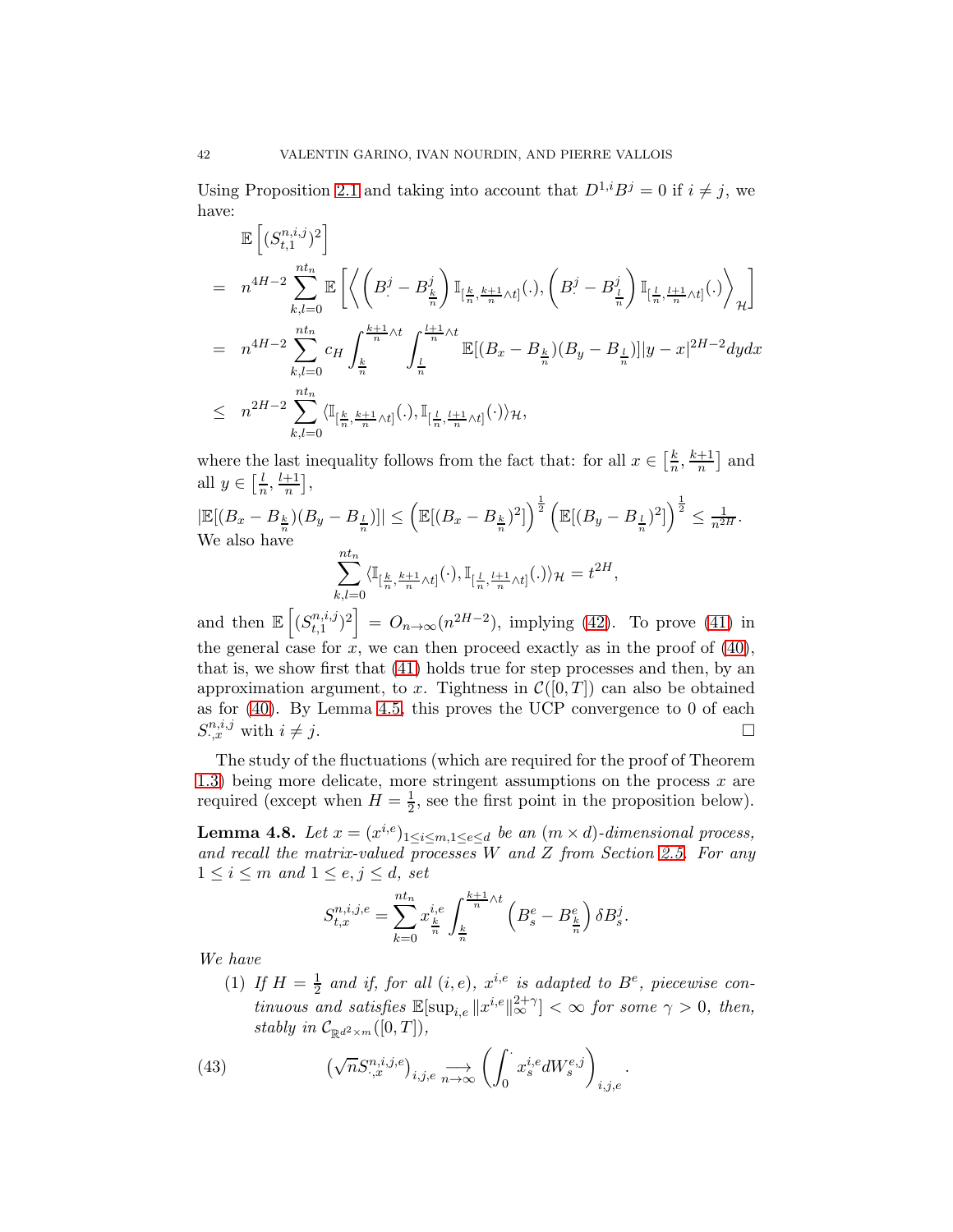Using Proposition 2.1 and taking into account that $D^{1,i}B^j = 0$ if $i \neq j$, we have:

$$
\begin{aligned}
&\mathbb{E}\left[(S^{n,i,j}_{t,1})^2\right] \\
&= n^{4H-2}\sum_{k,l=0}^{nt_n}\mathbb{E}\left[\left\langle \left(B^j_\cdot - B^j_{\frac{k}{n}}\right)\mathbb{I}_{[\frac{k}{n},\frac{k+1}{n}\wedge t]}(.), \left(B^j_\cdot - B^j_{\frac{l}{n}}\right)\mathbb{I}_{[\frac{l}{n},\frac{l+1}{n}\wedge t]}(.)\right\rangle_{\mathcal{H}}\right] \\
&= n^{4H-2}\sum_{k,l=0}^{nt_n} c_H \int_{\frac{k}{n}}^{\frac{k+1}{n}\wedge t}\int_{\frac{l}{n}}^{\frac{l+1}{n}\wedge t}\mathbb{E}[(B_x - B_{\frac{k}{n}})(B_y - B_{\frac{l}{n}})]|y-x|^{2H-2}dydx \\
&\leq n^{2H-2}\sum_{k,l=0}^{nt_n}\langle \mathbb{I}_{[\frac{k}{n},\frac{k+1}{n}\wedge t]}(.), \mathbb{I}_{[\frac{l}{n},\frac{l+1}{n}\wedge t]}(.)\rangle_{\mathcal{H}},
\end{aligned}
$$

where the last inequality follows from the fact that: for all $x \in \left[\frac{k}{n},\frac{k+1}{n}\right]$ and all $y \in \left[\frac{l}{n},\frac{l+1}{n}\right]$,

$|\mathbb{E}[(B_x - B_{\frac{k}{n}})(B_y - B_{\frac{l}{n}})]| \leq \left(\mathbb{E}[(B_x - B_{\frac{k}{n}})^2]\right)^{\frac{1}{2}}\left(\mathbb{E}[(B_y - B_{\frac{l}{n}})^2]\right)^{\frac{1}{2}} \leq \frac{1}{n^{2H}}$.
We also have

$$
\sum_{k,l=0}^{nt_n}\langle \mathbb{I}_{[\frac{k}{n},\frac{k+1}{n}\wedge t]}(.), \mathbb{I}_{[\frac{l}{n},\frac{l+1}{n}\wedge t]}(.)\rangle_{\mathcal{H}} = t^{2H},
$$

and then $\mathbb{E}\left[(S^{n,i,j}_{t,1})^2\right] = O_{n\to\infty}(n^{2H-2})$, implying (42). To prove (41) in the general case for $x$, we can then proceed exactly as in the proof of (40), that is, we show first that (41) holds true for step processes and then, by an approximation argument, to $x$. Tightness in $\mathcal{C}([0,T])$ can also be obtained as for (40). By Lemma 4.5, this proves the UCP convergence to 0 of each $S^{n,i,j}_{\cdot,x}$ with $i \neq j$. $\square$

The study of the fluctuations (which are required for the proof of Theorem 1.3) being more delicate, more stringent assumptions on the process $x$ are required (except when $H = \frac{1}{2}$, see the first point in the proposition below).

**Lemma 4.8.** *Let $x = (x^{i,e})_{1\leq i\leq m, 1\leq e\leq d}$ be an $(m\times d)$-dimensional process, and recall the matrix-valued processes $W$ and $Z$ from Section 2.5. For any $1 \leq i \leq m$ and $1 \leq e, j \leq d$, set*

$$
S^{n,i,j,e}_{t,x} = \sum_{k=0}^{nt_n} x^{i,e}_{\frac{k}{n}}\int_{\frac{k}{n}}^{\frac{k+1}{n}\wedge t}\left(B^e_s - B^e_{\frac{k}{n}}\right)\delta B^j_s.
$$

*We have*

1. *If $H = \frac{1}{2}$ and if, for all $(i,e)$, $x^{i,e}$ is adapted to $B^e$, piecewise continuous and satisfies $\mathbb{E}[\sup_{i,e}\|x^{i,e}\|_\infty^{2+\gamma}] < \infty$ for some $\gamma > 0$, then, stably in $\mathcal{C}_{\mathbb{R}^{d^2\times m}}([0,T])$,*

$$
(\sqrt{n}S^{n,i,j,e}_{\cdot,x})_{i,j,e} \underset{n\to\infty}{\longrightarrow} \left(\int_0^\cdot x^{i,e}_s dW^{e,j}_s\right)_{i,j,e}. \tag{43}
$$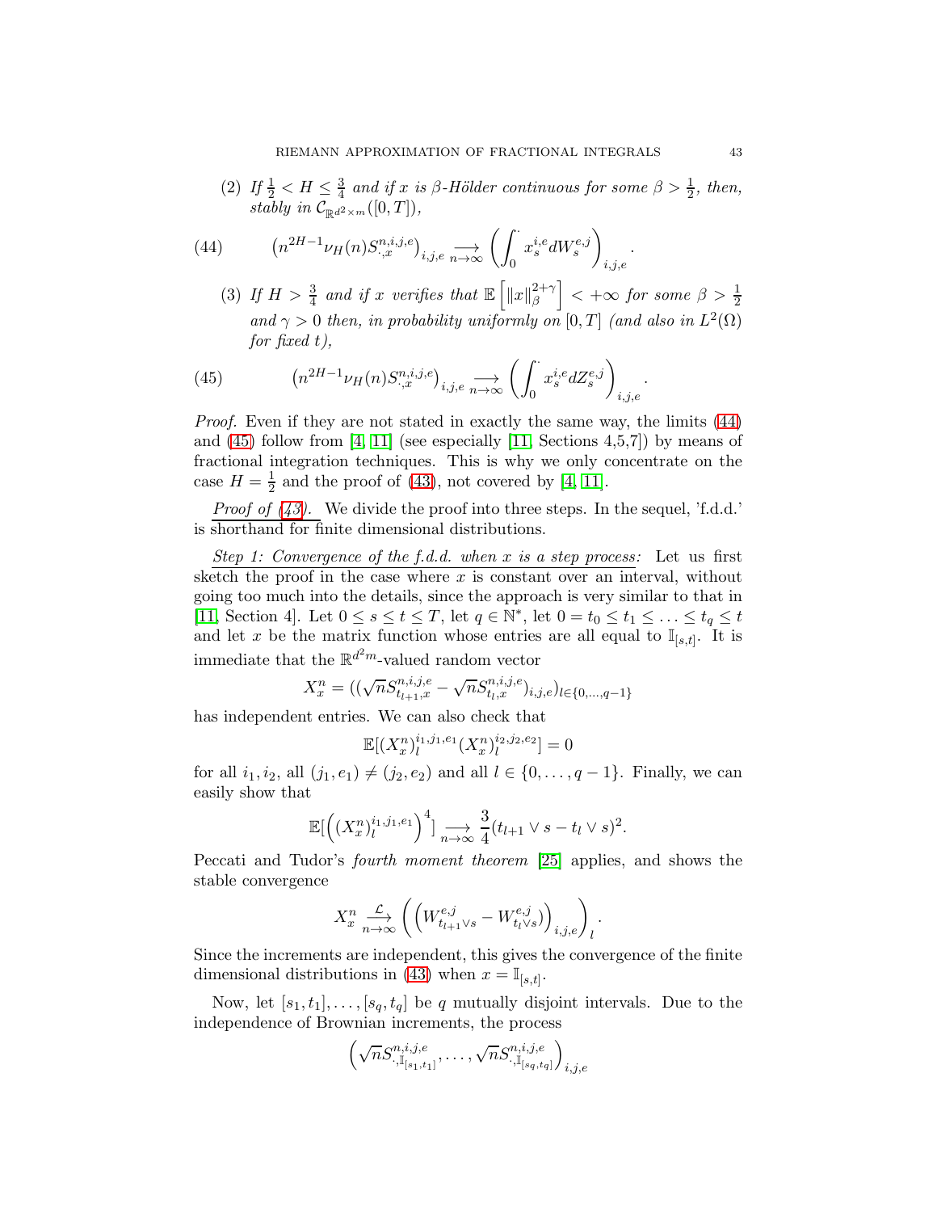(2) If $\frac{1}{2} < H \leq \frac{3}{4}$ and if $x$ is $\beta$-Hölder continuous for some $\beta > \frac{1}{2}$, then, stably in $\mathcal{C}_{\mathbb{R}^{d^2 \times m}}([0,T])$,

$$\left(n^{2H-1}\nu_H(n)S^{n,i,j,e}_{\cdot,x}\right)_{i,j,e} \underset{n\to\infty}{\longrightarrow} \left(\int_0^{\cdot} x^{i,e}_s dW^{e,j}_s\right)_{i,j,e}. \tag{44}$$

(3) If $H > \frac{3}{4}$ and if $x$ verifies that $\mathbb{E}\left[\|x\|_\beta^{2+\gamma}\right] < +\infty$ for some $\beta > \frac{1}{2}$ and $\gamma > 0$ then, in probability uniformly on $[0,T]$ (and also in $L^2(\Omega)$ for fixed $t$),

$$\left(n^{2H-1}\nu_H(n)S^{n,i,j,e}_{\cdot,x}\right)_{i,j,e} \underset{n\to\infty}{\longrightarrow} \left(\int_0^{\cdot} x^{i,e}_s dZ^{e,j}_s\right)_{i,j,e}. \tag{45}$$

*Proof.* Even if they are not stated in exactly the same way, the limits (44) and (45) follow from [4, 11] (see especially [11, Sections 4,5,7]) by means of fractional integration techniques. This is why we only concentrate on the case $H = \frac{1}{2}$ and the proof of (43), not covered by [4, 11].

*Proof of (43).* We divide the proof into three steps. In the sequel, 'f.d.d.' is shorthand for finite dimensional distributions.

*Step 1: Convergence of the f.d.d. when $x$ is a step process:* Let us first sketch the proof in the case where $x$ is constant over an interval, without going too much into the details, since the approach is very similar to that in [11, Section 4]. Let $0 \leq s \leq t \leq T$, let $q \in \mathbb{N}^*$, let $0 = t_0 \leq t_1 \leq \ldots \leq t_q \leq t$ and let $x$ be the matrix function whose entries are all equal to $\mathbb{I}_{[s,t]}$. It is immediate that the $\mathbb{R}^{d^2 m}$-valued random vector

$$X^n_x = ((\sqrt{n}S^{n,i,j,e}_{t_{l+1},x} - \sqrt{n}S^{n,i,j,e}_{t_l,x})_{i,j,e})_{l\in\{0,\ldots,q-1\}}$$

has independent entries. We can also check that

$$\mathbb{E}[(X^n_x)^{i_1,j_1,e_1}_l (X^n_x)^{i_2,j_2,e_2}_l] = 0$$

for all $i_1, i_2$, all $(j_1,e_1) \neq (j_2,e_2)$ and all $l \in \{0,\ldots,q-1\}$. Finally, we can easily show that

$$\mathbb{E}[\left((X^n_x)^{i_1,j_1,e_1}_l\right)^4] \underset{n\to\infty}{\longrightarrow} \frac{3}{4}(t_{l+1}\vee s - t_l \vee s)^2.$$

Peccati and Tudor's *fourth moment theorem* [25] applies, and shows the stable convergence

$$X^n_x \underset{n\to\infty}{\overset{\mathcal{L}}{\longrightarrow}} \left(\left(W^{e,j}_{t_{l+1}\vee s} - W^{e,j}_{t_l \vee s})\right)_{i,j,e}\right)_l.$$

Since the increments are independent, this gives the convergence of the finite dimensional distributions in (43) when $x = \mathbb{I}_{[s,t]}$.

Now, let $[s_1,t_1],\ldots,[s_q,t_q]$ be $q$ mutually disjoint intervals. Due to the independence of Brownian increments, the process

$$\left(\sqrt{n}S^{n,i,j,e}_{\cdot,\mathbb{I}_{[s_1,t_1]}},\ldots,\sqrt{n}S^{n,i,j,e}_{\cdot,\mathbb{I}_{[s_q,t_q]}}\right)_{i,j,e}$$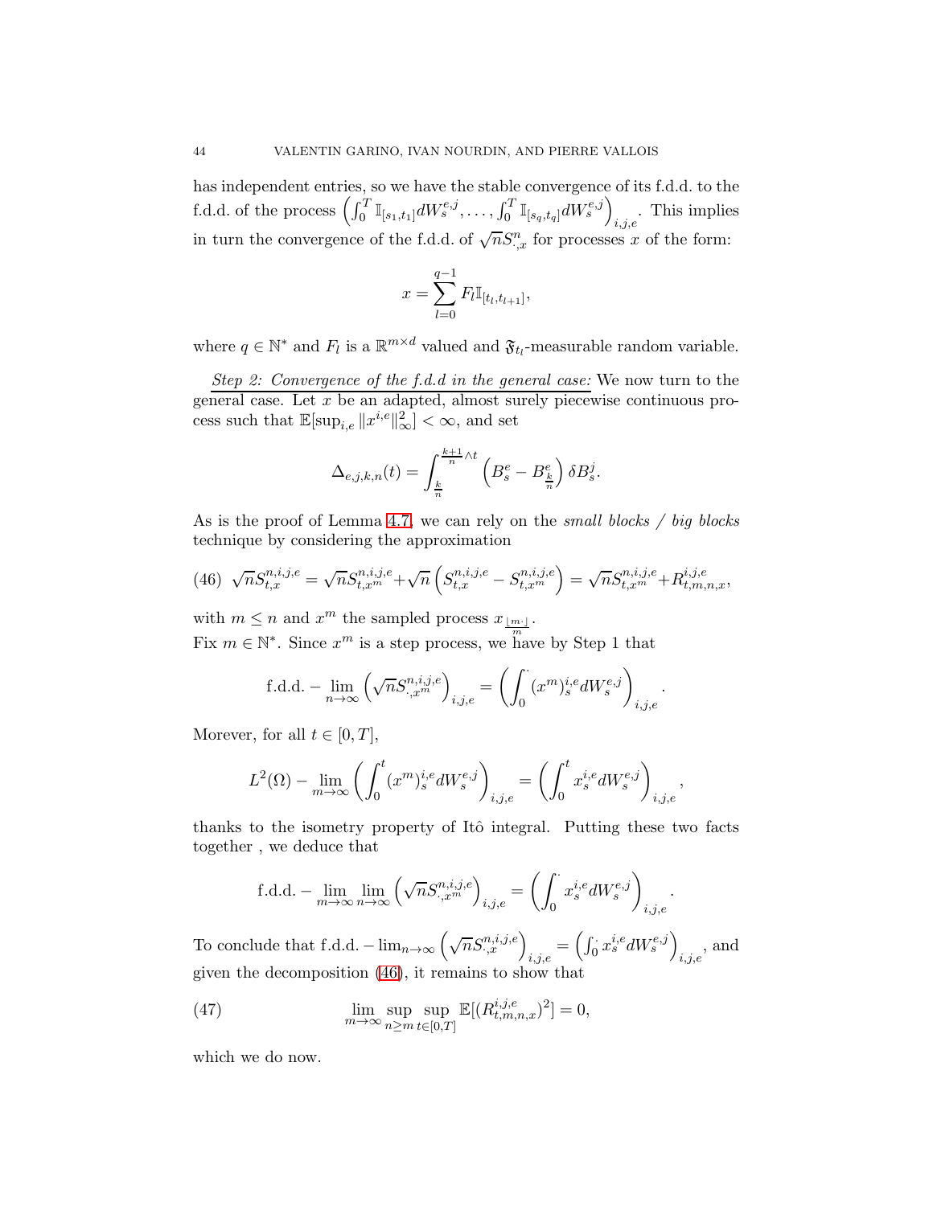has independent entries, so we have the stable convergence of its f.d.d. to the f.d.d. of the process $\left(\int_0^T \mathbb{I}_{[s_1,t_1]} dW_s^{e,j}, \ldots, \int_0^T \mathbb{I}_{[s_q,t_q]} dW_s^{e,j}\right)_{i,j,e}$. This implies in turn the convergence of the f.d.d. of $\sqrt{n} S^n_{\cdot,x}$ for processes $x$ of the form:

$$x = \sum_{l=0}^{q-1} F_l \mathbb{I}_{[t_l,t_{l+1}]},$$

where $q \in \mathbb{N}^*$ and $F_l$ is a $\mathbb{R}^{m\times d}$ valued and $\mathfrak{F}_{t_l}$-measurable random variable.

*Step 2: Convergence of the f.d.d in the general case:* We now turn to the general case. Let $x$ be an adapted, almost surely piecewise continuous process such that $\mathbb{E}[\sup_{i,e} \|x^{i,e}\|_\infty^2] < \infty$, and set

$$\Delta_{e,j,k,n}(t) = \int_{\frac{k}{n}}^{\frac{k+1}{n}\wedge t} \left(B_s^e - B_{\frac{k}{n}}^e\right) \delta B_s^j.$$

As is the proof of Lemma 4.7, we can rely on the *small blocks / big blocks* technique by considering the approximation

$$\sqrt{n} S^{n,i,j,e}_{t,x} = \sqrt{n} S^{n,i,j,e}_{t,x^m} + \sqrt{n}\left(S^{n,i,j,e}_{t,x} - S^{n,i,j,e}_{t,x^m}\right) = \sqrt{n} S^{n,i,j,e}_{t,x^m} + R^{i,j,e}_{t,m,n,x}, \tag{46}$$

with $m \leq n$ and $x^m$ the sampled process $x_{\frac{\lfloor m\cdot \rfloor}{m}}$.
Fix $m \in \mathbb{N}^*$. Since $x^m$ is a step process, we have by Step 1 that

$$\text{f.d.d.} - \lim_{n\to\infty} \left(\sqrt{n} S^{n,i,j,e}_{\cdot,x^m}\right)_{i,j,e} = \left(\int_0^{\cdot} (x^m)^{i,e}_s dW_s^{e,j}\right)_{i,j,e}.$$

Morever, for all $t \in [0,T]$,

$$L^2(\Omega) - \lim_{m\to\infty} \left(\int_0^t (x^m)^{i,e}_s dW_s^{e,j}\right)_{i,j,e} = \left(\int_0^t x^{i,e}_s dW_s^{e,j}\right)_{i,j,e},$$

thanks to the isometry property of Itô integral. Putting these two facts together , we deduce that

$$\text{f.d.d.} - \lim_{m\to\infty} \lim_{n\to\infty} \left(\sqrt{n} S^{n,i,j,e}_{\cdot,x^m}\right)_{i,j,e} = \left(\int_0^{\cdot} x^{i,e}_s dW_s^{e,j}\right)_{i,j,e}.$$

To conclude that $\text{f.d.d.} - \lim_{n\to\infty} \left(\sqrt{n} S^{n,i,j,e}_{\cdot,x}\right)_{i,j,e} = \left(\int_0^{\cdot} x^{i,e}_s dW_s^{e,j}\right)_{i,j,e}$, and given the decomposition (46), it remains to show that

$$\lim_{m\to\infty} \sup_{n\geq m} \sup_{t\in[0,T]} \mathbb{E}[(R^{i,j,e}_{t,m,n,x})^2] = 0, \tag{47}$$

which we do now.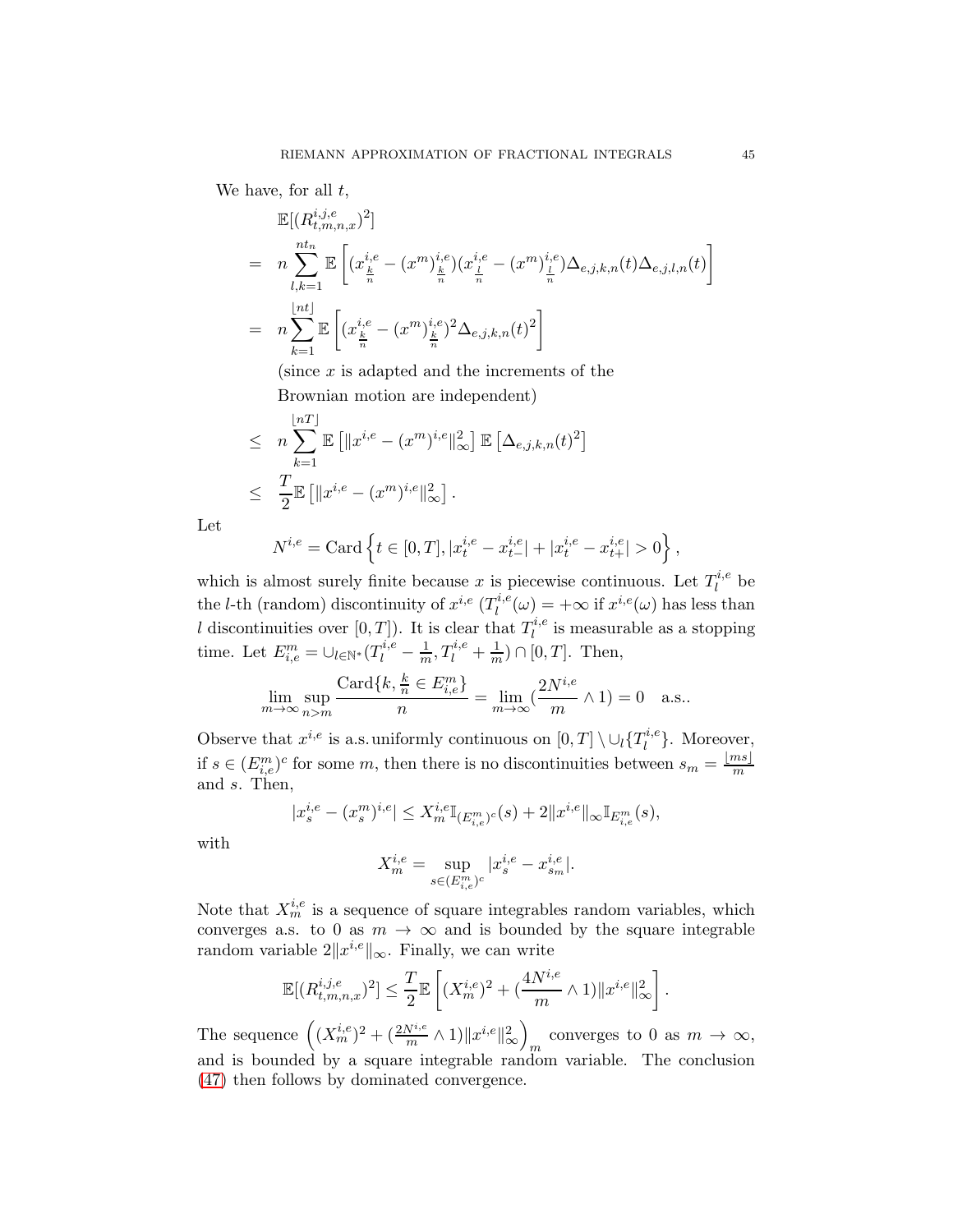We have, for all $t$,

$$
\begin{aligned}
& \mathbb{E}[(R^{i,j,e}_{t,m,n,x})^2] \\
= \;& n \sum_{l,k=1}^{nt_n} \mathbb{E}\left[ (x^{i,e}_{\frac{k}{n}} - (x^m)^{i,e}_{\frac{k}{n}})(x^{i,e}_{\frac{l}{n}} - (x^m)^{i,e}_{\frac{l}{n}}) \Delta_{e,j,k,n}(t) \Delta_{e,j,l,n}(t) \right] \\
= \;& n \sum_{k=1}^{\lfloor nt \rfloor} \mathbb{E}\left[ (x^{i,e}_{\frac{k}{n}} - (x^m)^{i,e}_{\frac{k}{n}})^2 \Delta_{e,j,k,n}(t)^2 \right] \\
& \text{(since } x \text{ is adapted and the increments of the} \\
& \text{Brownian motion are independent)} \\
\leq \;& n \sum_{k=1}^{\lfloor nT \rfloor} \mathbb{E}\left[ \| x^{i,e} - (x^m)^{i,e} \|_\infty^2 \right] \mathbb{E}\left[ \Delta_{e,j,k,n}(t)^2 \right] \\
\leq \;& \frac{T}{2} \mathbb{E}\left[ \| x^{i,e} - (x^m)^{i,e} \|_\infty^2 \right].
\end{aligned}
$$

Let

$$
N^{i,e} = \mathrm{Card}\left\{ t \in [0,T], |x^{i,e}_t - x^{i,e}_{t-}| + |x^{i,e}_t - x^{i,e}_{t+}| > 0 \right\},
$$

which is almost surely finite because $x$ is piecewise continuous. Let $T^{i,e}_l$ be the $l$-th (random) discontinuity of $x^{i,e}$ ($T^{i,e}_l(\omega) = +\infty$ if $x^{i,e}(\omega)$ has less than $l$ discontinuities over $[0,T]$). It is clear that $T^{i,e}_l$ is measurable as a stopping time. Let $E^m_{i,e} = \cup_{l \in \mathbb{N}^*} (T^{i,e}_l - \frac{1}{m}, T^{i,e}_l + \frac{1}{m}) \cap [0,T]$. Then,

$$
\lim_{m \to \infty} \sup_{n > m} \frac{\mathrm{Card}\{k, \frac{k}{n} \in E^m_{i,e}\}}{n} = \lim_{m \to \infty} (\frac{2N^{i,e}}{m} \wedge 1) = 0 \quad \text{a.s.}.
$$

Observe that $x^{i,e}$ is a.s. uniformly continuous on $[0,T] \setminus \cup_l \{T^{i,e}_l\}$. Moreover, if $s \in (E^m_{i,e})^c$ for some $m$, then there is no discontinuities between $s_m = \frac{\lfloor ms \rfloor}{m}$ and $s$. Then,

$$
|x^{i,e}_s - (x^m_s)^{i,e}| \leq X^{i,e}_m \mathbb{I}_{(E^m_{i,e})^c}(s) + 2\|x^{i,e}\|_\infty \mathbb{I}_{E^m_{i,e}}(s),
$$

with

$$
X^{i,e}_m = \sup_{s \in (E^m_{i,e})^c} |x^{i,e}_s - x^{i,e}_{s_m}|.
$$

Note that $X^{i,e}_m$ is a sequence of square integrables random variables, which converges a.s. to 0 as $m \to \infty$ and is bounded by the square integrable random variable $2\|x^{i,e}\|_\infty$. Finally, we can write

$$
\mathbb{E}[(R^{i,j,e}_{t,m,n,x})^2] \leq \frac{T}{2} \mathbb{E}\left[ (X^{i,e}_m)^2 + (\frac{4N^{i,e}}{m} \wedge 1) \|x^{i,e}\|_\infty^2 \right].
$$

The sequence $\left( (X^{i,e}_m)^2 + (\frac{2N^{i,e}}{m} \wedge 1) \|x^{i,e}\|_\infty^2 \right)_m$ converges to 0 as $m \to \infty$, and is bounded by a square integrable random variable. The conclusion (47) then follows by dominated convergence.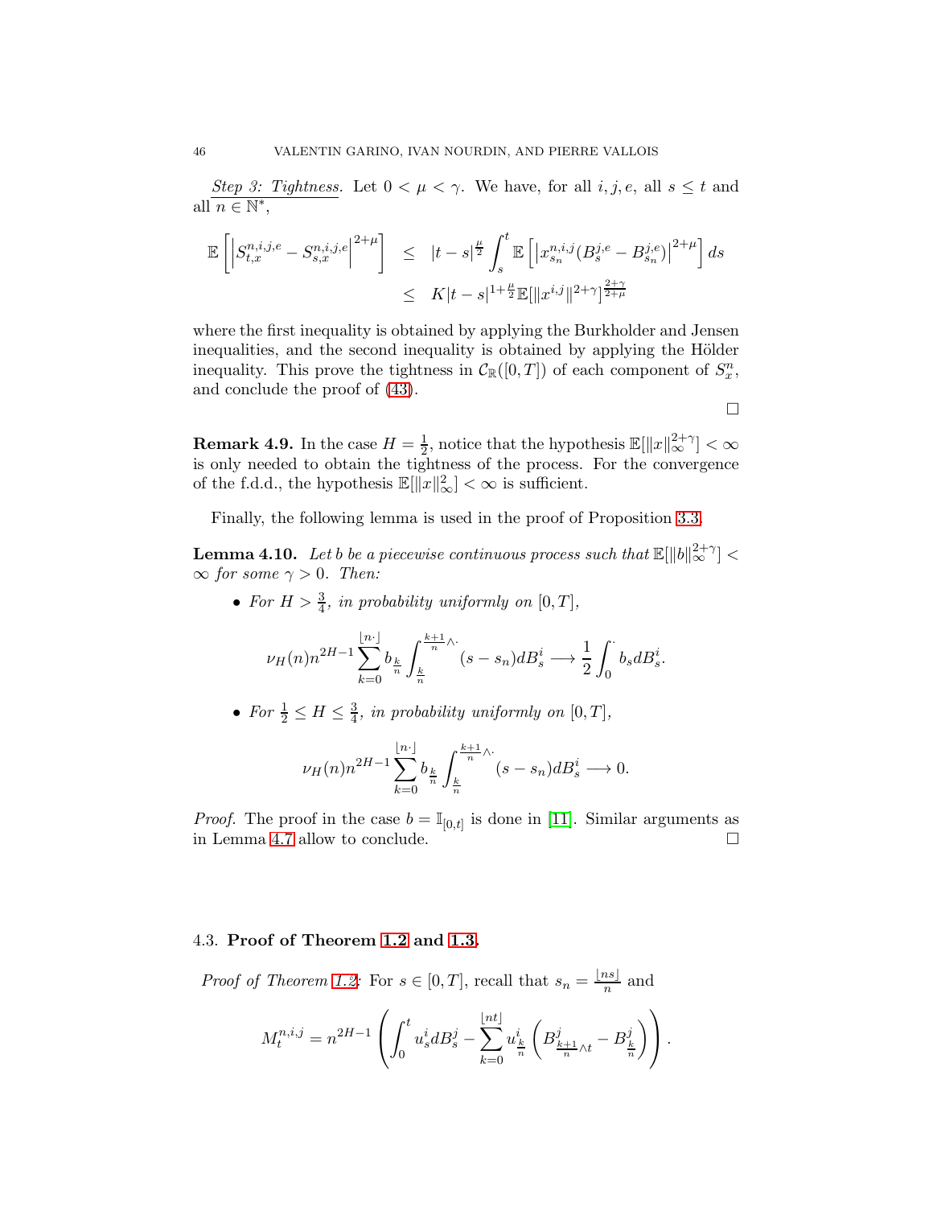*Step 3: Tightness.* Let $0 < \mu < \gamma$. We have, for all $i, j, e$, all $s \leq t$ and all $n \in \mathbb{N}^*$,

$$
\begin{aligned}
\mathbb{E}\left[\left|S^{n,i,j,e}_{t,x} - S^{n,i,j,e}_{s,x}\right|^{2+\mu}\right] &\leq |t-s|^{\frac{\mu}{2}} \int_s^t \mathbb{E}\left[\left|x^{n,i,j}_{s_n}(B^{j,e}_s - B^{j,e}_{s_n})\right|^{2+\mu}\right] ds \\
&\leq K|t-s|^{1+\frac{\mu}{2}} \mathbb{E}[\|x^{i,j}\|^{2+\gamma}]^{\frac{2+\gamma}{2+\mu}}
\end{aligned}
$$

where the first inequality is obtained by applying the Burkholder and Jensen inequalities, and the second inequality is obtained by applying the Hölder inequality. This prove the tightness in $\mathcal{C}_{\mathbb{R}}([0,T])$ of each component of $S^n_x$, and conclude the proof of (43).

□

**Remark 4.9.** In the case $H = \frac{1}{2}$, notice that the hypothesis $\mathbb{E}[\|x\|^{2+\gamma}_\infty] < \infty$ is only needed to obtain the tightness of the process. For the convergence of the f.d.d., the hypothesis $\mathbb{E}[\|x\|^2_\infty] < \infty$ is sufficient.

Finally, the following lemma is used in the proof of Proposition 3.3.

**Lemma 4.10.** *Let $b$ be a piecewise continuous process such that $\mathbb{E}[\|b\|^{2+\gamma}_\infty] < \infty$ for some $\gamma > 0$. Then:*

- *For $H > \frac{3}{4}$, in probability uniformly on $[0,T]$,*

$$
\nu_H(n) n^{2H-1} \sum_{k=0}^{\lfloor n\cdot \rfloor} b_{\frac{k}{n}} \int_{\frac{k}{n}}^{\frac{k+1}{n}\wedge \cdot} (s - s_n) dB^i_s \longrightarrow \frac{1}{2}\int_0^\cdot b_s dB^i_s.
$$

- *For $\frac{1}{2} \leq H \leq \frac{3}{4}$, in probability uniformly on $[0,T]$,*

$$
\nu_H(n) n^{2H-1} \sum_{k=0}^{\lfloor n\cdot \rfloor} b_{\frac{k}{n}} \int_{\frac{k}{n}}^{\frac{k+1}{n}\wedge \cdot} (s - s_n) dB^i_s \longrightarrow 0.
$$

*Proof.* The proof in the case $b = \mathbb{I}_{[0,t]}$ is done in [11]. Similar arguments as in Lemma 4.7 allow to conclude. □

## 4.3. **Proof of Theorem 1.2 and 1.3.**

*Proof of Theorem 1.2:* For $s \in [0,T]$, recall that $s_n = \frac{\lfloor ns \rfloor}{n}$ and

$$
M^{n,i,j}_t = n^{2H-1}\left(\int_0^t u^i_s dB^j_s - \sum_{k=0}^{\lfloor nt \rfloor} u^i_{\frac{k}{n}}\left(B^j_{\frac{k+1}{n}\wedge t} - B^j_{\frac{k}{n}}\right)\right).
$$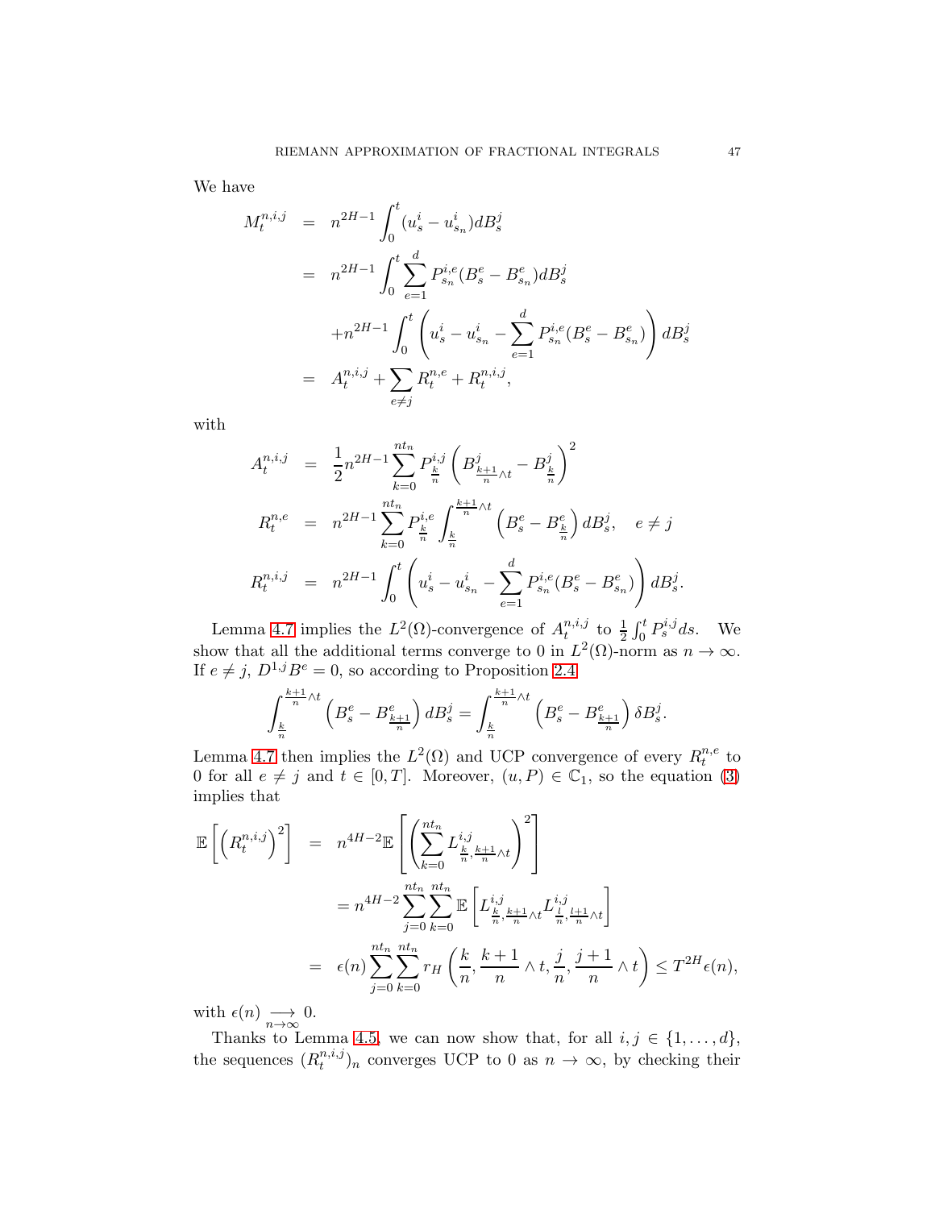We have

$$
\begin{aligned}
M_t^{n,i,j} &= n^{2H-1}\int_0^t (u_s^i - u_{s_n}^i)dB_s^j \\
&= n^{2H-1}\int_0^t \sum_{e=1}^d P_{s_n}^{i,e}(B_s^e - B_{s_n}^e)dB_s^j \\
&\quad + n^{2H-1}\int_0^t \left( u_s^i - u_{s_n}^i - \sum_{e=1}^d P_{s_n}^{i,e}(B_s^e - B_{s_n}^e)\right) dB_s^j \\
&= A_t^{n,i,j} + \sum_{e\neq j} R_t^{n,e} + R_t^{n,i,j},
\end{aligned}
$$

with

$$
\begin{aligned}
A_t^{n,i,j} &= \frac{1}{2} n^{2H-1}\sum_{k=0}^{nt_n} P_{\frac{k}{n}}^{i,j}\left(B^j_{\frac{k+1}{n}\wedge t} - B^j_{\frac{k}{n}}\right)^2 \\
R_t^{n,e} &= n^{2H-1}\sum_{k=0}^{nt_n} P_{\frac{k}{n}}^{i,e}\int_{\frac{k}{n}}^{\frac{k+1}{n}\wedge t}\left(B_s^e - B^e_{\frac{k}{n}}\right)dB_s^j, \quad e\neq j \\
R_t^{n,i,j} &= n^{2H-1}\int_0^t \left( u_s^i - u_{s_n}^i - \sum_{e=1}^d P_{s_n}^{i,e}(B_s^e - B_{s_n}^e)\right) dB_s^j.
\end{aligned}
$$

Lemma 4.7 implies the $L^2(\Omega)$-convergence of $A_t^{n,i,j}$ to $\frac{1}{2}\int_0^t P_s^{i,j}ds$. We show that all the additional terms converge to 0 in $L^2(\Omega)$-norm as $n\to\infty$. If $e\neq j$, $D^{1,j}B^e = 0$, so according to Proposition 2.4

$$
\int_{\frac{k}{n}}^{\frac{k+1}{n}\wedge t}\left(B_s^e - B^e_{\frac{k+1}{n}}\right)dB_s^j = \int_{\frac{k}{n}}^{\frac{k+1}{n}\wedge t}\left(B_s^e - B^e_{\frac{k+1}{n}}\right)\delta B_s^j.
$$

Lemma 4.7 then implies the $L^2(\Omega)$ and UCP convergence of every $R_t^{n,e}$ to 0 for all $e\neq j$ and $t\in[0,T]$. Moreover, $(u,P)\in\mathbb{C}_1$, so the equation (3) implies that

$$
\begin{aligned}
\mathbb{E}\left[\left(R_t^{n,i,j}\right)^2\right] &= n^{4H-2}\mathbb{E}\left[\left(\sum_{k=0}^{nt_n} L^{i,j}_{\frac{k}{n},\frac{k+1}{n}\wedge t}\right)^2\right] \\
&= n^{4H-2}\sum_{j=0}^{nt_n}\sum_{k=0}^{nt_n}\mathbb{E}\left[L^{i,j}_{\frac{k}{n},\frac{k+1}{n}\wedge t}L^{i,j}_{\frac{l}{n},\frac{l+1}{n}\wedge t}\right] \\
&= \epsilon(n)\sum_{j=0}^{nt_n}\sum_{k=0}^{nt_n} r_H\left(\frac{k}{n},\frac{k+1}{n}\wedge t,\frac{j}{n},\frac{j+1}{n}\wedge t\right) \leq T^{2H}\epsilon(n),
\end{aligned}
$$

with $\epsilon(n)\underset{n\to\infty}{\longrightarrow} 0$.

Thanks to Lemma 4.5, we can now show that, for all $i,j\in\{1,\dots,d\}$, the sequences $(R_t^{n,i,j})_n$ converges UCP to 0 as $n\to\infty$, by checking their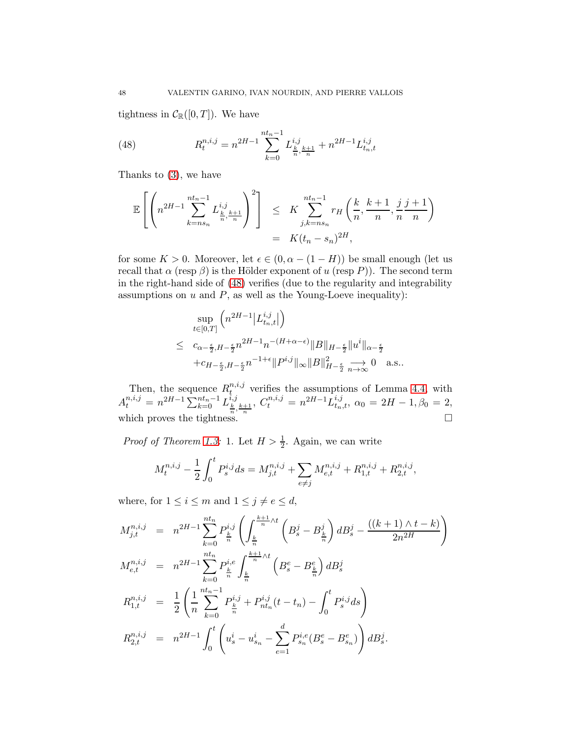tightness in $\mathcal{C}_{\mathbb{R}}([0,T])$. We have

$$R^{n,i,j}_t = n^{2H-1}\sum_{k=0}^{nt_n-1} L^{i,j}_{\frac{k}{n},\frac{k+1}{n}} + n^{2H-1}L^{i,j}_{t_n,t} \tag{48}$$

Thanks to (3), we have

$$\begin{aligned}
\mathbb{E}\left[\left(n^{2H-1}\sum_{k=ns_n}^{nt_n-1} L^{i,j}_{\frac{k}{n},\frac{k+1}{n}}\right)^2\right] &\leq K\sum_{j,k=ns_n}^{nt_n-1} r_H\left(\frac{k}{n},\frac{k+1}{n},\frac{j}{n}\frac{j+1}{n}\right)\\
&= K(t_n-s_n)^{2H},
\end{aligned}$$

for some $K>0$. Moreover, let $\epsilon\in(0,\alpha-(1-H))$ be small enough (let us recall that $\alpha$ (resp $\beta$) is the Hölder exponent of $u$ (resp $P$)). The second term in the right-hand side of (48) verifies (due to the regularity and integrability assumptions on $u$ and $P$, as well as the Young-Loeve inequality):

$$\begin{aligned}
&\sup_{t\in[0,T]}\left(n^{2H-1}\left|L^{i,j}_{t_n,t}\right|\right)\\
\leq\;& c_{\alpha-\frac{\epsilon}{2},H-\frac{\epsilon}{2}} n^{2H-1}n^{-(H+\alpha-\epsilon)}\|B\|_{H-\frac{\epsilon}{2}}\|u^i\|_{\alpha-\frac{\epsilon}{2}}\\
&+c_{H-\frac{\epsilon}{2},H-\frac{\epsilon}{2}} n^{-1+\epsilon}\|P^{i,j}\|_\infty\|B\|^2_{H-\frac{\epsilon}{2}}\underset{n\to\infty}{\longrightarrow}0\quad\text{a.s..}
\end{aligned}$$

Then, the sequence $R^{n,i,j}_t$ verifies the assumptions of Lemma 4.4, with $A^{n,i,j}_t = n^{2H-1}\sum_{k=0}^{nt_n-1}L^{i,j}_{\frac{k}{n},\frac{k+1}{n}}$, $C^{n,i,j}_t = n^{2H-1}L^{i,j}_{t_n,t}$, $\alpha_0 = 2H-1, \beta_0 = 2$, which proves the tightness. $\square$

*Proof of Theorem 1.3*: 1. Let $H>\frac{1}{2}$. Again, we can write

$$M^{n,i,j}_t - \frac{1}{2}\int_0^t P^{i,j}_s ds = M^{n,i,j}_{j,t} + \sum_{e\neq j} M^{n,i,j}_{e,t} + R^{n,i,j}_{1,t} + R^{n,i,j}_{2,t},$$

where, for $1\leq i\leq m$ and $1\leq j\neq e\leq d$,

$$\begin{aligned}
M^{n,i,j}_{j,t} &= n^{2H-1}\sum_{k=0}^{nt_n} P^{i,j}_{\frac{k}{n}}\left(\int_{\frac{k}{n}}^{\frac{k+1}{n}\wedge t}\left(B^j_s - B^j_{\frac{k}{n}}\right)dB^j_s - \frac{((k+1)\wedge t-k)}{2n^{2H}}\right)\\
M^{n,i,j}_{e,t} &= n^{2H-1}\sum_{k=0}^{nt_n} P^{i,e}_{\frac{k}{n}}\int_{\frac{k}{n}}^{\frac{k+1}{n}\wedge t}\left(B^e_s - B^e_{\frac{k}{n}}\right)dB^j_s\\
R^{n,i,j}_{1,t} &= \frac{1}{2}\left(\frac{1}{n}\sum_{k=0}^{nt_n-1}P^{i,j}_{\frac{k}{n}} + P^{i,j}_{nt_n}(t-t_n) - \int_0^t P^{i,j}_s ds\right)\\
R^{n,i,j}_{2,t} &= n^{2H-1}\int_0^t\left(u^i_s - u^i_{s_n} - \sum_{e=1}^d P^{i,e}_{s_n}(B^e_s - B^e_{s_n})\right)dB^j_s.
\end{aligned}$$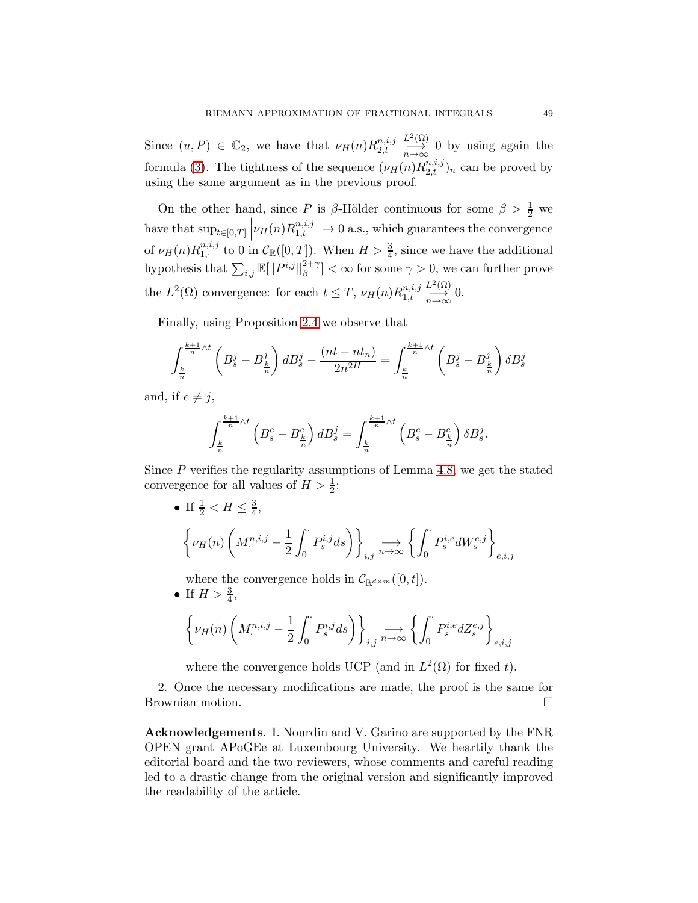Since $(u, P) \in \mathbb{C}_2$, we have that $\nu_H(n) R^{n,i,j}_{2,t} \underset{n\to\infty}{\overset{L^2(\Omega)}{\longrightarrow}} 0$ by using again the formula (3). The tightness of the sequence $(\nu_H(n) R^{n,i,j}_{2,t})_n$ can be proved by using the same argument as in the previous proof.

On the other hand, since $P$ is $\beta$-Hölder continuous for some $\beta > \frac{1}{2}$ we have that $\sup_{t\in[0,T]} \left|\nu_H(n) R^{n,i,j}_{1,t}\right| \to 0$ a.s., which guarantees the convergence of $\nu_H(n) R^{n,i,j}_{1,\cdot}$ to 0 in $\mathcal{C}_{\mathbb{R}}([0,T])$. When $H > \frac{3}{4}$, since we have the additional hypothesis that $\sum_{i,j} \mathbb{E}[\|P^{i,j}\|_\beta^{2+\gamma}] < \infty$ for some $\gamma > 0$, we can further prove the $L^2(\Omega)$ convergence: for each $t \le T$, $\nu_H(n) R^{n,i,j}_{1,t} \underset{n\to\infty}{\overset{L^2(\Omega)}{\longrightarrow}} 0$.

Finally, using Proposition 2.4 we observe that

$$\int_{\frac{k}{n}}^{\frac{k+1}{n}\wedge t} \left(B^j_s - B^j_{\frac{k}{n}}\right) dB^j_s - \frac{(nt - nt_n)}{2n^{2H}} = \int_{\frac{k}{n}}^{\frac{k+1}{n}\wedge t} \left(B^j_s - B^j_{\frac{k}{n}}\right) \delta B^j_s$$

and, if $e \neq j$,

$$\int_{\frac{k}{n}}^{\frac{k+1}{n}\wedge t} \left(B^e_s - B^e_{\frac{k}{n}}\right) dB^j_s = \int_{\frac{k}{n}}^{\frac{k+1}{n}\wedge t} \left(B^e_s - B^e_{\frac{k}{n}}\right) \delta B^j_s.$$

Since $P$ verifies the regularity assumptions of Lemma 4.8, we get the stated convergence for all values of $H > \frac{1}{2}$:

- If $\frac{1}{2} < H \le \frac{3}{4}$,

$$\left\{\nu_H(n)\left(M^{n,i,j}_\cdot - \frac{1}{2}\int_0^\cdot P^{i,j}_s ds\right)\right\}_{i,j} \underset{n\to\infty}{\longrightarrow} \left\{\int_0^\cdot P^{i,e}_s dW^{e,j}_s\right\}_{e,i,j}$$

  where the convergence holds in $\mathcal{C}_{\mathbb{R}^{d\times m}}([0,t])$.
- If $H > \frac{3}{4}$,

$$\left\{\nu_H(n)\left(M^{n,i,j}_\cdot - \frac{1}{2}\int_0^\cdot P^{i,j}_s ds\right)\right\}_{i,j} \underset{n\to\infty}{\longrightarrow} \left\{\int_0^\cdot P^{i,e}_s dZ^{e,j}_s\right\}_{e,i,j}$$

  where the convergence holds UCP (and in $L^2(\Omega)$ for fixed $t$).

2. Once the necessary modifications are made, the proof is the same for Brownian motion. □

**Acknowledgements**. I. Nourdin and V. Garino are supported by the FNR OPEN grant APoGEe at Luxembourg University. We heartily thank the editorial board and the two reviewers, whose comments and careful reading led to a drastic change from the original version and significantly improved the readability of the article.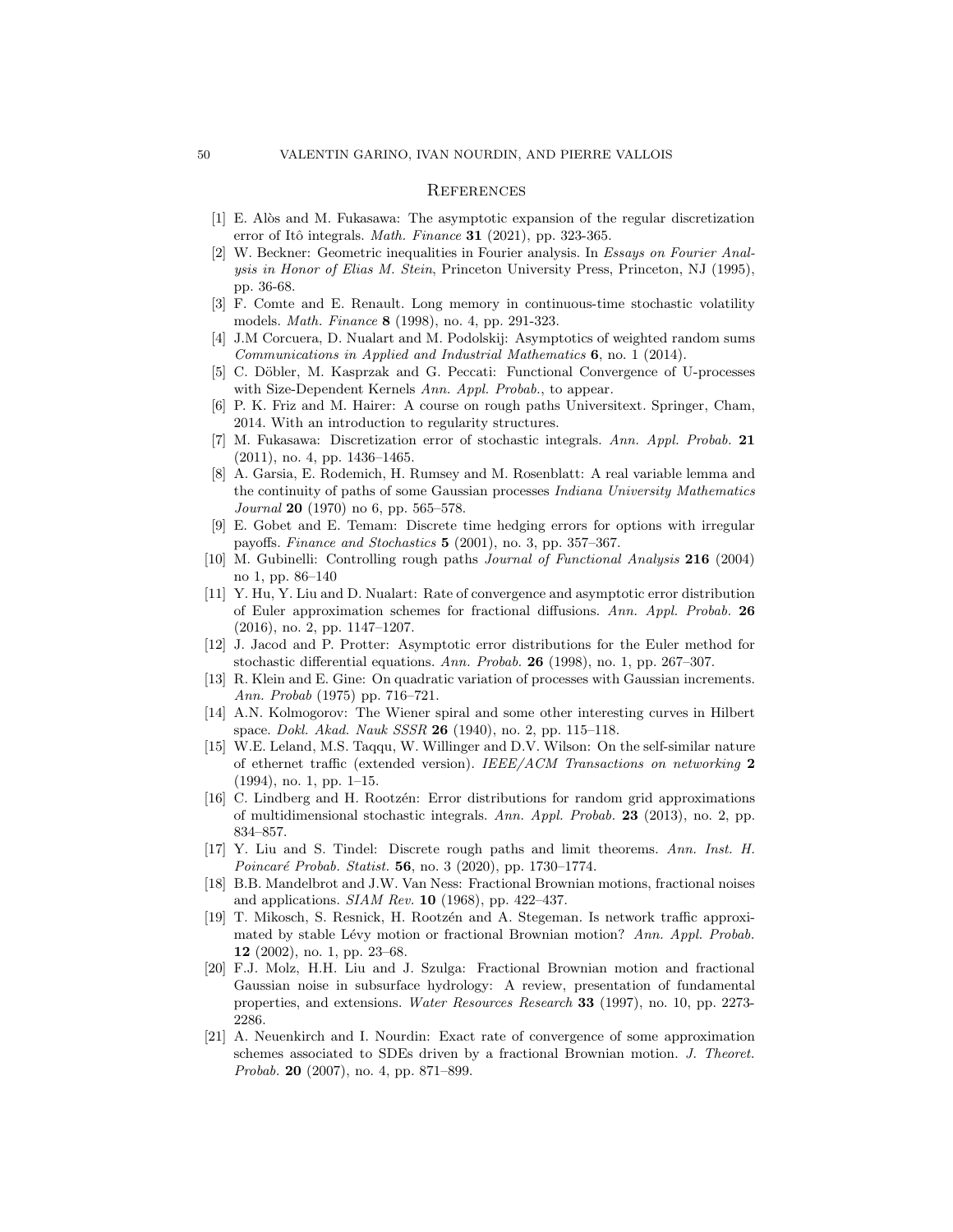## References

[1] E. Alòs and M. Fukasawa: The asymptotic expansion of the regular discretization error of Itô integrals. *Math. Finance* **31** (2021), pp. 323-365.

[2] W. Beckner: Geometric inequalities in Fourier analysis. In *Essays on Fourier Analysis in Honor of Elias M. Stein*, Princeton University Press, Princeton, NJ (1995), pp. 36-68.

[3] F. Comte and E. Renault. Long memory in continuous-time stochastic volatility models. *Math. Finance* **8** (1998), no. 4, pp. 291-323.

[4] J.M Corcuera, D. Nualart and M. Podolskij: Asymptotics of weighted random sums *Communications in Applied and Industrial Mathematics* **6**, no. 1 (2014).

[5] C. Döbler, M. Kasprzak and G. Peccati: Functional Convergence of U-processes with Size-Dependent Kernels *Ann. Appl. Probab.*, to appear.

[6] P. K. Friz and M. Hairer: A course on rough paths Universitext. Springer, Cham, 2014. With an introduction to regularity structures.

[7] M. Fukasawa: Discretization error of stochastic integrals. *Ann. Appl. Probab.* **21** (2011), no. 4, pp. 1436–1465.

[8] A. Garsia, E. Rodemich, H. Rumsey and M. Rosenblatt: A real variable lemma and the continuity of paths of some Gaussian processes *Indiana University Mathematics Journal* **20** (1970) no 6, pp. 565–578.

[9] E. Gobet and E. Temam: Discrete time hedging errors for options with irregular payoffs. *Finance and Stochastics* **5** (2001), no. 3, pp. 357–367.

[10] M. Gubinelli: Controlling rough paths *Journal of Functional Analysis* **216** (2004) no 1, pp. 86–140

[11] Y. Hu, Y. Liu and D. Nualart: Rate of convergence and asymptotic error distribution of Euler approximation schemes for fractional diffusions. *Ann. Appl. Probab.* **26** (2016), no. 2, pp. 1147–1207.

[12] J. Jacod and P. Protter: Asymptotic error distributions for the Euler method for stochastic differential equations. *Ann. Probab.* **26** (1998), no. 1, pp. 267–307.

[13] R. Klein and E. Gine: On quadratic variation of processes with Gaussian increments. *Ann. Probab* (1975) pp. 716–721.

[14] A.N. Kolmogorov: The Wiener spiral and some other interesting curves in Hilbert space. *Dokl. Akad. Nauk SSSR* **26** (1940), no. 2, pp. 115–118.

[15] W.E. Leland, M.S. Taqqu, W. Willinger and D.V. Wilson: On the self-similar nature of ethernet traffic (extended version). *IEEE/ACM Transactions on networking* **2** (1994), no. 1, pp. 1–15.

[16] C. Lindberg and H. Rootzén: Error distributions for random grid approximations of multidimensional stochastic integrals. *Ann. Appl. Probab.* **23** (2013), no. 2, pp. 834–857.

[17] Y. Liu and S. Tindel: Discrete rough paths and limit theorems. *Ann. Inst. H. Poincaré Probab. Statist.* **56**, no. 3 (2020), pp. 1730–1774.

[18] B.B. Mandelbrot and J.W. Van Ness: Fractional Brownian motions, fractional noises and applications. *SIAM Rev.* **10** (1968), pp. 422–437.

[19] T. Mikosch, S. Resnick, H. Rootzén and A. Stegeman. Is network traffic approximated by stable Lévy motion or fractional Brownian motion? *Ann. Appl. Probab.* **12** (2002), no. 1, pp. 23–68.

[20] F.J. Molz, H.H. Liu and J. Szulga: Fractional Brownian motion and fractional Gaussian noise in subsurface hydrology: A review, presentation of fundamental properties, and extensions. *Water Resources Research* **33** (1997), no. 10, pp. 2273-2286.

[21] A. Neuenkirch and I. Nourdin: Exact rate of convergence of some approximation schemes associated to SDEs driven by a fractional Brownian motion. *J. Theoret. Probab.* **20** (2007), no. 4, pp. 871–899.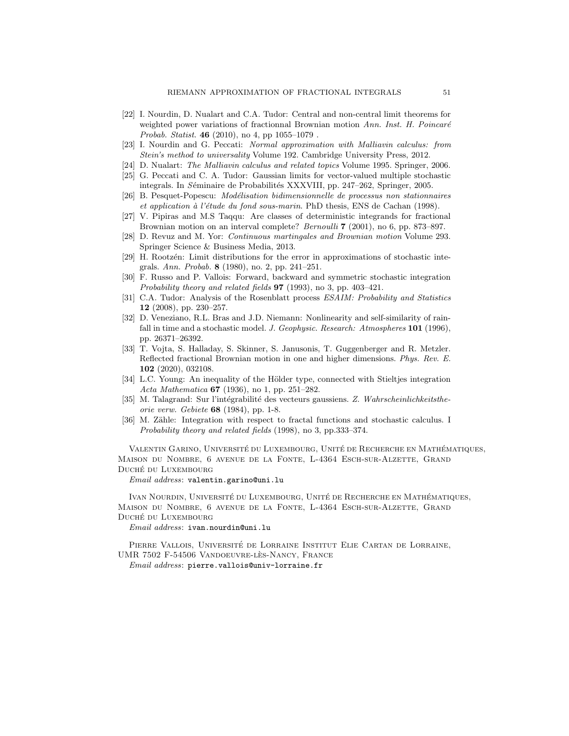[22] I. Nourdin, D. Nualart and C.A. Tudor: Central and non-central limit theorems for weighted power variations of fractionnal Brownian motion *Ann. Inst. H. Poincaré Probab. Statist.* **46** (2010), no 4, pp 1055–1079 .

[23] I. Nourdin and G. Peccati: *Normal approximation with Malliavin calculus: from Stein's method to universality* Volume 192. Cambridge University Press, 2012.

[24] D. Nualart: *The Malliavin calculus and related topics* Volume 1995. Springer, 2006.

[25] G. Peccati and C. A. Tudor: Gaussian limits for vector-valued multiple stochastic integrals. In *S*éminaire de Probabilités XXXVIII, pp. 247–262, Springer, 2005.

[26] B. Pesquet-Popescu: *Modélisation bidimensionnelle de processus non stationnaires et application à l'étude du fond sous-marin*. PhD thesis, ENS de Cachan (1998).

[27] V. Pipiras and M.S Taqqu: Are classes of deterministic integrands for fractional Brownian motion on an interval complete? *Bernoulli* **7** (2001), no 6, pp. 873–897.

[28] D. Revuz and M. Yor: *Continuous martingales and Brownian motion* Volume 293. Springer Science & Business Media, 2013.

[29] H. Rootzén: Limit distributions for the error in approximations of stochastic integrals. *Ann. Probab.* **8** (1980), no. 2, pp. 241–251.

[30] F. Russo and P. Vallois: Forward, backward and symmetric stochastic integration *Probability theory and related fields* **97** (1993), no 3, pp. 403–421.

[31] C.A. Tudor: Analysis of the Rosenblatt process *ESAIM: Probability and Statistics* **12** (2008), pp. 230–257.

[32] D. Veneziano, R.L. Bras and J.D. Niemann: Nonlinearity and self-similarity of rainfall in time and a stochastic model. *J. Geophysic. Research: Atmospheres* **101** (1996), pp. 26371–26392.

[33] T. Vojta, S. Halladay, S. Skinner, S. Janusonis, T. Guggenberger and R. Metzler. Reflected fractional Brownian motion in one and higher dimensions. *Phys. Rev. E.* **102** (2020), 032108.

[34] L.C. Young: An inequality of the Hölder type, connected with Stieltjes integration *Acta Mathematica* **67** (1936), no 1, pp. 251–282.

[35] M. Talagrand: Sur l'intégrabilité des vecteurs gaussiens. *Z. Wahrscheinlichkeitstheorie verw. Gebiete* **68** (1984), pp. 1-8.

[36] M. Zähle: Integration with respect to fractal functions and stochastic calculus. I *Probability theory and related fields* (1998), no 3, pp.333–374.

Valentin Garino, Université du Luxembourg, Unité de Recherche en Mathématiques, Maison du Nombre, 6 avenue de la Fonte, L-4364 Esch-sur-Alzette, Grand Duché du Luxembourg

*Email address*: valentin.garino@uni.lu

Ivan Nourdin, Université du Luxembourg, Unité de Recherche en Mathématiques, Maison du Nombre, 6 avenue de la Fonte, L-4364 Esch-sur-Alzette, Grand Duché du Luxembourg

*Email address*: ivan.nourdin@uni.lu

Pierre Vallois, Université de Lorraine Institut Elie Cartan de Lorraine, UMR 7502 F-54506 Vandoeuvre-lès-Nancy, France

*Email address*: pierre.vallois@univ-lorraine.fr